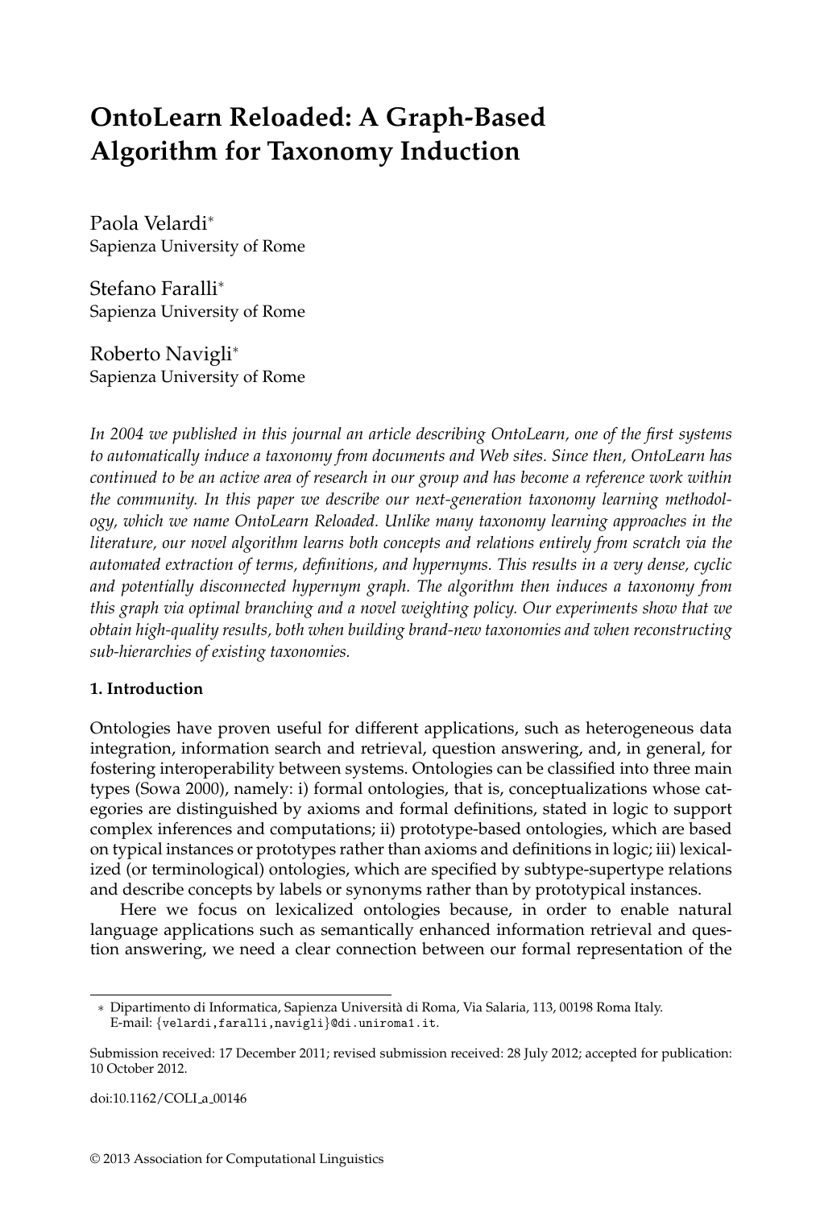# OntoLearn Reloaded: A Graph-Based Algorithm for Taxonomy Induction

Paola Velardi*
Sapienza University of Rome

Stefano Faralli*
Sapienza University of Rome

Roberto Navigli*
Sapienza University of Rome

*In 2004 we published in this journal an article describing OntoLearn, one of the first systems to automatically induce a taxonomy from documents and Web sites. Since then, OntoLearn has continued to be an active area of research in our group and has become a reference work within the community. In this paper we describe our next-generation taxonomy learning methodology, which we name OntoLearn Reloaded. Unlike many taxonomy learning approaches in the literature, our novel algorithm learns both concepts and relations entirely from scratch via the automated extraction of terms, definitions, and hypernyms. This results in a very dense, cyclic and potentially disconnected hypernym graph. The algorithm then induces a taxonomy from this graph via optimal branching and a novel weighting policy. Our experiments show that we obtain high-quality results, both when building brand-new taxonomies and when reconstructing sub-hierarchies of existing taxonomies.*

## 1. Introduction

Ontologies have proven useful for different applications, such as heterogeneous data integration, information search and retrieval, question answering, and, in general, for fostering interoperability between systems. Ontologies can be classified into three main types (Sowa 2000), namely: i) formal ontologies, that is, conceptualizations whose categories are distinguished by axioms and formal definitions, stated in logic to support complex inferences and computations; ii) prototype-based ontologies, which are based on typical instances or prototypes rather than axioms and definitions in logic; iii) lexicalized (or terminological) ontologies, which are specified by subtype-supertype relations and describe concepts by labels or synonyms rather than by prototypical instances.

Here we focus on lexicalized ontologies because, in order to enable natural language applications such as semantically enhanced information retrieval and question answering, we need a clear connection between our formal representation of the

---

* Dipartimento di Informatica, Sapienza Università di Roma, Via Salaria, 113, 00198 Roma Italy. E-mail: {velardi,faralli,navigli}@di.uniroma1.it.

Submission received: 17 December 2011; revised submission received: 28 July 2012; accepted for publication: 10 October 2012.

doi:10.1162/COLI_a_00146

© 2013 Association for Computational Linguistics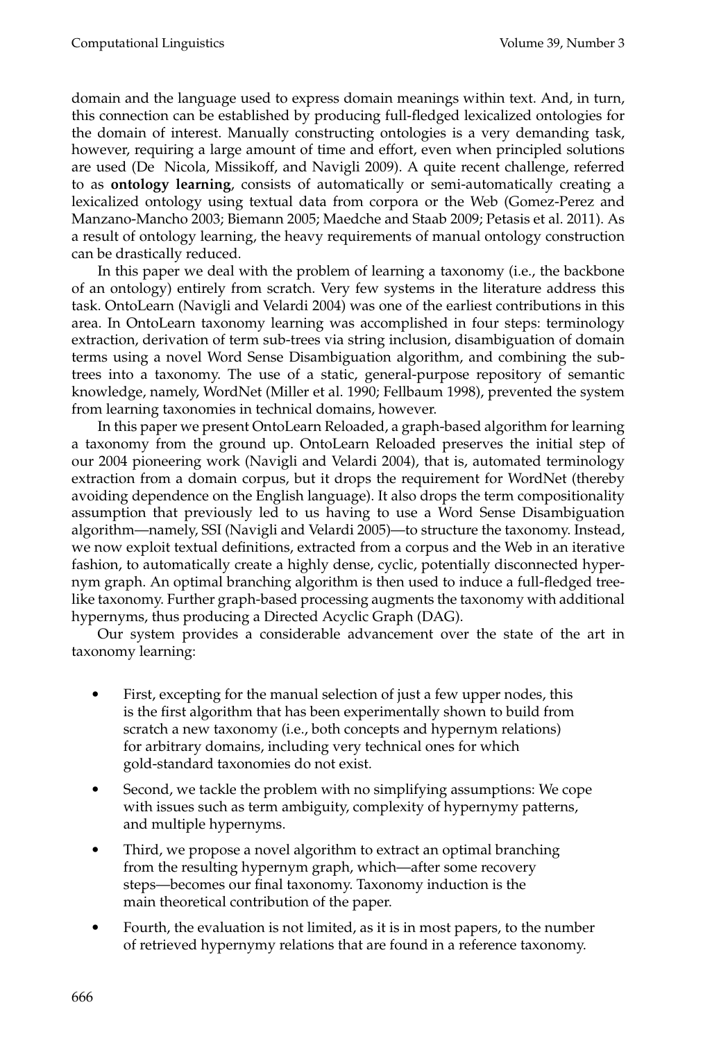domain and the language used to express domain meanings within text. And, in turn, this connection can be established by producing full-fledged lexicalized ontologies for the domain of interest. Manually constructing ontologies is a very demanding task, however, requiring a large amount of time and effort, even when principled solutions are used (De Nicola, Missikoff, and Navigli 2009). A quite recent challenge, referred to as **ontology learning**, consists of automatically or semi-automatically creating a lexicalized ontology using textual data from corpora or the Web (Gomez-Perez and Manzano-Mancho 2003; Biemann 2005; Maedche and Staab 2009; Petasis et al. 2011). As a result of ontology learning, the heavy requirements of manual ontology construction can be drastically reduced.

In this paper we deal with the problem of learning a taxonomy (i.e., the backbone of an ontology) entirely from scratch. Very few systems in the literature address this task. OntoLearn (Navigli and Velardi 2004) was one of the earliest contributions in this area. In OntoLearn taxonomy learning was accomplished in four steps: terminology extraction, derivation of term sub-trees via string inclusion, disambiguation of domain terms using a novel Word Sense Disambiguation algorithm, and combining the sub-trees into a taxonomy. The use of a static, general-purpose repository of semantic knowledge, namely, WordNet (Miller et al. 1990; Fellbaum 1998), prevented the system from learning taxonomies in technical domains, however.

In this paper we present OntoLearn Reloaded, a graph-based algorithm for learning a taxonomy from the ground up. OntoLearn Reloaded preserves the initial step of our 2004 pioneering work (Navigli and Velardi 2004), that is, automated terminology extraction from a domain corpus, but it drops the requirement for WordNet (thereby avoiding dependence on the English language). It also drops the term compositionality assumption that previously led to us having to use a Word Sense Disambiguation algorithm—namely, SSI (Navigli and Velardi 2005)—to structure the taxonomy. Instead, we now exploit textual definitions, extracted from a corpus and the Web in an iterative fashion, to automatically create a highly dense, cyclic, potentially disconnected hypernym graph. An optimal branching algorithm is then used to induce a full-fledged tree-like taxonomy. Further graph-based processing augments the taxonomy with additional hypernyms, thus producing a Directed Acyclic Graph (DAG).

Our system provides a considerable advancement over the state of the art in taxonomy learning:

- First, excepting for the manual selection of just a few upper nodes, this is the first algorithm that has been experimentally shown to build from scratch a new taxonomy (i.e., both concepts and hypernym relations) for arbitrary domains, including very technical ones for which gold-standard taxonomies do not exist.
- Second, we tackle the problem with no simplifying assumptions: We cope with issues such as term ambiguity, complexity of hypernymy patterns, and multiple hypernyms.
- Third, we propose a novel algorithm to extract an optimal branching from the resulting hypernym graph, which—after some recovery steps—becomes our final taxonomy. Taxonomy induction is the main theoretical contribution of the paper.
- Fourth, the evaluation is not limited, as it is in most papers, to the number of retrieved hypernymy relations that are found in a reference taxonomy.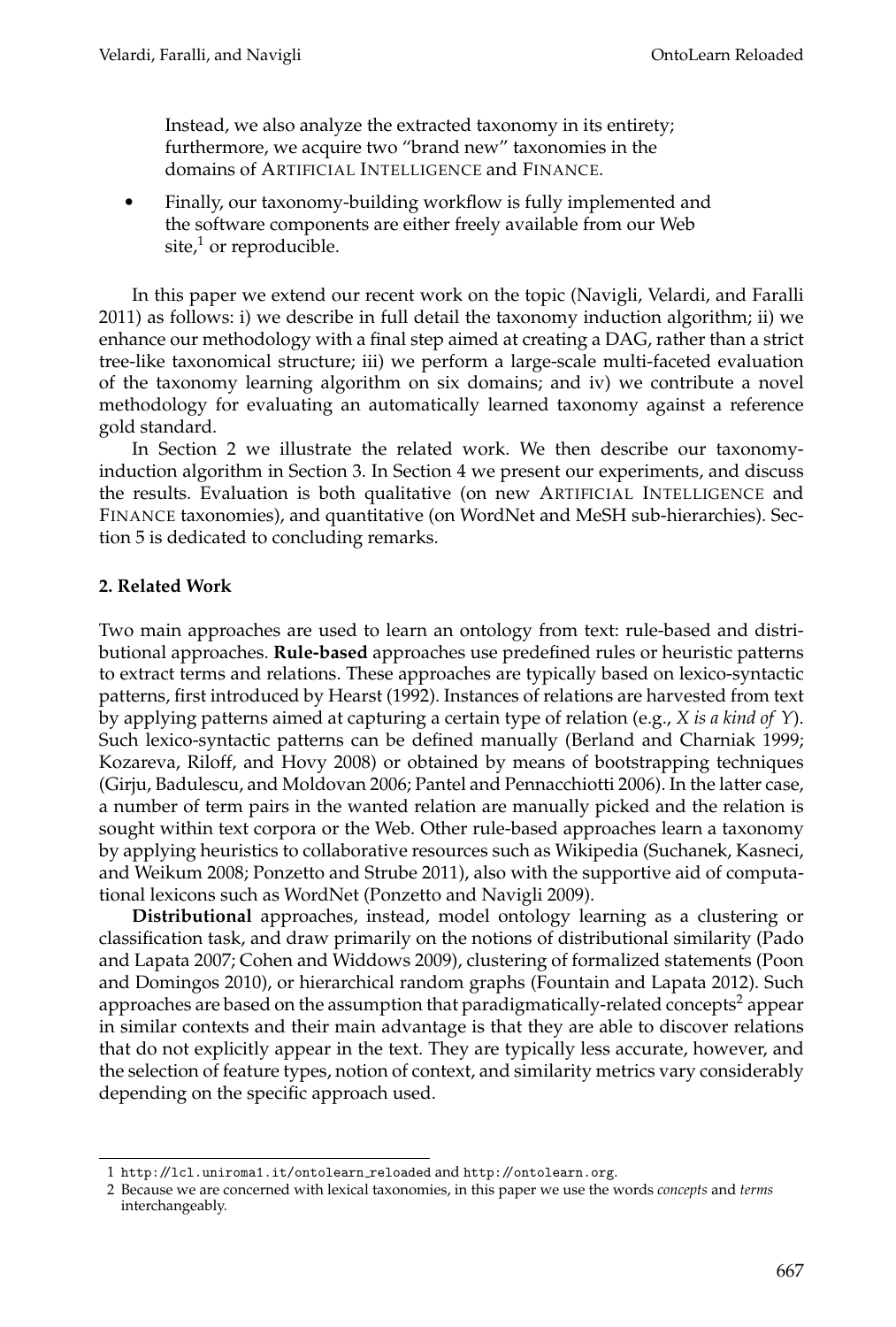Instead, we also analyze the extracted taxonomy in its entirety; furthermore, we acquire two "brand new" taxonomies in the domains of ARTIFICIAL INTELLIGENCE and FINANCE.

- Finally, our taxonomy-building workflow is fully implemented and the software components are either freely available from our Web site,[1] or reproducible.

In this paper we extend our recent work on the topic (Navigli, Velardi, and Faralli 2011) as follows: i) we describe in full detail the taxonomy induction algorithm; ii) we enhance our methodology with a final step aimed at creating a DAG, rather than a strict tree-like taxonomical structure; iii) we perform a large-scale multi-faceted evaluation of the taxonomy learning algorithm on six domains; and iv) we contribute a novel methodology for evaluating an automatically learned taxonomy against a reference gold standard.

In Section 2 we illustrate the related work. We then describe our taxonomy-induction algorithm in Section 3. In Section 4 we present our experiments, and discuss the results. Evaluation is both qualitative (on new ARTIFICIAL INTELLIGENCE and FINANCE taxonomies), and quantitative (on WordNet and MeSH sub-hierarchies). Section 5 is dedicated to concluding remarks.

## 2. Related Work

Two main approaches are used to learn an ontology from text: rule-based and distributional approaches. **Rule-based** approaches use predefined rules or heuristic patterns to extract terms and relations. These approaches are typically based on lexico-syntactic patterns, first introduced by Hearst (1992). Instances of relations are harvested from text by applying patterns aimed at capturing a certain type of relation (e.g., *X is a kind of Y*). Such lexico-syntactic patterns can be defined manually (Berland and Charniak 1999; Kozareva, Riloff, and Hovy 2008) or obtained by means of bootstrapping techniques (Girju, Badulescu, and Moldovan 2006; Pantel and Pennacchiotti 2006). In the latter case, a number of term pairs in the wanted relation are manually picked and the relation is sought within text corpora or the Web. Other rule-based approaches learn a taxonomy by applying heuristics to collaborative resources such as Wikipedia (Suchanek, Kasneci, and Weikum 2008; Ponzetto and Strube 2011), also with the supportive aid of computational lexicons such as WordNet (Ponzetto and Navigli 2009).

**Distributional** approaches, instead, model ontology learning as a clustering or classification task, and draw primarily on the notions of distributional similarity (Pado and Lapata 2007; Cohen and Widdows 2009), clustering of formalized statements (Poon and Domingos 2010), or hierarchical random graphs (Fountain and Lapata 2012). Such approaches are based on the assumption that paradigmatically-related concepts[2] appear in similar contexts and their main advantage is that they are able to discover relations that do not explicitly appear in the text. They are typically less accurate, however, and the selection of feature types, notion of context, and similarity metrics vary considerably depending on the specific approach used.

---

1 http://lcl.uniroma1.it/ontolearn_reloaded and http://ontolearn.org.

2 Because we are concerned with lexical taxonomies, in this paper we use the words *concepts* and *terms* interchangeably.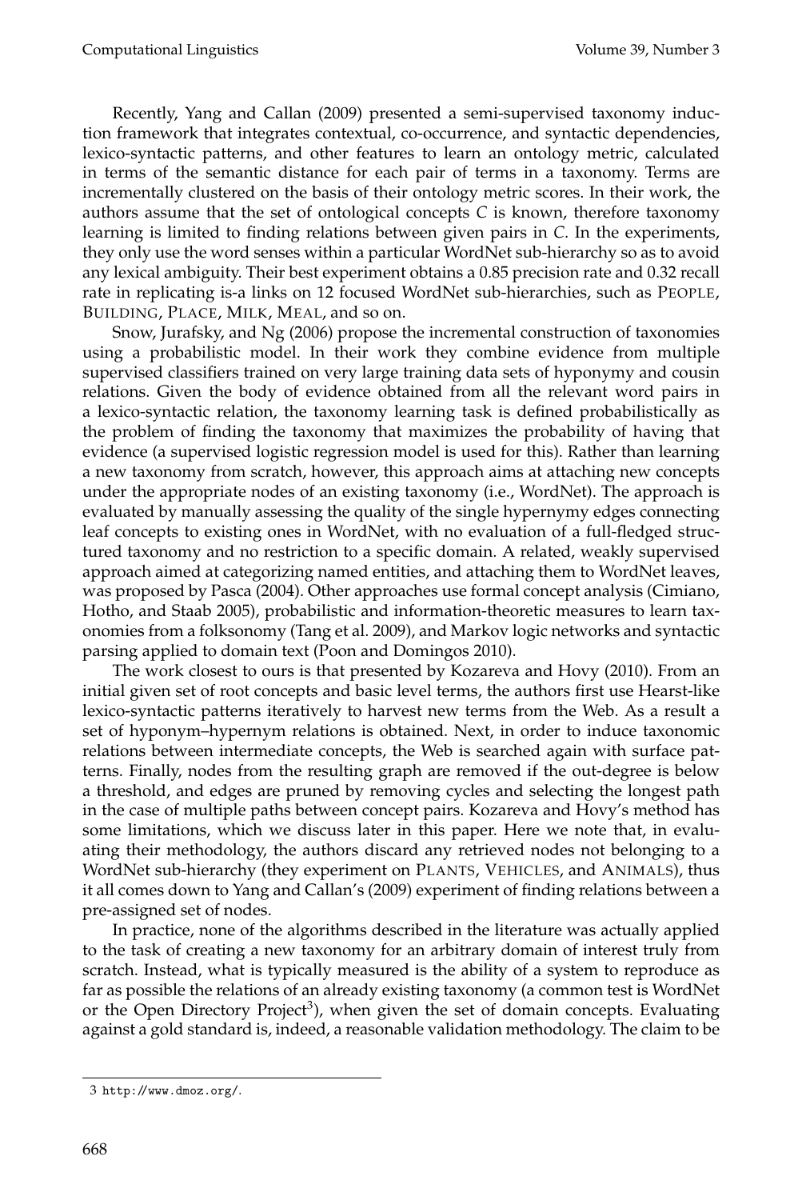Recently, Yang and Callan (2009) presented a semi-supervised taxonomy induction framework that integrates contextual, co-occurrence, and syntactic dependencies, lexico-syntactic patterns, and other features to learn an ontology metric, calculated in terms of the semantic distance for each pair of terms in a taxonomy. Terms are incrementally clustered on the basis of their ontology metric scores. In their work, the authors assume that the set of ontological concepts $C$ is known, therefore taxonomy learning is limited to finding relations between given pairs in $C$. In the experiments, they only use the word senses within a particular WordNet sub-hierarchy so as to avoid any lexical ambiguity. Their best experiment obtains a 0.85 precision rate and 0.32 recall rate in replicating is-a links on 12 focused WordNet sub-hierarchies, such as PEOPLE, BUILDING, PLACE, MILK, MEAL, and so on.

Snow, Jurafsky, and Ng (2006) propose the incremental construction of taxonomies using a probabilistic model. In their work they combine evidence from multiple supervised classifiers trained on very large training data sets of hyponymy and cousin relations. Given the body of evidence obtained from all the relevant word pairs in a lexico-syntactic relation, the taxonomy learning task is defined probabilistically as the problem of finding the taxonomy that maximizes the probability of having that evidence (a supervised logistic regression model is used for this). Rather than learning a new taxonomy from scratch, however, this approach aims at attaching new concepts under the appropriate nodes of an existing taxonomy (i.e., WordNet). The approach is evaluated by manually assessing the quality of the single hypernymy edges connecting leaf concepts to existing ones in WordNet, with no evaluation of a full-fledged structured taxonomy and no restriction to a specific domain. A related, weakly supervised approach aimed at categorizing named entities, and attaching them to WordNet leaves, was proposed by Pasca (2004). Other approaches use formal concept analysis (Cimiano, Hotho, and Staab 2005), probabilistic and information-theoretic measures to learn taxonomies from a folksonomy (Tang et al. 2009), and Markov logic networks and syntactic parsing applied to domain text (Poon and Domingos 2010).

The work closest to ours is that presented by Kozareva and Hovy (2010). From an initial given set of root concepts and basic level terms, the authors first use Hearst-like lexico-syntactic patterns iteratively to harvest new terms from the Web. As a result a set of hyponym–hypernym relations is obtained. Next, in order to induce taxonomic relations between intermediate concepts, the Web is searched again with surface patterns. Finally, nodes from the resulting graph are removed if the out-degree is below a threshold, and edges are pruned by removing cycles and selecting the longest path in the case of multiple paths between concept pairs. Kozareva and Hovy's method has some limitations, which we discuss later in this paper. Here we note that, in evaluating their methodology, the authors discard any retrieved nodes not belonging to a WordNet sub-hierarchy (they experiment on PLANTS, VEHICLES, and ANIMALS), thus it all comes down to Yang and Callan's (2009) experiment of finding relations between a pre-assigned set of nodes.

In practice, none of the algorithms described in the literature was actually applied to the task of creating a new taxonomy for an arbitrary domain of interest truly from scratch. Instead, what is typically measured is the ability of a system to reproduce as far as possible the relations of an already existing taxonomy (a common test is WordNet or the Open Directory Project[3]), when given the set of domain concepts. Evaluating against a gold standard is, indeed, a reasonable validation methodology. The claim to be

3 http://www.dmoz.org/.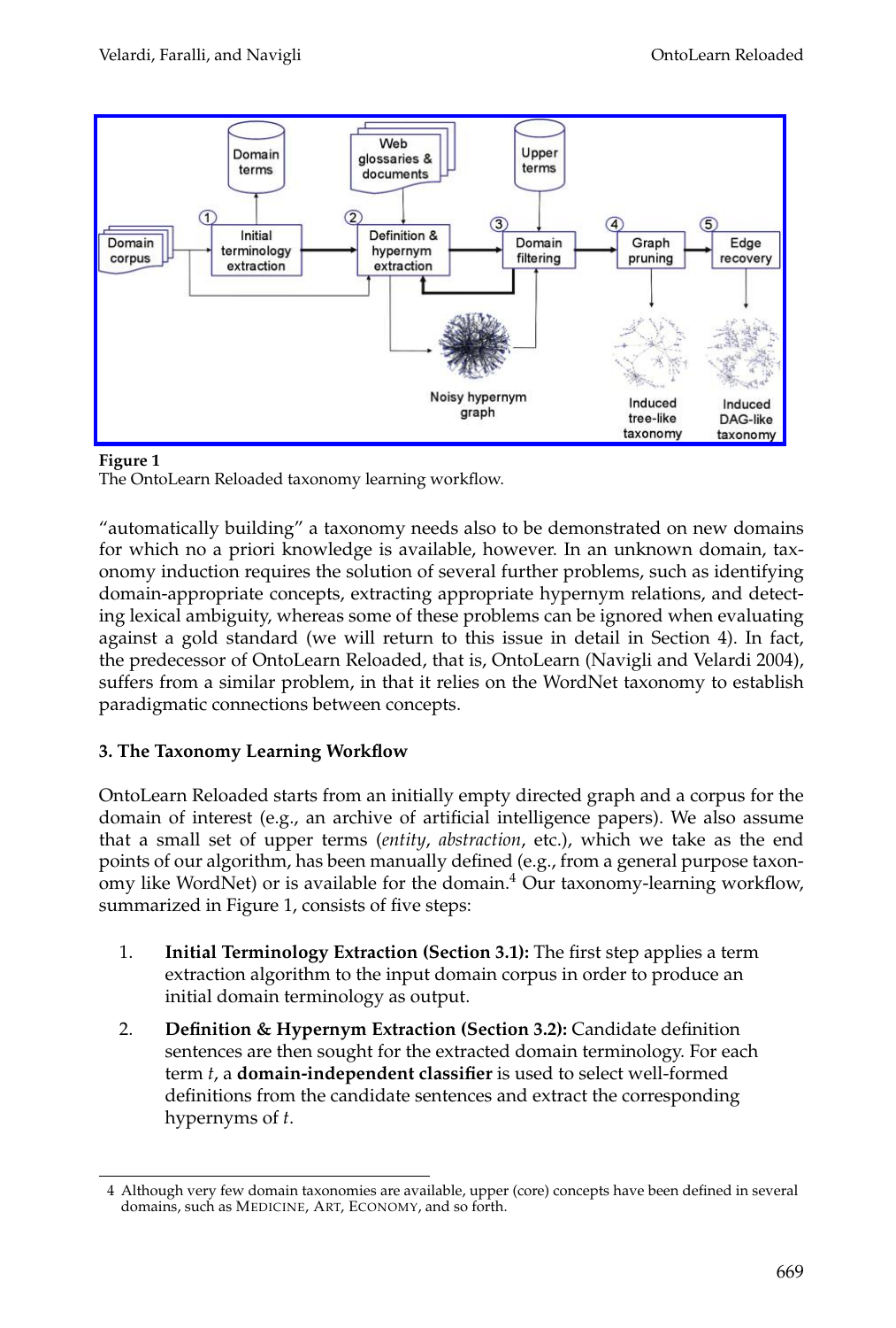**Figure 1**
The OntoLearn Reloaded taxonomy learning workflow.

"automatically building" a taxonomy needs also to be demonstrated on new domains for which no a priori knowledge is available, however. In an unknown domain, taxonomy induction requires the solution of several further problems, such as identifying domain-appropriate concepts, extracting appropriate hypernym relations, and detecting lexical ambiguity, whereas some of these problems can be ignored when evaluating against a gold standard (we will return to this issue in detail in Section 4). In fact, the predecessor of OntoLearn Reloaded, that is, OntoLearn (Navigli and Velardi 2004), suffers from a similar problem, in that it relies on the WordNet taxonomy to establish paradigmatic connections between concepts.

## 3. The Taxonomy Learning Workflow

OntoLearn Reloaded starts from an initially empty directed graph and a corpus for the domain of interest (e.g., an archive of artificial intelligence papers). We also assume that a small set of upper terms (*entity*, *abstraction*, etc.), which we take as the end points of our algorithm, has been manually defined (e.g., from a general purpose taxonomy like WordNet) or is available for the domain.[4] Our taxonomy-learning workflow, summarized in Figure 1, consists of five steps:

1. **Initial Terminology Extraction (Section 3.1):** The first step applies a term extraction algorithm to the input domain corpus in order to produce an initial domain terminology as output.

2. **Definition & Hypernym Extraction (Section 3.2):** Candidate definition sentences are then sought for the extracted domain terminology. For each term *t*, a **domain-independent classifier** is used to select well-formed definitions from the candidate sentences and extract the corresponding hypernyms of *t*.

4 Although very few domain taxonomies are available, upper (core) concepts have been defined in several domains, such as MEDICINE, ART, ECONOMY, and so forth.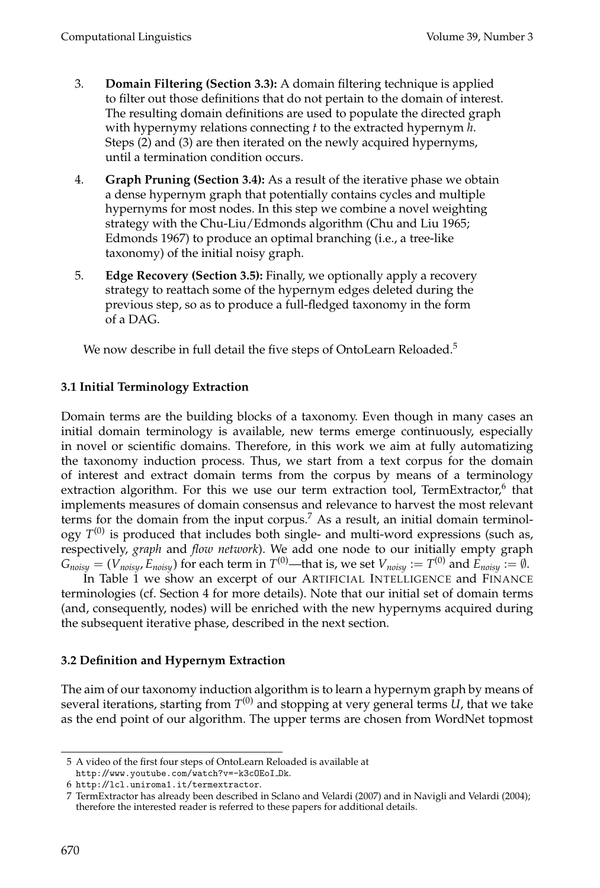3. **Domain Filtering (Section 3.3):** A domain filtering technique is applied to filter out those definitions that do not pertain to the domain of interest. The resulting domain definitions are used to populate the directed graph with hypernymy relations connecting $t$ to the extracted hypernym $h$. Steps (2) and (3) are then iterated on the newly acquired hypernyms, until a termination condition occurs.

4. **Graph Pruning (Section 3.4):** As a result of the iterative phase we obtain a dense hypernym graph that potentially contains cycles and multiple hypernyms for most nodes. In this step we combine a novel weighting strategy with the Chu-Liu/Edmonds algorithm (Chu and Liu 1965; Edmonds 1967) to produce an optimal branching (i.e., a tree-like taxonomy) of the initial noisy graph.

5. **Edge Recovery (Section 3.5):** Finally, we optionally apply a recovery strategy to reattach some of the hypernym edges deleted during the previous step, so as to produce a full-fledged taxonomy in the form of a DAG.

We now describe in full detail the five steps of OntoLearn Reloaded.[5]

### 3.1 Initial Terminology Extraction

Domain terms are the building blocks of a taxonomy. Even though in many cases an initial domain terminology is available, new terms emerge continuously, especially in novel or scientific domains. Therefore, in this work we aim at fully automatizing the taxonomy induction process. Thus, we start from a text corpus for the domain of interest and extract domain terms from the corpus by means of a terminology extraction algorithm. For this we use our term extraction tool, TermExtractor,[6] that implements measures of domain consensus and relevance to harvest the most relevant terms for the domain from the input corpus.[7] As a result, an initial domain terminology $T^{(0)}$ is produced that includes both single- and multi-word expressions (such as, respectively, *graph* and *flow network*). We add one node to our initially empty graph $G_{noisy} = (V_{noisy}, E_{noisy})$ for each term in $T^{(0)}$—that is, we set $V_{noisy} := T^{(0)}$ and $E_{noisy} := \emptyset$.

In Table 1 we show an excerpt of our ARTIFICIAL INTELLIGENCE and FINANCE terminologies (cf. Section 4 for more details). Note that our initial set of domain terms (and, consequently, nodes) will be enriched with the new hypernyms acquired during the subsequent iterative phase, described in the next section.

### 3.2 Definition and Hypernym Extraction

The aim of our taxonomy induction algorithm is to learn a hypernym graph by means of several iterations, starting from $T^{(0)}$ and stopping at very general terms $U$, that we take as the end point of our algorithm. The upper terms are chosen from WordNet topmost

---

5 A video of the first four steps of OntoLearn Reloaded is available at http://www.youtube.com/watch?v=-k3cOEoI_Dk.

6 http://lcl.uniroma1.it/termextractor.

7 TermExtractor has already been described in Sclano and Velardi (2007) and in Navigli and Velardi (2004); therefore the interested reader is referred to these papers for additional details.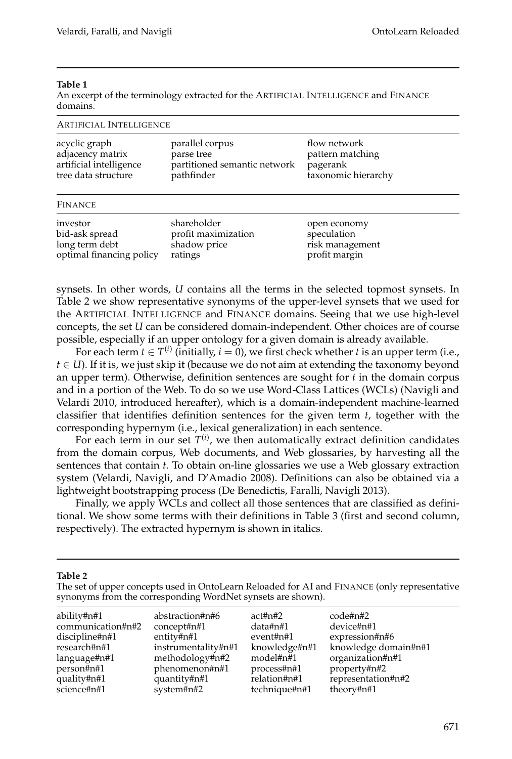**Table 1**
An excerpt of the terminology extracted for the ARTIFICIAL INTELLIGENCE and FINANCE domains.

| ARTIFICIAL INTELLIGENCE | | |
|---|---|---|
| acyclic graph | parallel corpus | flow network |
| adjacency matrix | parse tree | pattern matching |
| artificial intelligence | partitioned semantic network | pagerank |
| tree data structure | pathfinder | taxonomic hierarchy |
| **FINANCE** | | |
| investor | shareholder | open economy |
| bid-ask spread | profit maximization | speculation |
| long term debt | shadow price | risk management |
| optimal financing policy | ratings | profit margin |

synsets. In other words, $U$ contains all the terms in the selected topmost synsets. In Table 2 we show representative synonyms of the upper-level synsets that we used for the ARTIFICIAL INTELLIGENCE and FINANCE domains. Seeing that we use high-level concepts, the set $U$ can be considered domain-independent. Other choices are of course possible, especially if an upper ontology for a given domain is already available.

For each term $t \in T^{(i)}$ (initially, $i = 0$), we first check whether $t$ is an upper term (i.e., $t \in U$). If it is, we just skip it (because we do not aim at extending the taxonomy beyond an upper term). Otherwise, definition sentences are sought for $t$ in the domain corpus and in a portion of the Web. To do so we use Word-Class Lattices (WCLs) (Navigli and Velardi 2010, introduced hereafter), which is a domain-independent machine-learned classifier that identifies definition sentences for the given term $t$, together with the corresponding hypernym (i.e., lexical generalization) in each sentence.

For each term in our set $T^{(i)}$, we then automatically extract definition candidates from the domain corpus, Web documents, and Web glossaries, by harvesting all the sentences that contain $t$. To obtain on-line glossaries we use a Web glossary extraction system (Velardi, Navigli, and D'Amadio 2008). Definitions can also be obtained via a lightweight bootstrapping process (De Benedictis, Faralli, Navigli 2013).

Finally, we apply WCLs and collect all those sentences that are classified as definitional. We show some terms with their definitions in Table 3 (first and second column, respectively). The extracted hypernym is shown in italics.

**Table 2**
The set of upper concepts used in OntoLearn Reloaded for AI and FINANCE (only representative synonyms from the corresponding WordNet synsets are shown).

| | | | |
|---|---|---|---|
| ability#n#1 | abstraction#n#6 | act#n#2 | code#n#2 |
| communication#n#2 | concept#n#1 | data#n#1 | device#n#1 |
| discipline#n#1 | entity#n#1 | event#n#1 | expression#n#6 |
| research#n#1 | instrumentality#n#1 | knowledge#n#1 | knowledge domain#n#1 |
| language#n#1 | methodology#n#2 | model#n#1 | organization#n#1 |
| person#n#1 | phenomenon#n#1 | process#n#1 | property#n#2 |
| quality#n#1 | quantity#n#1 | relation#n#1 | representation#n#2 |
| science#n#1 | system#n#2 | technique#n#1 | theory#n#1 |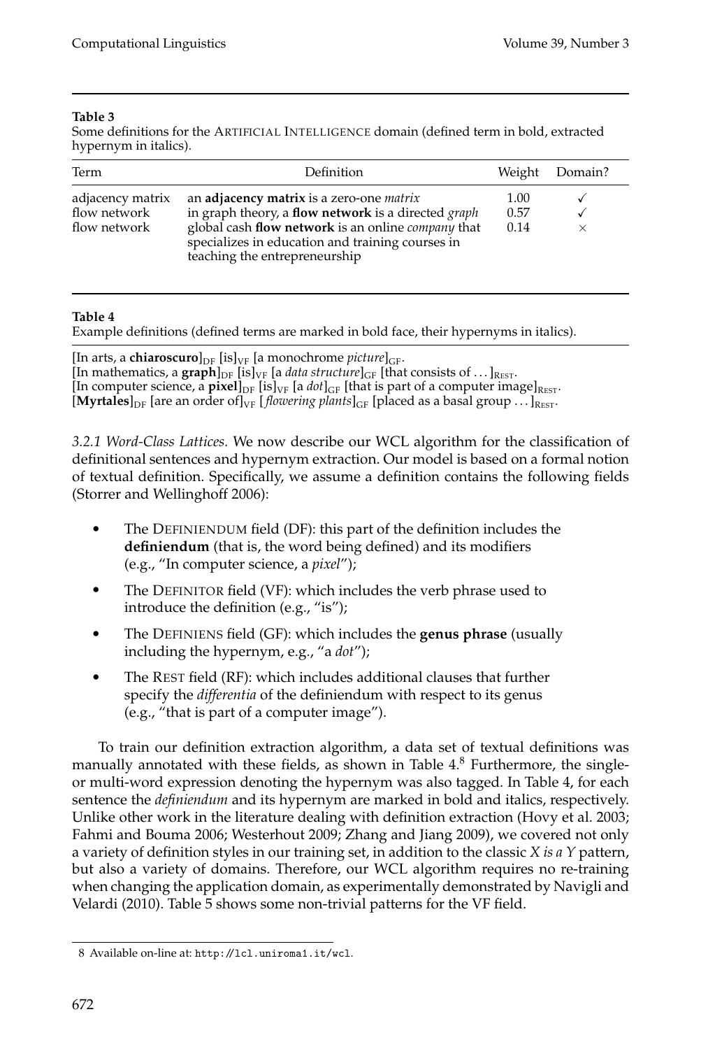**Table 3**
Some definitions for the ARTIFICIAL INTELLIGENCE domain (defined term in bold, extracted hypernym in italics).

| Term | Definition | Weight | Domain? |
|---|---|---|---|
| adjacency matrix | an **adjacency matrix** is a zero-one *matrix* | 1.00 | ✓ |
| flow network | in graph theory, a **flow network** is a directed *graph* | 0.57 | ✓ |
| flow network | global cash **flow network** is an online *company* that specializes in education and training courses in teaching the entrepreneurship | 0.14 | × |

**Table 4**
Example definitions (defined terms are marked in bold face, their hypernyms in italics).

[In arts, a **chiaroscuro**]$_{\text{DF}}$ [is]$_{\text{VF}}$ [a monochrome *picture*]$_{\text{GF}}$.
[In mathematics, a **graph**]$_{\text{DF}}$ [is]$_{\text{VF}}$ [a *data structure*]$_{\text{GF}}$ [that consists of ...]$_{\text{REST}}$.
[In computer science, a **pixel**]$_{\text{DF}}$ [is]$_{\text{VF}}$ [a *dot*]$_{\text{GF}}$ [that is part of a computer image]$_{\text{REST}}$.
[**Myrtales**]$_{\text{DF}}$ [are an order of]$_{\text{VF}}$ [*flowering plants*]$_{\text{GF}}$ [placed as a basal group ...]$_{\text{REST}}$.

*3.2.1 Word-Class Lattices.* We now describe our WCL algorithm for the classification of definitional sentences and hypernym extraction. Our model is based on a formal notion of textual definition. Specifically, we assume a definition contains the following fields (Storrer and Wellinghoff 2006):

- The DEFINIENDUM field (DF): this part of the definition includes the **definiendum** (that is, the word being defined) and its modifiers (e.g., "In computer science, a *pixel*");
- The DEFINITOR field (VF): which includes the verb phrase used to introduce the definition (e.g., "is");
- The DEFINIENS field (GF): which includes the **genus phrase** (usually including the hypernym, e.g., "a *dot*");
- The REST field (RF): which includes additional clauses that further specify the *differentia* of the definiendum with respect to its genus (e.g., "that is part of a computer image").

To train our definition extraction algorithm, a data set of textual definitions was manually annotated with these fields, as shown in Table 4.[8] Furthermore, the single- or multi-word expression denoting the hypernym was also tagged. In Table 4, for each sentence the *definiendum* and its hypernym are marked in bold and italics, respectively. Unlike other work in the literature dealing with definition extraction (Hovy et al. 2003; Fahmi and Bouma 2006; Westerhout 2009; Zhang and Jiang 2009), we covered not only a variety of definition styles in our training set, in addition to the classic *X is a Y* pattern, but also a variety of domains. Therefore, our WCL algorithm requires no re-training when changing the application domain, as experimentally demonstrated by Navigli and Velardi (2010). Table 5 shows some non-trivial patterns for the VF field.

8 Available on-line at: `http://lcl.uniroma1.it/wcl`.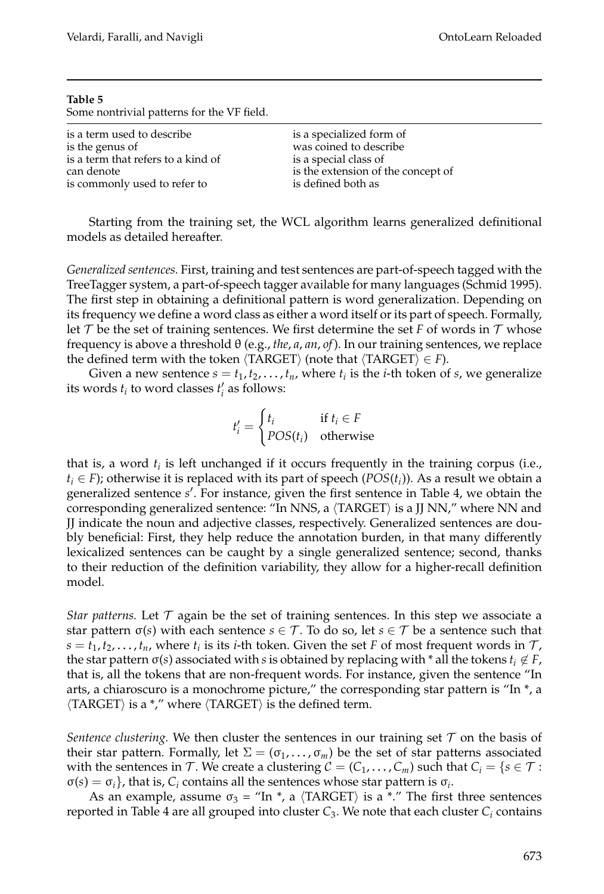**Table 5**
Some nontrivial patterns for the VF field.

| | |
|---|---|
| is a term used to describe | is a specialized form of |
| is the genus of | was coined to describe |
| is a term that refers to a kind of | is a special class of |
| can denote | is the extension of the concept of |
| is commonly used to refer to | is defined both as |

Starting from the training set, the WCL algorithm learns generalized definitional models as detailed hereafter.

*Generalized sentences.* First, training and test sentences are part-of-speech tagged with the TreeTagger system, a part-of-speech tagger available for many languages (Schmid 1995). The first step in obtaining a definitional pattern is word generalization. Depending on its frequency we define a word class as either a word itself or its part of speech. Formally, let $\mathcal{T}$ be the set of training sentences. We first determine the set $F$ of words in $\mathcal{T}$ whose frequency is above a threshold $\theta$ (e.g., *the*, *a*, *an*, *of*). In our training sentences, we replace the defined term with the token $\langle$TARGET$\rangle$ (note that $\langle\text{TARGET}\rangle \in F$).

Given a new sentence $s = t_1, t_2, \ldots, t_n$, where $t_i$ is the $i$-th token of $s$, we generalize its words $t_i$ to word classes $t'_i$ as follows:

$$t'_i = \begin{cases} t_i & \text{if } t_i \in F \\ POS(t_i) & \text{otherwise} \end{cases}$$

that is, a word $t_i$ is left unchanged if it occurs frequently in the training corpus (i.e., $t_i \in F$); otherwise it is replaced with its part of speech ($POS(t_i)$). As a result we obtain a generalized sentence $s'$. For instance, given the first sentence in Table 4, we obtain the corresponding generalized sentence: "In NNS, a $\langle$TARGET$\rangle$ is a JJ NN," where NN and JJ indicate the noun and adjective classes, respectively. Generalized sentences are doubly beneficial: First, they help reduce the annotation burden, in that many differently lexicalized sentences can be caught by a single generalized sentence; second, thanks to their reduction of the definition variability, they allow for a higher-recall definition model.

*Star patterns.* Let $\mathcal{T}$ again be the set of training sentences. In this step we associate a star pattern $\sigma(s)$ with each sentence $s \in \mathcal{T}$. To do so, let $s \in \mathcal{T}$ be a sentence such that $s = t_1, t_2, \ldots, t_n$, where $t_i$ is its $i$-th token. Given the set $F$ of most frequent words in $\mathcal{T}$, the star pattern $\sigma(s)$ associated with $s$ is obtained by replacing with * all the tokens $t_i \notin F$, that is, all the tokens that are non-frequent words. For instance, given the sentence "In arts, a chiaroscuro is a monochrome picture," the corresponding star pattern is "In *, a $\langle$TARGET$\rangle$ is a *," where $\langle$TARGET$\rangle$ is the defined term.

*Sentence clustering.* We then cluster the sentences in our training set $\mathcal{T}$ on the basis of their star pattern. Formally, let $\Sigma = (\sigma_1, \ldots, \sigma_m)$ be the set of star patterns associated with the sentences in $\mathcal{T}$. We create a clustering $\mathcal{C} = (C_1, \ldots, C_m)$ such that $C_i = \{s \in \mathcal{T} : \sigma(s) = \sigma_i\}$, that is, $C_i$ contains all the sentences whose star pattern is $\sigma_i$.

As an example, assume $\sigma_3$ = "In *, a $\langle$TARGET$\rangle$ is a *." The first three sentences reported in Table 4 are all grouped into cluster $C_3$. We note that each cluster $C_i$ contains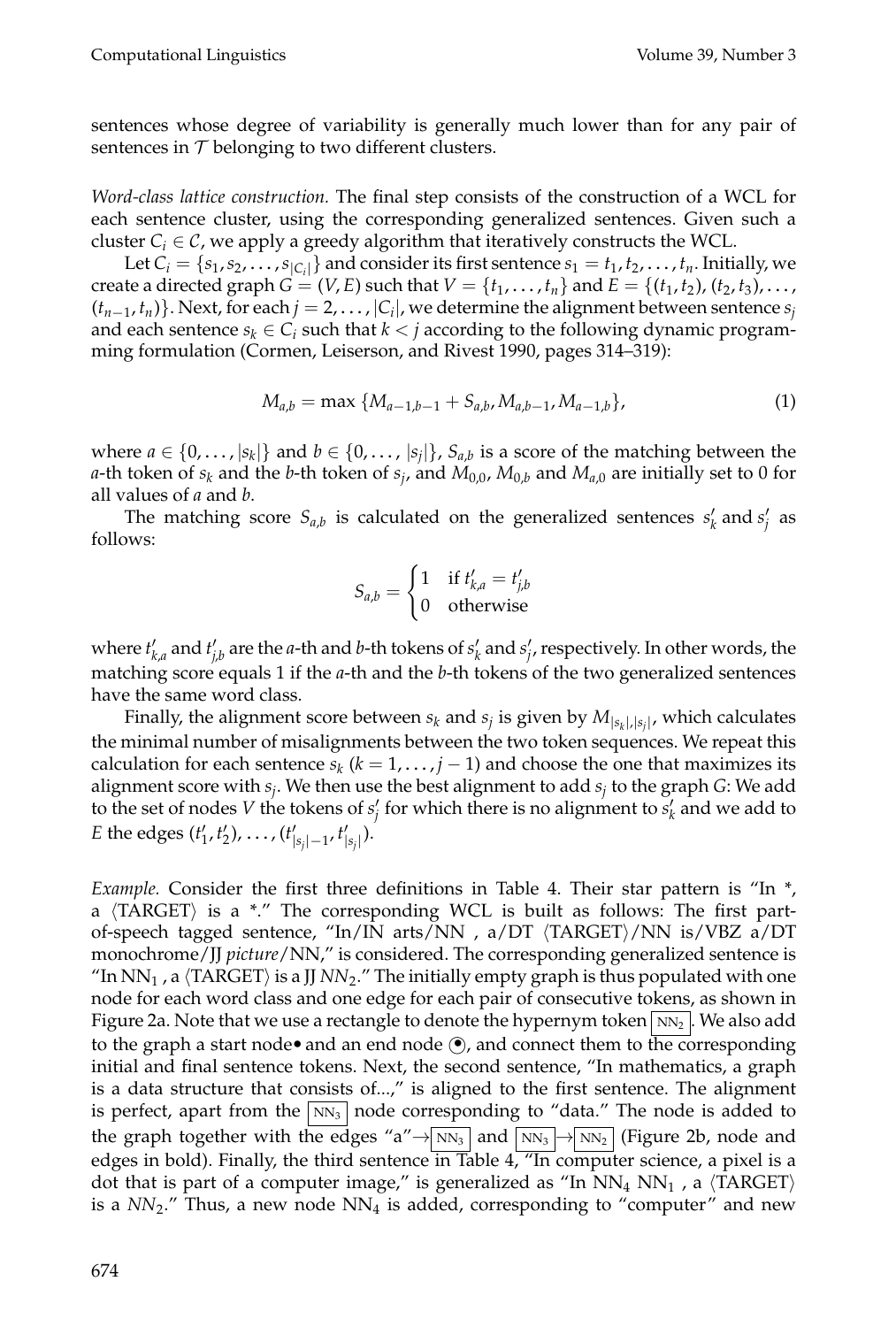sentences whose degree of variability is generally much lower than for any pair of sentences in $\mathcal{T}$ belonging to two different clusters.

*Word-class lattice construction.* The final step consists of the construction of a WCL for each sentence cluster, using the corresponding generalized sentences. Given such a cluster $C_i \in \mathcal{C}$, we apply a greedy algorithm that iteratively constructs the WCL.

Let $C_i = \{s_1, s_2, \ldots, s_{|C_i|}\}$ and consider its first sentence $s_1 = t_1, t_2, \ldots, t_n$. Initially, we create a directed graph $G = (V, E)$ such that $V = \{t_1, \ldots, t_n\}$ and $E = \{(t_1, t_2), (t_2, t_3), \ldots, (t_{n-1}, t_n)\}$. Next, for each $j = 2, \ldots, |C_i|$, we determine the alignment between sentence $s_j$ and each sentence $s_k \in C_i$ such that $k < j$ according to the following dynamic programming formulation (Cormen, Leiserson, and Rivest 1990, pages 314–319):

$$M_{a,b} = \max \{M_{a-1,b-1} + S_{a,b}, M_{a,b-1}, M_{a-1,b}\}, \tag{1}$$

where $a \in \{0, \ldots, |s_k|\}$ and $b \in \{0, \ldots, |s_j|\}$, $S_{a,b}$ is a score of the matching between the $a$-th token of $s_k$ and the $b$-th token of $s_j$, and $M_{0,0}$, $M_{0,b}$ and $M_{a,0}$ are initially set to 0 for all values of $a$ and $b$.

The matching score $S_{a,b}$ is calculated on the generalized sentences $s'_k$ and $s'_j$ as follows:

$$S_{a,b} = \begin{cases} 1 & \text{if } t'_{k,a} = t'_{j,b} \\ 0 & \text{otherwise} \end{cases}$$

where $t'_{k,a}$ and $t'_{j,b}$ are the $a$-th and $b$-th tokens of $s'_k$ and $s'_j$, respectively. In other words, the matching score equals 1 if the $a$-th and the $b$-th tokens of the two generalized sentences have the same word class.

Finally, the alignment score between $s_k$ and $s_j$ is given by $M_{|s_k|,|s_j|}$, which calculates the minimal number of misalignments between the two token sequences. We repeat this calculation for each sentence $s_k$ ($k = 1, \ldots, j-1$) and choose the one that maximizes its alignment score with $s_j$. We then use the best alignment to add $s_j$ to the graph $G$: We add to the set of nodes $V$ the tokens of $s'_j$ for which there is no alignment to $s'_k$ and we add to $E$ the edges $(t'_1, t'_2), \ldots, (t'_{|s_j|-1}, t'_{|s_j|})$.

*Example.* Consider the first three definitions in Table 4. Their star pattern is "In *, a ⟨TARGET⟩ is a *." The corresponding WCL is built as follows: The first part-of-speech tagged sentence, "In/IN arts/NN , a/DT ⟨TARGET⟩/NN is/VBZ a/DT monochrome/JJ *picture*/NN," is considered. The corresponding generalized sentence is "In $\text{NN}_1$ , a ⟨TARGET⟩ is a JJ $\textit{NN}_2$." The initially empty graph is thus populated with one node for each word class and one edge for each pair of consecutive tokens, as shown in Figure 2a. Note that we use a rectangle to denote the hypernym token $\boxed{\text{NN}_2}$. We also add to the graph a start node • and an end node ⦿, and connect them to the corresponding initial and final sentence tokens. Next, the second sentence, "In mathematics, a graph is a data structure that consists of...," is aligned to the first sentence. The alignment is perfect, apart from the $\boxed{\text{NN}_3}$ node corresponding to "data." The node is added to the graph together with the edges "a"$\rightarrow\boxed{\text{NN}_3}$ and $\boxed{\text{NN}_3}\rightarrow\boxed{\text{NN}_2}$ (Figure 2b, node and edges in bold). Finally, the third sentence in Table 4, "In computer science, a pixel is a dot that is part of a computer image," is generalized as "In $\text{NN}_4$ $\text{NN}_1$ , a ⟨TARGET⟩ is a $\textit{NN}_2$." Thus, a new node $\text{NN}_4$ is added, corresponding to "computer" and new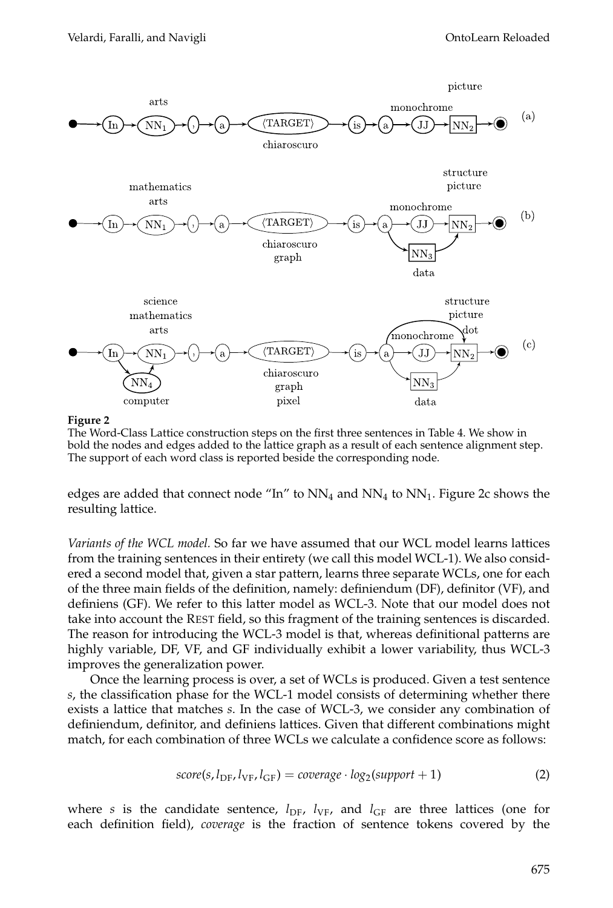**Figure 2**
The Word-Class Lattice construction steps on the first three sentences in Table 4. We show in bold the nodes and edges added to the lattice graph as a result of each sentence alignment step. The support of each word class is reported beside the corresponding node.

edges are added that connect node “In” to $NN_4$ and $NN_4$ to $NN_1$. Figure 2c shows the resulting lattice.

*Variants of the WCL model.* So far we have assumed that our WCL model learns lattices from the training sentences in their entirety (we call this model WCL-1). We also considered a second model that, given a star pattern, learns three separate WCLs, one for each of the three main fields of the definition, namely: definiendum (DF), definitor (VF), and definiens (GF). We refer to this latter model as WCL-3. Note that our model does not take into account the REST field, so this fragment of the training sentences is discarded. The reason for introducing the WCL-3 model is that, whereas definitional patterns are highly variable, DF, VF, and GF individually exhibit a lower variability, thus WCL-3 improves the generalization power.

Once the learning process is over, a set of WCLs is produced. Given a test sentence *s*, the classification phase for the WCL-1 model consists of determining whether there exists a lattice that matches *s*. In the case of WCL-3, we consider any combination of definiendum, definitor, and definiens lattices. Given that different combinations might match, for each combination of three WCLs we calculate a confidence score as follows:

$$score(s, l_{\text{DF}}, l_{\text{VF}}, l_{\text{GF}}) = coverage \cdot log_2(support + 1) \tag{2}$$

where $s$ is the candidate sentence, $l_{\text{DF}}$, $l_{\text{VF}}$, and $l_{\text{GF}}$ are three lattices (one for each definition field), *coverage* is the fraction of sentence tokens covered by the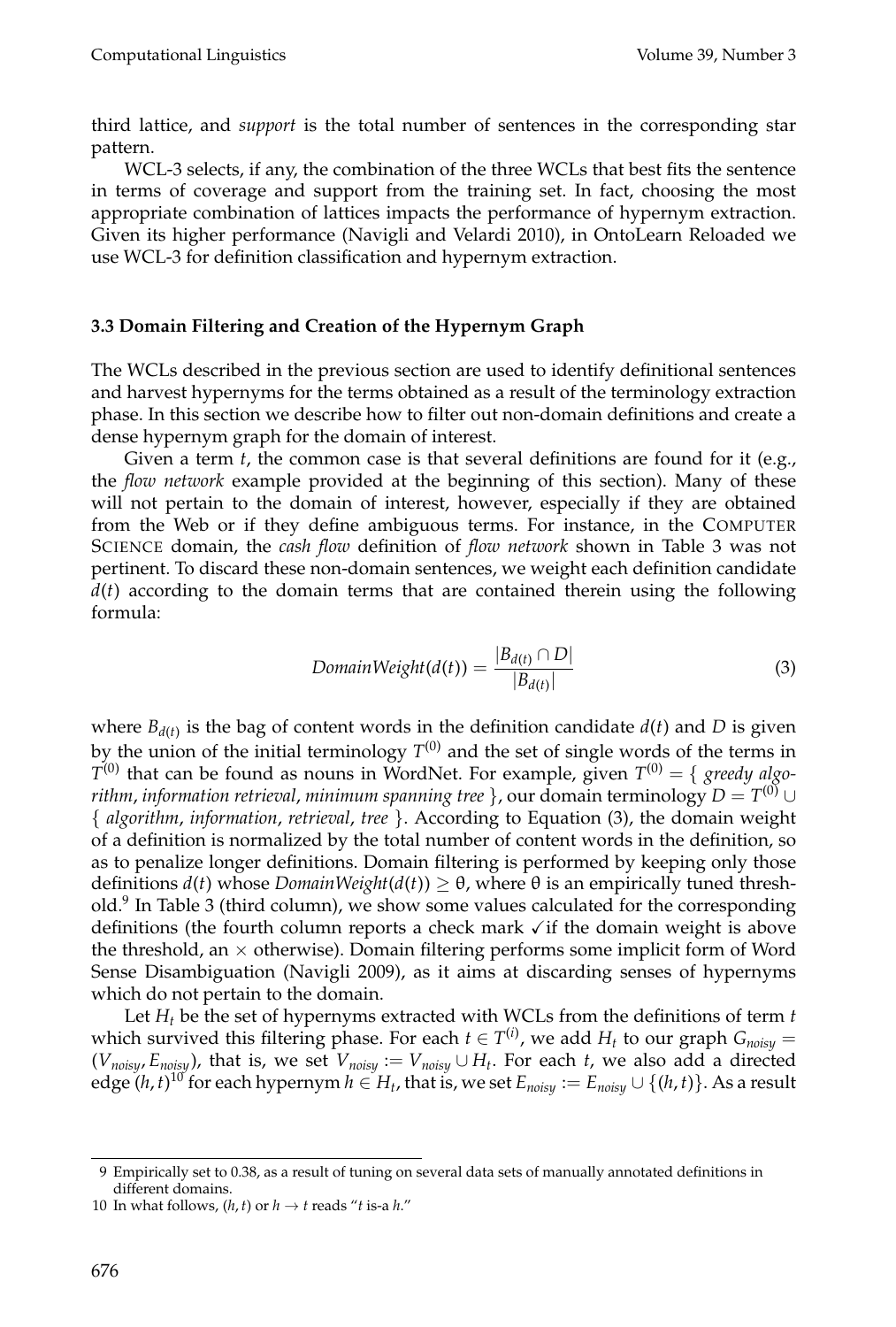third lattice, and *support* is the total number of sentences in the corresponding star pattern.

WCL-3 selects, if any, the combination of the three WCLs that best fits the sentence in terms of coverage and support from the training set. In fact, choosing the most appropriate combination of lattices impacts the performance of hypernym extraction. Given its higher performance (Navigli and Velardi 2010), in OntoLearn Reloaded we use WCL-3 for definition classification and hypernym extraction.

### 3.3 Domain Filtering and Creation of the Hypernym Graph

The WCLs described in the previous section are used to identify definitional sentences and harvest hypernyms for the terms obtained as a result of the terminology extraction phase. In this section we describe how to filter out non-domain definitions and create a dense hypernym graph for the domain of interest.

Given a term $t$, the common case is that several definitions are found for it (e.g., the *flow network* example provided at the beginning of this section). Many of these will not pertain to the domain of interest, however, especially if they are obtained from the Web or if they define ambiguous terms. For instance, in the COMPUTER SCIENCE domain, the *cash flow* definition of *flow network* shown in Table 3 was not pertinent. To discard these non-domain sentences, we weight each definition candidate $d(t)$ according to the domain terms that are contained therein using the following formula:

$$DomainWeight(d(t)) = \frac{|B_{d(t)} \cap D|}{|B_{d(t)}|} \tag{3}$$

where $B_{d(t)}$ is the bag of content words in the definition candidate $d(t)$ and $D$ is given by the union of the initial terminology $T^{(0)}$ and the set of single words of the terms in $T^{(0)}$ that can be found as nouns in WordNet. For example, given $T^{(0)} = \{$ *greedy algorithm*, *information retrieval*, *minimum spanning tree* $\}$, our domain terminology $D = T^{(0)} \cup \{$ *algorithm*, *information*, *retrieval*, *tree* $\}$. According to Equation (3), the domain weight of a definition is normalized by the total number of content words in the definition, so as to penalize longer definitions. Domain filtering is performed by keeping only those definitions $d(t)$ whose $DomainWeight(d(t)) \geq \theta$, where $\theta$ is an empirically tuned threshold.[9] In Table 3 (third column), we show some values calculated for the corresponding definitions (the fourth column reports a check mark ✓ if the domain weight is above the threshold, an × otherwise). Domain filtering performs some implicit form of Word Sense Disambiguation (Navigli 2009), as it aims at discarding senses of hypernyms which do not pertain to the domain.

Let $H_t$ be the set of hypernyms extracted with WCLs from the definitions of term $t$ which survived this filtering phase. For each $t \in T^{(i)}$, we add $H_t$ to our graph $G_{noisy} = (V_{noisy}, E_{noisy})$, that is, we set $V_{noisy} := V_{noisy} \cup H_t$. For each $t$, we also add a directed edge $(h, t)$[10] for each hypernym $h \in H_t$, that is, we set $E_{noisy} := E_{noisy} \cup \{(h, t)\}$. As a result

---

9 Empirically set to 0.38, as a result of tuning on several data sets of manually annotated definitions in different domains.

10 In what follows, $(h, t)$ or $h \rightarrow t$ reads "$t$ is-a $h$."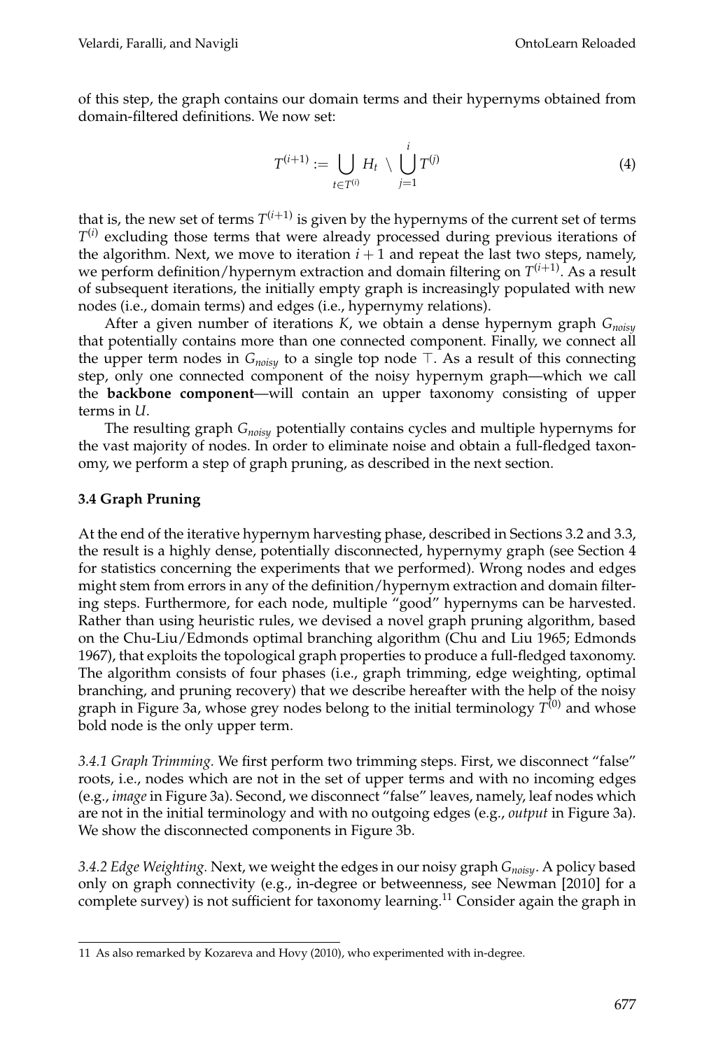of this step, the graph contains our domain terms and their hypernyms obtained from domain-filtered definitions. We now set:

$$T^{(i+1)} := \bigcup_{t \in T^{(i)}} H_t \setminus \bigcup_{j=1}^{i} T^{(j)} \tag{4}$$

that is, the new set of terms $T^{(i+1)}$ is given by the hypernyms of the current set of terms $T^{(i)}$ excluding those terms that were already processed during previous iterations of the algorithm. Next, we move to iteration $i+1$ and repeat the last two steps, namely, we perform definition/hypernym extraction and domain filtering on $T^{(i+1)}$. As a result of subsequent iterations, the initially empty graph is increasingly populated with new nodes (i.e., domain terms) and edges (i.e., hypernymy relations).

After a given number of iterations $K$, we obtain a dense hypernym graph $G_{noisy}$ that potentially contains more than one connected component. Finally, we connect all the upper term nodes in $G_{noisy}$ to a single top node $\top$. As a result of this connecting step, only one connected component of the noisy hypernym graph—which we call the **backbone component**—will contain an upper taxonomy consisting of upper terms in $U$.

The resulting graph $G_{noisy}$ potentially contains cycles and multiple hypernyms for the vast majority of nodes. In order to eliminate noise and obtain a full-fledged taxonomy, we perform a step of graph pruning, as described in the next section.

### 3.4 Graph Pruning

At the end of the iterative hypernym harvesting phase, described in Sections 3.2 and 3.3, the result is a highly dense, potentially disconnected, hypernymy graph (see Section 4 for statistics concerning the experiments that we performed). Wrong nodes and edges might stem from errors in any of the definition/hypernym extraction and domain filtering steps. Furthermore, for each node, multiple "good" hypernyms can be harvested. Rather than using heuristic rules, we devised a novel graph pruning algorithm, based on the Chu-Liu/Edmonds optimal branching algorithm (Chu and Liu 1965; Edmonds 1967), that exploits the topological graph properties to produce a full-fledged taxonomy. The algorithm consists of four phases (i.e., graph trimming, edge weighting, optimal branching, and pruning recovery) that we describe hereafter with the help of the noisy graph in Figure 3a, whose grey nodes belong to the initial terminology $T^{(0)}$ and whose bold node is the only upper term.

*3.4.1 Graph Trimming.* We first perform two trimming steps. First, we disconnect "false" roots, i.e., nodes which are not in the set of upper terms and with no incoming edges (e.g., *image* in Figure 3a). Second, we disconnect "false" leaves, namely, leaf nodes which are not in the initial terminology and with no outgoing edges (e.g., *output* in Figure 3a). We show the disconnected components in Figure 3b.

*3.4.2 Edge Weighting.* Next, we weight the edges in our noisy graph $G_{noisy}$. A policy based only on graph connectivity (e.g., in-degree or betweenness, see Newman [2010] for a complete survey) is not sufficient for taxonomy learning.[11] Consider again the graph in

[11] As also remarked by Kozareva and Hovy (2010), who experimented with in-degree.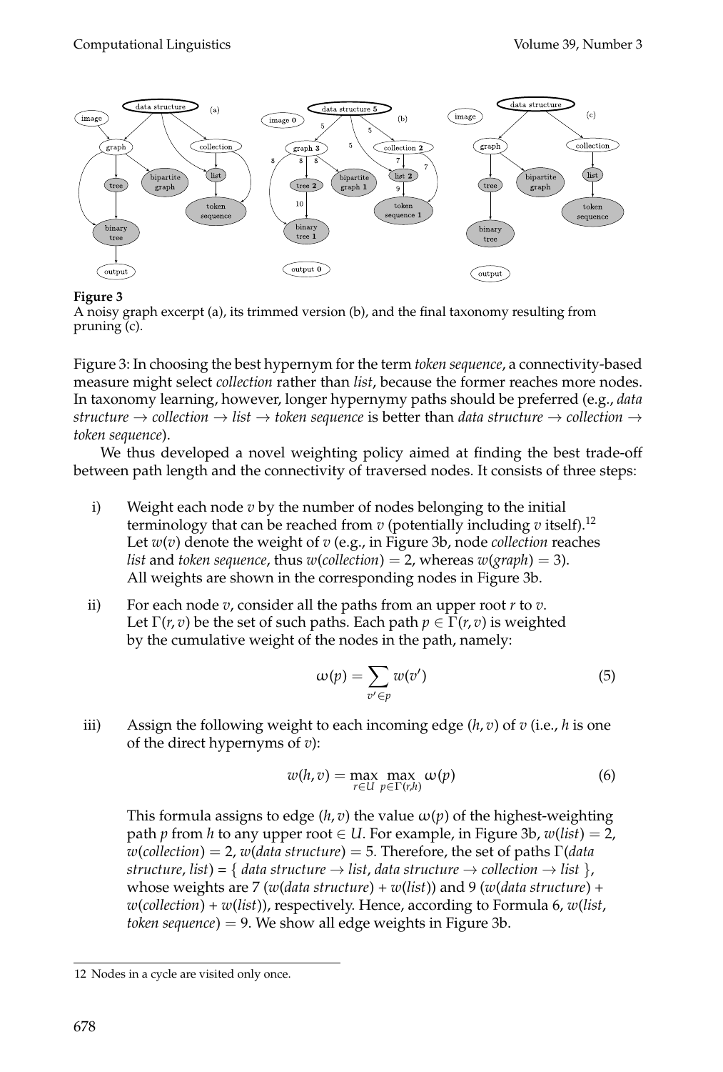**Figure 3**
A noisy graph excerpt (a), its trimmed version (b), and the final taxonomy resulting from pruning (c).

Figure 3: In choosing the best hypernym for the term *token sequence*, a connectivity-based measure might select *collection* rather than *list*, because the former reaches more nodes. In taxonomy learning, however, longer hypernymy paths should be preferred (e.g., *data structure* → *collection* → *list* → *token sequence* is better than *data structure* → *collection* → *token sequence*).

We thus developed a novel weighting policy aimed at finding the best trade-off between path length and the connectivity of traversed nodes. It consists of three steps:

i) Weight each node $v$ by the number of nodes belonging to the initial terminology that can be reached from $v$ (potentially including $v$ itself).[12] Let $w(v)$ denote the weight of $v$ (e.g., in Figure 3b, node *collection* reaches *list* and *token sequence*, thus $w(collection) = 2$, whereas $w(graph) = 3$). All weights are shown in the corresponding nodes in Figure 3b.

ii) For each node $v$, consider all the paths from an upper root $r$ to $v$. Let $\Gamma(r, v)$ be the set of such paths. Each path $p \in \Gamma(r, v)$ is weighted by the cumulative weight of the nodes in the path, namely:

$$\omega(p) = \sum_{v' \in p} w(v') \tag{5}$$

iii) Assign the following weight to each incoming edge $(h, v)$ of $v$ (i.e., $h$ is one of the direct hypernyms of $v$):

$$w(h, v) = \max_{r \in U} \max_{p \in \Gamma(r,h)} \omega(p) \tag{6}$$

This formula assigns to edge $(h, v)$ the value $\omega(p)$ of the highest-weighting path $p$ from $h$ to any upper root $\in U$. For example, in Figure 3b, $w(list) = 2$, $w(collection) = 2$, $w(data\ structure) = 5$. Therefore, the set of paths $\Gamma$(*data structure*, *list*) = { *data structure* → *list*, *data structure* → *collection* → *list* }, whose weights are 7 ($w$(*data structure*) + $w$(*list*)) and 9 ($w$(*data structure*) + $w$(*collection*) + $w$(*list*)), respectively. Hence, according to Formula 6, $w$(*list*, *token sequence*) = 9. We show all edge weights in Figure 3b.

12 Nodes in a cycle are visited only once.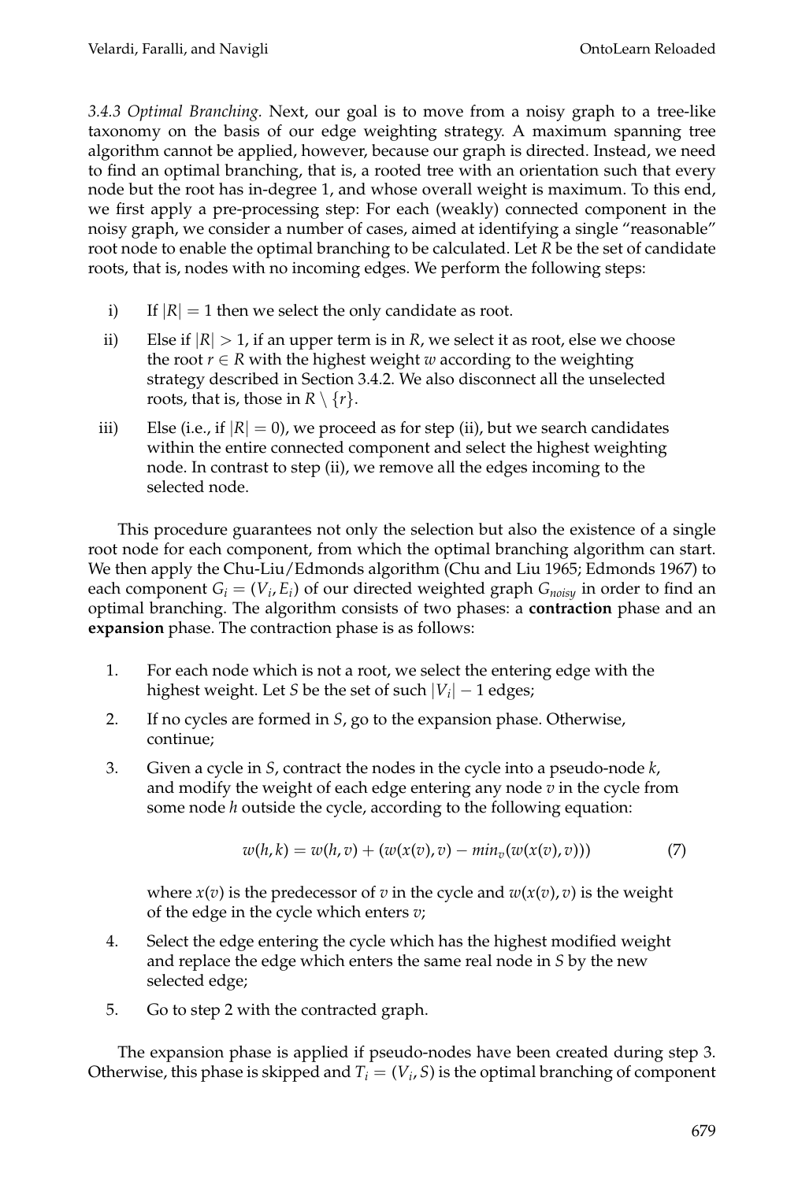*3.4.3 Optimal Branching.* Next, our goal is to move from a noisy graph to a tree-like taxonomy on the basis of our edge weighting strategy. A maximum spanning tree algorithm cannot be applied, however, because our graph is directed. Instead, we need to find an optimal branching, that is, a rooted tree with an orientation such that every node but the root has in-degree 1, and whose overall weight is maximum. To this end, we first apply a pre-processing step: For each (weakly) connected component in the noisy graph, we consider a number of cases, aimed at identifying a single "reasonable" root node to enable the optimal branching to be calculated. Let $R$ be the set of candidate roots, that is, nodes with no incoming edges. We perform the following steps:

i) If $|R| = 1$ then we select the only candidate as root.

ii) Else if $|R| > 1$, if an upper term is in $R$, we select it as root, else we choose the root $r \in R$ with the highest weight $w$ according to the weighting strategy described in Section 3.4.2. We also disconnect all the unselected roots, that is, those in $R \setminus \{r\}$.

iii) Else (i.e., if $|R| = 0$), we proceed as for step (ii), but we search candidates within the entire connected component and select the highest weighting node. In contrast to step (ii), we remove all the edges incoming to the selected node.

This procedure guarantees not only the selection but also the existence of a single root node for each component, from which the optimal branching algorithm can start. We then apply the Chu-Liu/Edmonds algorithm (Chu and Liu 1965; Edmonds 1967) to each component $G_i = (V_i, E_i)$ of our directed weighted graph $G_{noisy}$ in order to find an optimal branching. The algorithm consists of two phases: a **contraction** phase and an **expansion** phase. The contraction phase is as follows:

1. For each node which is not a root, we select the entering edge with the highest weight. Let $S$ be the set of such $|V_i| - 1$ edges;

2. If no cycles are formed in $S$, go to the expansion phase. Otherwise, continue;

3. Given a cycle in $S$, contract the nodes in the cycle into a pseudo-node $k$, and modify the weight of each edge entering any node $v$ in the cycle from some node $h$ outside the cycle, according to the following equation:

$$w(h,k) = w(h,v) + (w(x(v),v) - min_v(w(x(v),v))) \tag{7}$$

where $x(v)$ is the predecessor of $v$ in the cycle and $w(x(v),v)$ is the weight of the edge in the cycle which enters $v$;

4. Select the edge entering the cycle which has the highest modified weight and replace the edge which enters the same real node in $S$ by the new selected edge;

5. Go to step 2 with the contracted graph.

The expansion phase is applied if pseudo-nodes have been created during step 3. Otherwise, this phase is skipped and $T_i = (V_i, S)$ is the optimal branching of component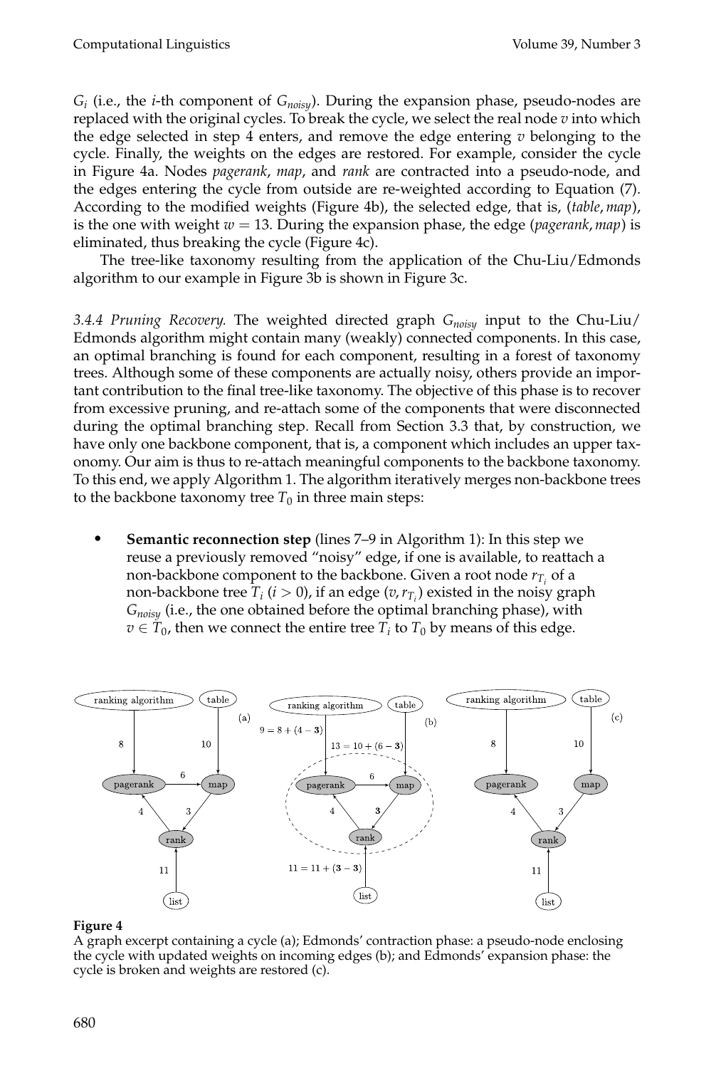$G_i$ (i.e., the $i$-th component of $G_{noisy}$). During the expansion phase, pseudo-nodes are replaced with the original cycles. To break the cycle, we select the real node $v$ into which the edge selected in step 4 enters, and remove the edge entering $v$ belonging to the cycle. Finally, the weights on the edges are restored. For example, consider the cycle in Figure 4a. Nodes *pagerank*, *map*, and *rank* are contracted into a pseudo-node, and the edges entering the cycle from outside are re-weighted according to Equation (7). According to the modified weights (Figure 4b), the selected edge, that is, (*table*, *map*), is the one with weight $w = 13$. During the expansion phase, the edge (*pagerank*, *map*) is eliminated, thus breaking the cycle (Figure 4c).

The tree-like taxonomy resulting from the application of the Chu-Liu/Edmonds algorithm to our example in Figure 3b is shown in Figure 3c.

*3.4.4 Pruning Recovery.* The weighted directed graph $G_{noisy}$ input to the Chu-Liu/Edmonds algorithm might contain many (weakly) connected components. In this case, an optimal branching is found for each component, resulting in a forest of taxonomy trees. Although some of these components are actually noisy, others provide an important contribution to the final tree-like taxonomy. The objective of this phase is to recover from excessive pruning, and re-attach some of the components that were disconnected during the optimal branching step. Recall from Section 3.3 that, by construction, we have only one backbone component, that is, a component which includes an upper taxonomy. Our aim is thus to re-attach meaningful components to the backbone taxonomy. To this end, we apply Algorithm 1. The algorithm iteratively merges non-backbone trees to the backbone taxonomy tree $T_0$ in three main steps:

- **Semantic reconnection step** (lines 7–9 in Algorithm 1): In this step we reuse a previously removed "noisy" edge, if one is available, to reattach a non-backbone component to the backbone. Given a root node $r_{T_i}$ of a non-backbone tree $T_i$ ($i > 0$), if an edge $(v, r_{T_i})$ existed in the noisy graph $G_{noisy}$ (i.e., the one obtained before the optimal branching phase), with $v \in T_0$, then we connect the entire tree $T_i$ to $T_0$ by means of this edge.

**Figure 4**
A graph excerpt containing a cycle (a); Edmonds' contraction phase: a pseudo-node enclosing the cycle with updated weights on incoming edges (b); and Edmonds' expansion phase: the cycle is broken and weights are restored (c).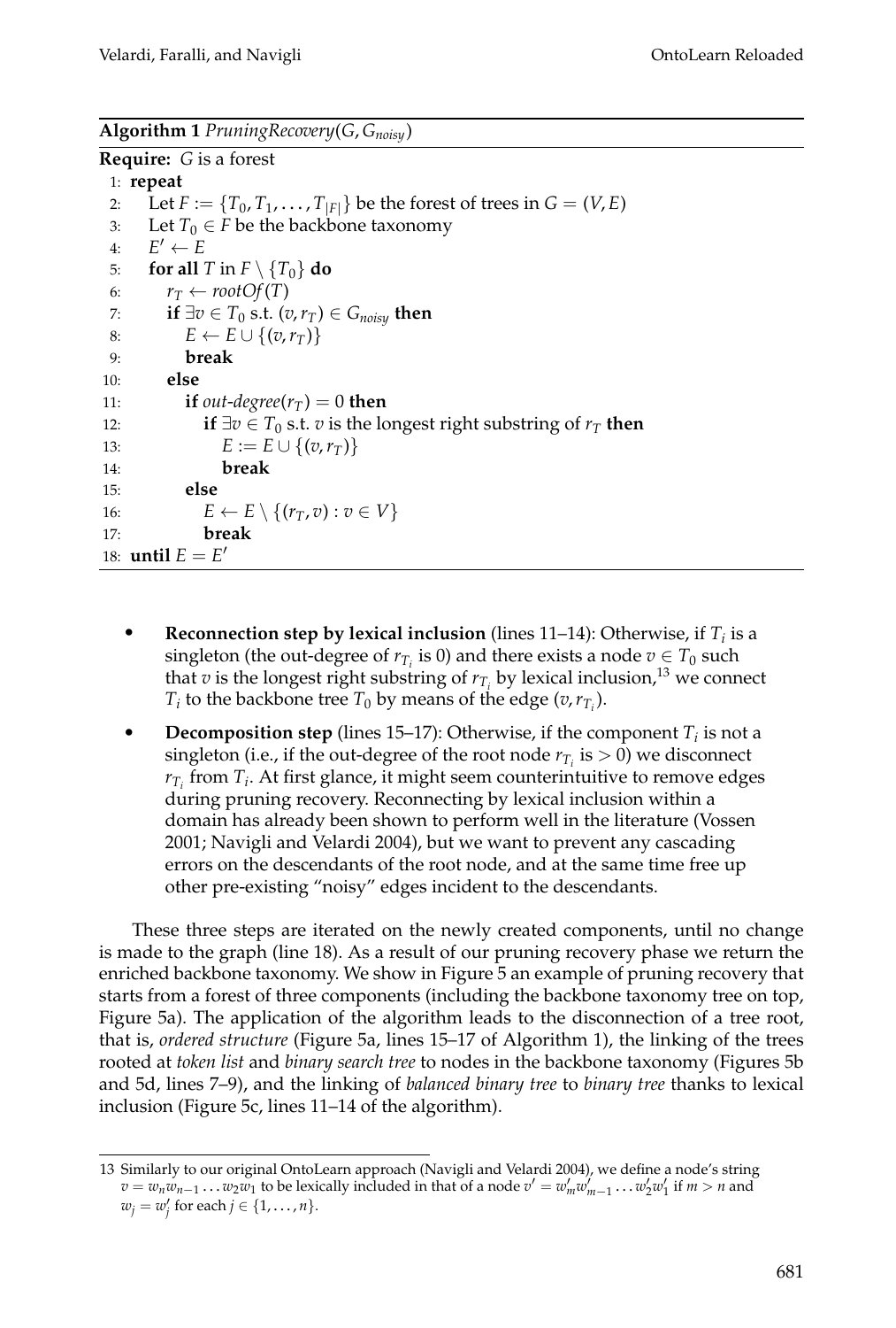**Algorithm 1** *PruningRecovery*$(G, G_{noisy})$

```
Require: G is a forest
 1: repeat
 2:    Let F := {T_0, T_1, ..., T_|F|} be the forest of trees in G = (V, E)
 3:    Let T_0 ∈ F be the backbone taxonomy
 4:    E' ← E
 5:    for all T in F \ {T_0} do
 6:       r_T ← rootOf(T)
 7:       if ∃v ∈ T_0 s.t. (v, r_T) ∈ G_noisy then
 8:          E ← E ∪ {(v, r_T)}
 9:          break
10:       else
11:          if out-degree(r_T) = 0 then
12:             if ∃v ∈ T_0 s.t. v is the longest right substring of r_T then
13:                E := E ∪ {(v, r_T)}
14:                break
15:          else
16:             E ← E \ {(r_T, v) : v ∈ V}
17:             break
18: until E = E'
```

- **Reconnection step by lexical inclusion** (lines 11–14): Otherwise, if $T_i$ is a singleton (the out-degree of $r_{T_i}$ is 0) and there exists a node $v \in T_0$ such that $v$ is the longest right substring of $r_{T_i}$ by lexical inclusion,[13] we connect $T_i$ to the backbone tree $T_0$ by means of the edge $(v, r_{T_i})$.
- **Decomposition step** (lines 15–17): Otherwise, if the component $T_i$ is not a singleton (i.e., if the out-degree of the root node $r_{T_i}$ is $> 0$) we disconnect $r_{T_i}$ from $T_i$. At first glance, it might seem counterintuitive to remove edges during pruning recovery. Reconnecting by lexical inclusion within a domain has already been shown to perform well in the literature (Vossen 2001; Navigli and Velardi 2004), but we want to prevent any cascading errors on the descendants of the root node, and at the same time free up other pre-existing "noisy" edges incident to the descendants.

These three steps are iterated on the newly created components, until no change is made to the graph (line 18). As a result of our pruning recovery phase we return the enriched backbone taxonomy. We show in Figure 5 an example of pruning recovery that starts from a forest of three components (including the backbone taxonomy tree on top, Figure 5a). The application of the algorithm leads to the disconnection of a tree root, that is, *ordered structure* (Figure 5a, lines 15–17 of Algorithm 1), the linking of the trees rooted at *token list* and *binary search tree* to nodes in the backbone taxonomy (Figures 5b and 5d, lines 7–9), and the linking of *balanced binary tree* to *binary tree* thanks to lexical inclusion (Figure 5c, lines 11–14 of the algorithm).

---

[13] Similarly to our original OntoLearn approach (Navigli and Velardi 2004), we define a node's string $v = w_n w_{n-1} \ldots w_2 w_1$ to be lexically included in that of a node $v' = w'_m w'_{m-1} \ldots w'_2 w'_1$ if $m > n$ and $w_j = w'_j$ for each $j \in \{1, \ldots, n\}$.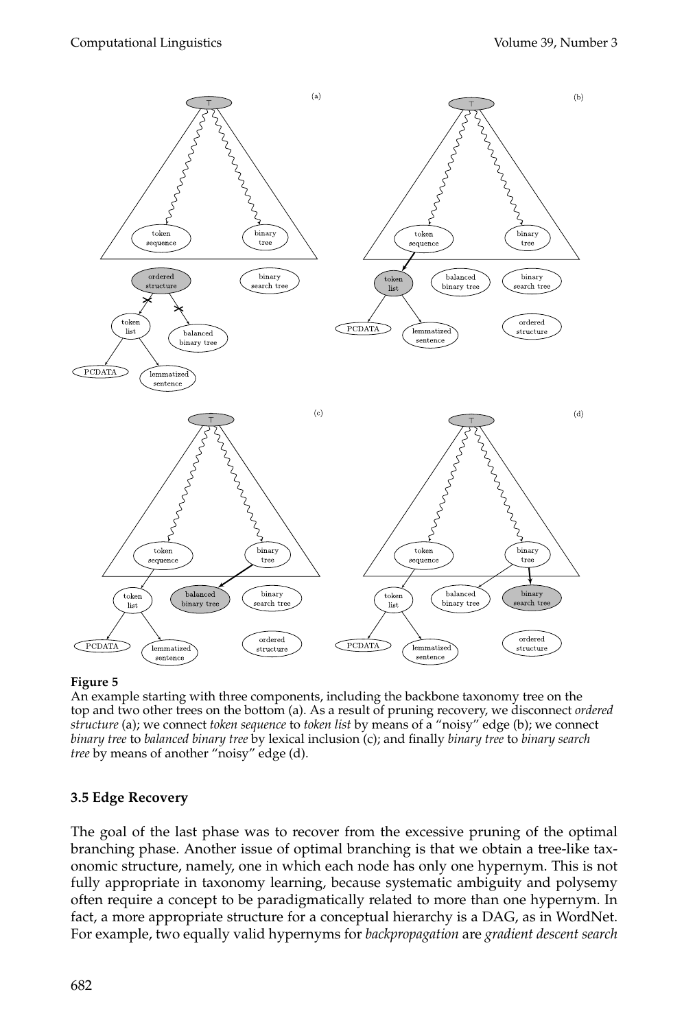**Figure 5**
An example starting with three components, including the backbone taxonomy tree on the top and two other trees on the bottom (a). As a result of pruning recovery, we disconnect *ordered structure* (a); we connect *token sequence* to *token list* by means of a "noisy" edge (b); we connect *binary tree* to *balanced binary tree* by lexical inclusion (c); and finally *binary tree* to *binary search tree* by means of another "noisy" edge (d).

### 3.5 Edge Recovery

The goal of the last phase was to recover from the excessive pruning of the optimal branching phase. Another issue of optimal branching is that we obtain a tree-like taxonomic structure, namely, one in which each node has only one hypernym. This is not fully appropriate in taxonomy learning, because systematic ambiguity and polysemy often require a concept to be paradigmatically related to more than one hypernym. In fact, a more appropriate structure for a conceptual hierarchy is a DAG, as in WordNet. For example, two equally valid hypernyms for *backpropagation* are *gradient descent search*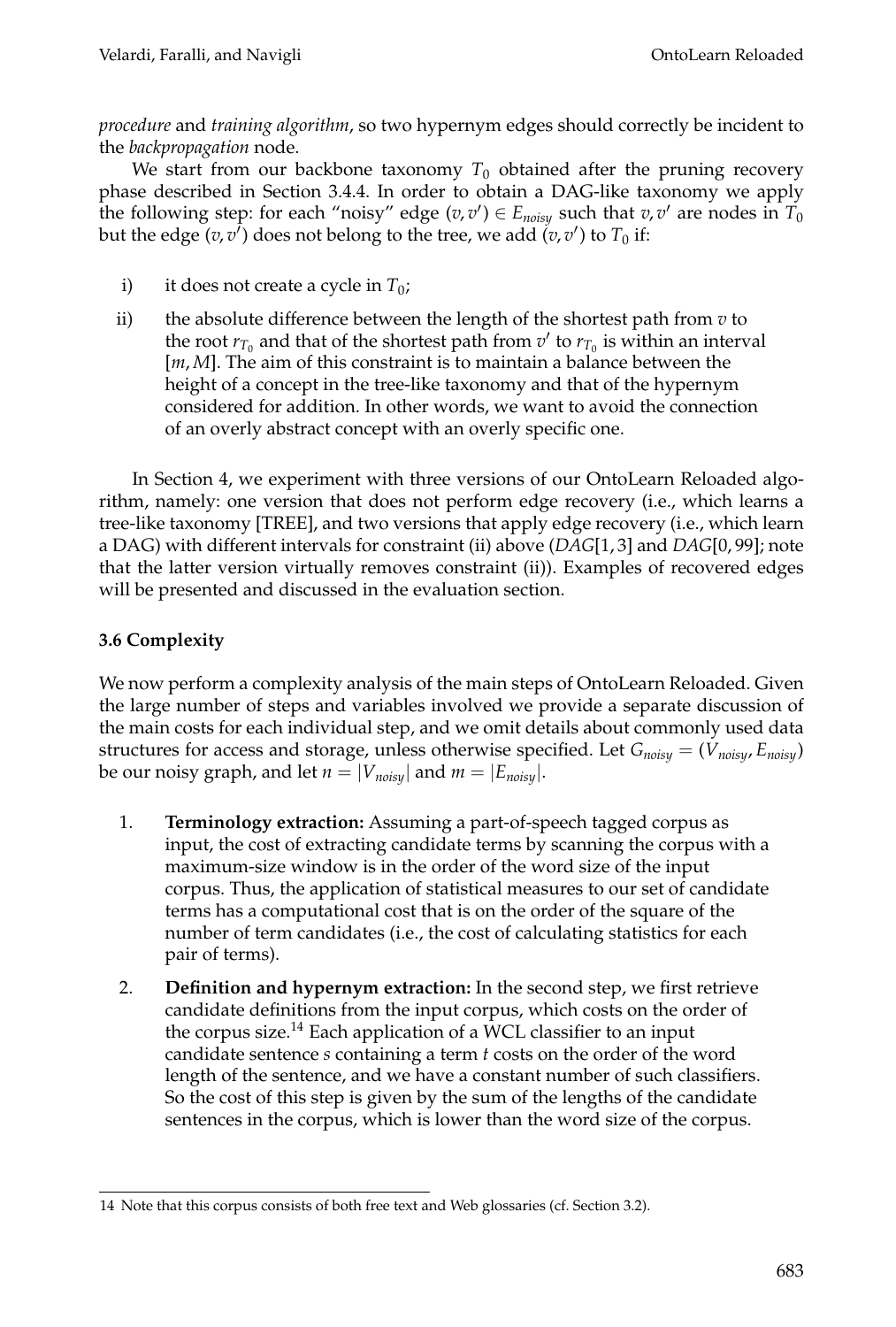*procedure* and *training algorithm*, so two hypernym edges should correctly be incident to the *backpropagation* node.

We start from our backbone taxonomy $T_0$ obtained after the pruning recovery phase described in Section 3.4.4. In order to obtain a DAG-like taxonomy we apply the following step: for each "noisy" edge $(v, v') \in E_{noisy}$ such that $v, v'$ are nodes in $T_0$ but the edge $(v, v')$ does not belong to the tree, we add $(v, v')$ to $T_0$ if:

i) it does not create a cycle in $T_0$;

ii) the absolute difference between the length of the shortest path from $v$ to the root $r_{T_0}$ and that of the shortest path from $v'$ to $r_{T_0}$ is within an interval $[m, M]$. The aim of this constraint is to maintain a balance between the height of a concept in the tree-like taxonomy and that of the hypernym considered for addition. In other words, we want to avoid the connection of an overly abstract concept with an overly specific one.

In Section 4, we experiment with three versions of our OntoLearn Reloaded algorithm, namely: one version that does not perform edge recovery (i.e., which learns a tree-like taxonomy [TREE], and two versions that apply edge recovery (i.e., which learn a DAG) with different intervals for constraint (ii) above ($DAG[1, 3]$ and $DAG[0, 99]$; note that the latter version virtually removes constraint (ii)). Examples of recovered edges will be presented and discussed in the evaluation section.

### 3.6 Complexity

We now perform a complexity analysis of the main steps of OntoLearn Reloaded. Given the large number of steps and variables involved we provide a separate discussion of the main costs for each individual step, and we omit details about commonly used data structures for access and storage, unless otherwise specified. Let $G_{noisy} = (V_{noisy}, E_{noisy})$ be our noisy graph, and let $n = |V_{noisy}|$ and $m = |E_{noisy}|$.

1. **Terminology extraction:** Assuming a part-of-speech tagged corpus as input, the cost of extracting candidate terms by scanning the corpus with a maximum-size window is in the order of the word size of the input corpus. Thus, the application of statistical measures to our set of candidate terms has a computational cost that is on the order of the square of the number of term candidates (i.e., the cost of calculating statistics for each pair of terms).

2. **Definition and hypernym extraction:** In the second step, we first retrieve candidate definitions from the input corpus, which costs on the order of the corpus size.[14] Each application of a WCL classifier to an input candidate sentence $s$ containing a term $t$ costs on the order of the word length of the sentence, and we have a constant number of such classifiers. So the cost of this step is given by the sum of the lengths of the candidate sentences in the corpus, which is lower than the word size of the corpus.

14 Note that this corpus consists of both free text and Web glossaries (cf. Section 3.2).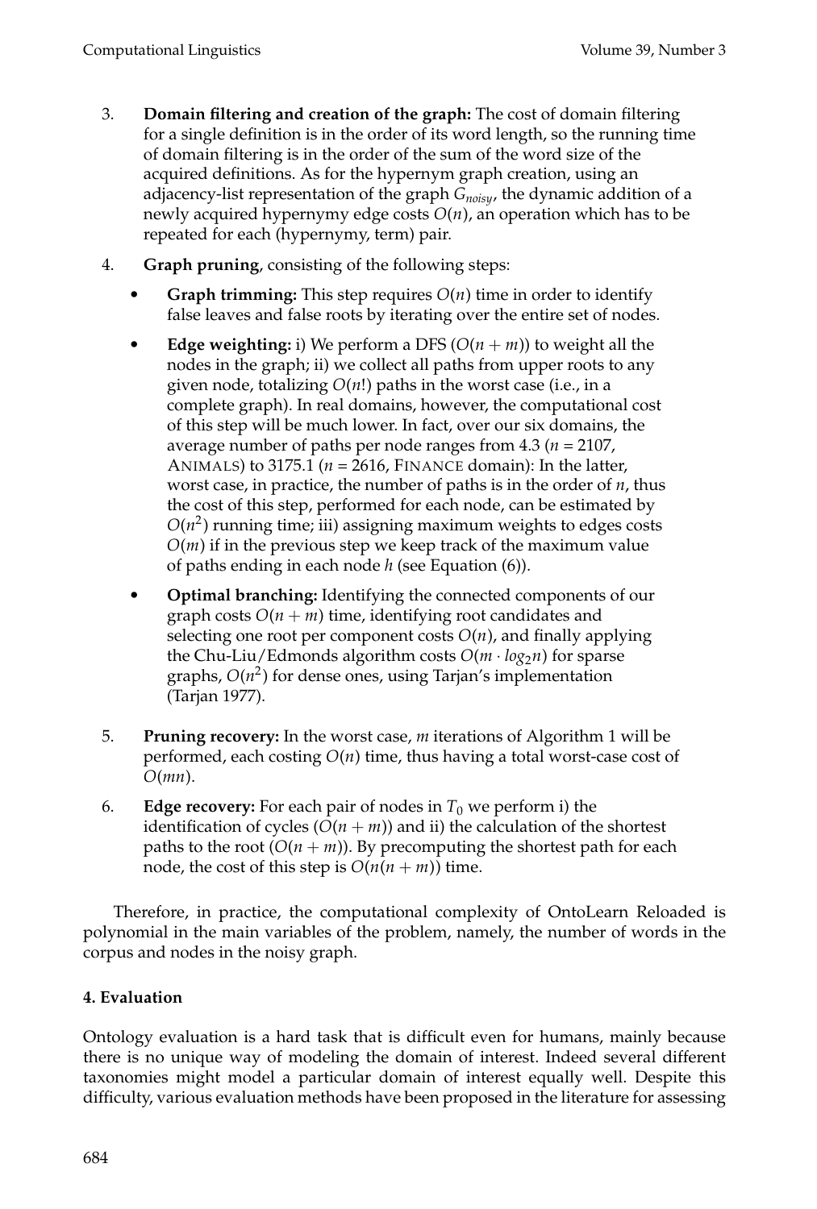3. **Domain filtering and creation of the graph:** The cost of domain filtering for a single definition is in the order of its word length, so the running time of domain filtering is in the order of the sum of the word size of the acquired definitions. As for the hypernym graph creation, using an adjacency-list representation of the graph $G_{noisy}$, the dynamic addition of a newly acquired hypernymy edge costs $O(n)$, an operation which has to be repeated for each (hypernymy, term) pair.

4. **Graph pruning**, consisting of the following steps:

   - **Graph trimming:** This step requires $O(n)$ time in order to identify false leaves and false roots by iterating over the entire set of nodes.
   - **Edge weighting:** i) We perform a DFS ($O(n + m)$) to weight all the nodes in the graph; ii) we collect all paths from upper roots to any given node, totalizing $O(n!)$ paths in the worst case (i.e., in a complete graph). In real domains, however, the computational cost of this step will be much lower. In fact, over our six domains, the average number of paths per node ranges from 4.3 ($n$ = 2107, ANIMALS) to 3175.1 ($n$ = 2616, FINANCE domain): In the latter, worst case, in practice, the number of paths is in the order of $n$, thus the cost of this step, performed for each node, can be estimated by $O(n^2)$ running time; iii) assigning maximum weights to edges costs $O(m)$ if in the previous step we keep track of the maximum value of paths ending in each node $h$ (see Equation (6)).
   - **Optimal branching:** Identifying the connected components of our graph costs $O(n + m)$ time, identifying root candidates and selecting one root per component costs $O(n)$, and finally applying the Chu-Liu/Edmonds algorithm costs $O(m \cdot log_2 n)$ for sparse graphs, $O(n^2)$ for dense ones, using Tarjan's implementation (Tarjan 1977).

5. **Pruning recovery:** In the worst case, $m$ iterations of Algorithm 1 will be performed, each costing $O(n)$ time, thus having a total worst-case cost of $O(mn)$.

6. **Edge recovery:** For each pair of nodes in $T_0$ we perform i) the identification of cycles ($O(n + m)$) and ii) the calculation of the shortest paths to the root ($O(n + m)$). By precomputing the shortest path for each node, the cost of this step is $O(n(n + m))$ time.

Therefore, in practice, the computational complexity of OntoLearn Reloaded is polynomial in the main variables of the problem, namely, the number of words in the corpus and nodes in the noisy graph.

## 4. Evaluation

Ontology evaluation is a hard task that is difficult even for humans, mainly because there is no unique way of modeling the domain of interest. Indeed several different taxonomies might model a particular domain of interest equally well. Despite this difficulty, various evaluation methods have been proposed in the literature for assessing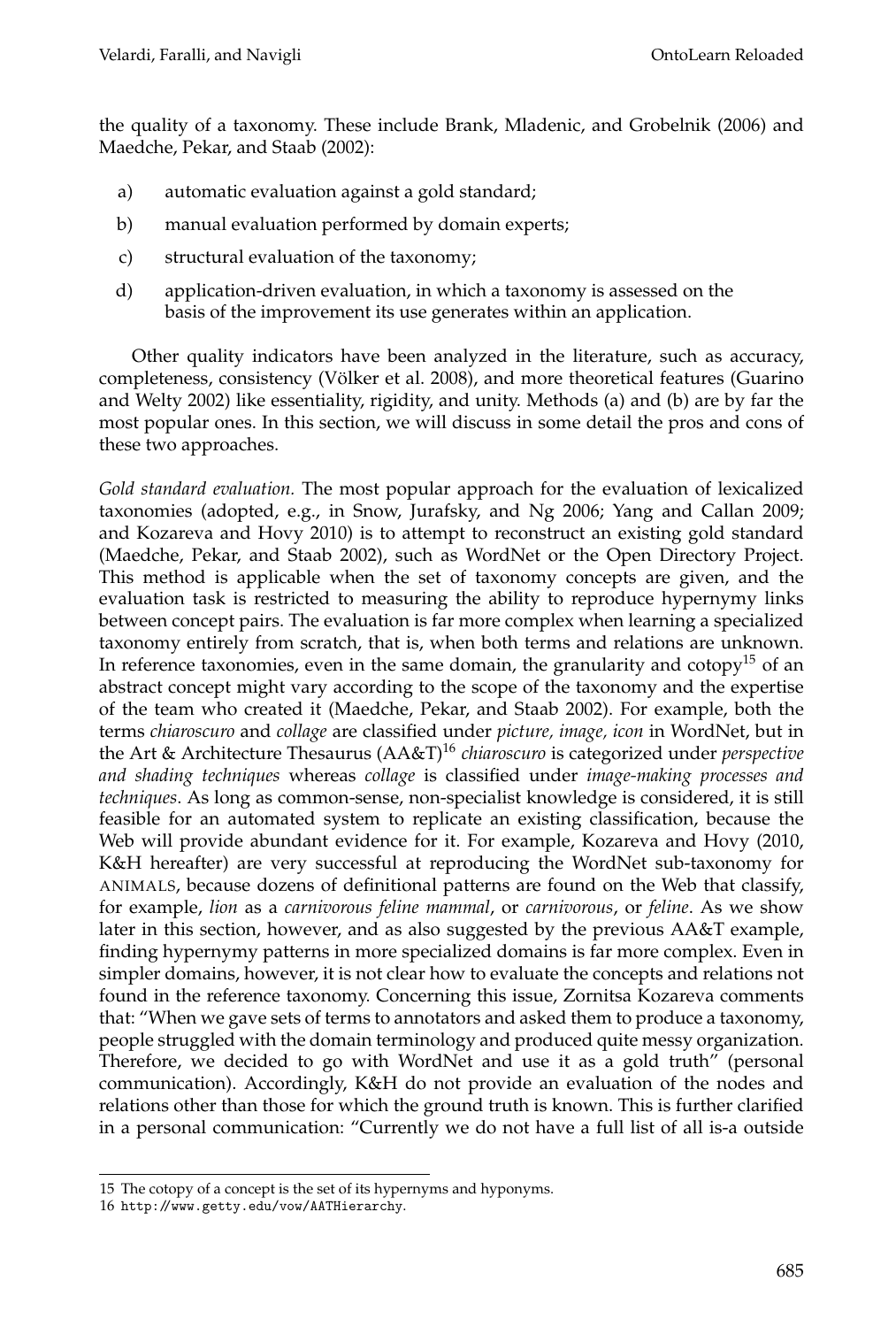the quality of a taxonomy. These include Brank, Mladenic, and Grobelnik (2006) and Maedche, Pekar, and Staab (2002):

a) automatic evaluation against a gold standard;

b) manual evaluation performed by domain experts;

c) structural evaluation of the taxonomy;

d) application-driven evaluation, in which a taxonomy is assessed on the basis of the improvement its use generates within an application.

Other quality indicators have been analyzed in the literature, such as accuracy, completeness, consistency (Völker et al. 2008), and more theoretical features (Guarino and Welty 2002) like essentiality, rigidity, and unity. Methods (a) and (b) are by far the most popular ones. In this section, we will discuss in some detail the pros and cons of these two approaches.

*Gold standard evaluation.* The most popular approach for the evaluation of lexicalized taxonomies (adopted, e.g., in Snow, Jurafsky, and Ng 2006; Yang and Callan 2009; and Kozareva and Hovy 2010) is to attempt to reconstruct an existing gold standard (Maedche, Pekar, and Staab 2002), such as WordNet or the Open Directory Project. This method is applicable when the set of taxonomy concepts are given, and the evaluation task is restricted to measuring the ability to reproduce hypernymy links between concept pairs. The evaluation is far more complex when learning a specialized taxonomy entirely from scratch, that is, when both terms and relations are unknown. In reference taxonomies, even in the same domain, the granularity and cotopy[15] of an abstract concept might vary according to the scope of the taxonomy and the expertise of the team who created it (Maedche, Pekar, and Staab 2002). For example, both the terms *chiaroscuro* and *collage* are classified under *picture, image, icon* in WordNet, but in the Art & Architecture Thesaurus (AA&T)[16] *chiaroscuro* is categorized under *perspective and shading techniques* whereas *collage* is classified under *image-making processes and techniques*. As long as common-sense, non-specialist knowledge is considered, it is still feasible for an automated system to replicate an existing classification, because the Web will provide abundant evidence for it. For example, Kozareva and Hovy (2010, K&H hereafter) are very successful at reproducing the WordNet sub-taxonomy for ANIMALS, because dozens of definitional patterns are found on the Web that classify, for example, *lion* as a *carnivorous feline mammal*, or *carnivorous*, or *feline*. As we show later in this section, however, and as also suggested by the previous AA&T example, finding hypernymy patterns in more specialized domains is far more complex. Even in simpler domains, however, it is not clear how to evaluate the concepts and relations not found in the reference taxonomy. Concerning this issue, Zornitsa Kozareva comments that: "When we gave sets of terms to annotators and asked them to produce a taxonomy, people struggled with the domain terminology and produced quite messy organization. Therefore, we decided to go with WordNet and use it as a gold truth" (personal communication). Accordingly, K&H do not provide an evaluation of the nodes and relations other than those for which the ground truth is known. This is further clarified in a personal communication: "Currently we do not have a full list of all is-a outside

15 The cotopy of a concept is the set of its hypernyms and hyponyms.

16 http://www.getty.edu/vow/AATHierarchy.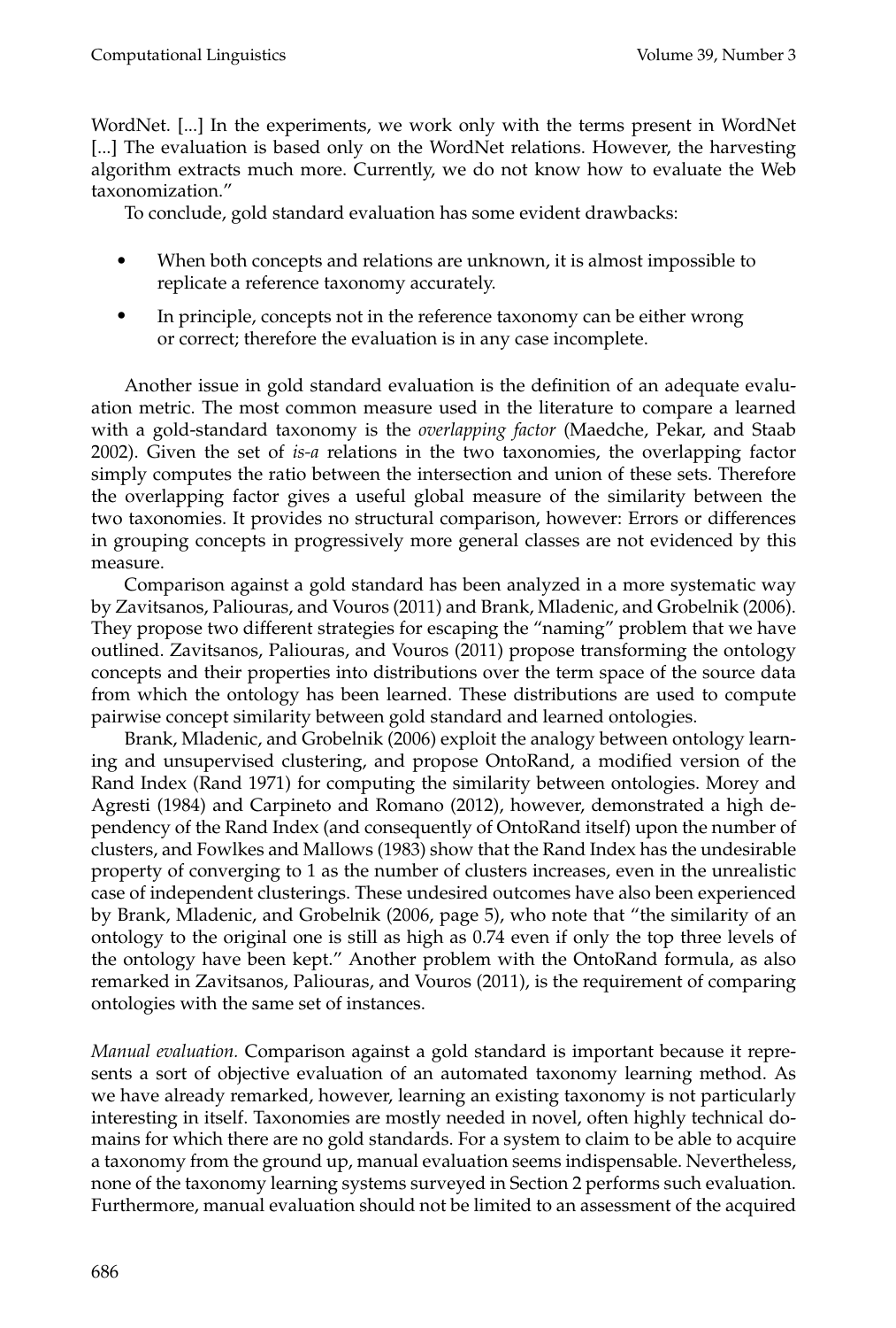WordNet. [...] In the experiments, we work only with the terms present in WordNet [...] The evaluation is based only on the WordNet relations. However, the harvesting algorithm extracts much more. Currently, we do not know how to evaluate the Web taxonomization."

To conclude, gold standard evaluation has some evident drawbacks:

- When both concepts and relations are unknown, it is almost impossible to replicate a reference taxonomy accurately.
- In principle, concepts not in the reference taxonomy can be either wrong or correct; therefore the evaluation is in any case incomplete.

Another issue in gold standard evaluation is the definition of an adequate evaluation metric. The most common measure used in the literature to compare a learned with a gold-standard taxonomy is the *overlapping factor* (Maedche, Pekar, and Staab 2002). Given the set of *is-a* relations in the two taxonomies, the overlapping factor simply computes the ratio between the intersection and union of these sets. Therefore the overlapping factor gives a useful global measure of the similarity between the two taxonomies. It provides no structural comparison, however: Errors or differences in grouping concepts in progressively more general classes are not evidenced by this measure.

Comparison against a gold standard has been analyzed in a more systematic way by Zavitsanos, Paliouras, and Vouros (2011) and Brank, Mladenic, and Grobelnik (2006). They propose two different strategies for escaping the "naming" problem that we have outlined. Zavitsanos, Paliouras, and Vouros (2011) propose transforming the ontology concepts and their properties into distributions over the term space of the source data from which the ontology has been learned. These distributions are used to compute pairwise concept similarity between gold standard and learned ontologies.

Brank, Mladenic, and Grobelnik (2006) exploit the analogy between ontology learning and unsupervised clustering, and propose OntoRand, a modified version of the Rand Index (Rand 1971) for computing the similarity between ontologies. Morey and Agresti (1984) and Carpineto and Romano (2012), however, demonstrated a high dependency of the Rand Index (and consequently of OntoRand itself) upon the number of clusters, and Fowlkes and Mallows (1983) show that the Rand Index has the undesirable property of converging to 1 as the number of clusters increases, even in the unrealistic case of independent clusterings. These undesired outcomes have also been experienced by Brank, Mladenic, and Grobelnik (2006, page 5), who note that "the similarity of an ontology to the original one is still as high as 0.74 even if only the top three levels of the ontology have been kept." Another problem with the OntoRand formula, as also remarked in Zavitsanos, Paliouras, and Vouros (2011), is the requirement of comparing ontologies with the same set of instances.

*Manual evaluation.* Comparison against a gold standard is important because it represents a sort of objective evaluation of an automated taxonomy learning method. As we have already remarked, however, learning an existing taxonomy is not particularly interesting in itself. Taxonomies are mostly needed in novel, often highly technical domains for which there are no gold standards. For a system to claim to be able to acquire a taxonomy from the ground up, manual evaluation seems indispensable. Nevertheless, none of the taxonomy learning systems surveyed in Section 2 performs such evaluation. Furthermore, manual evaluation should not be limited to an assessment of the acquired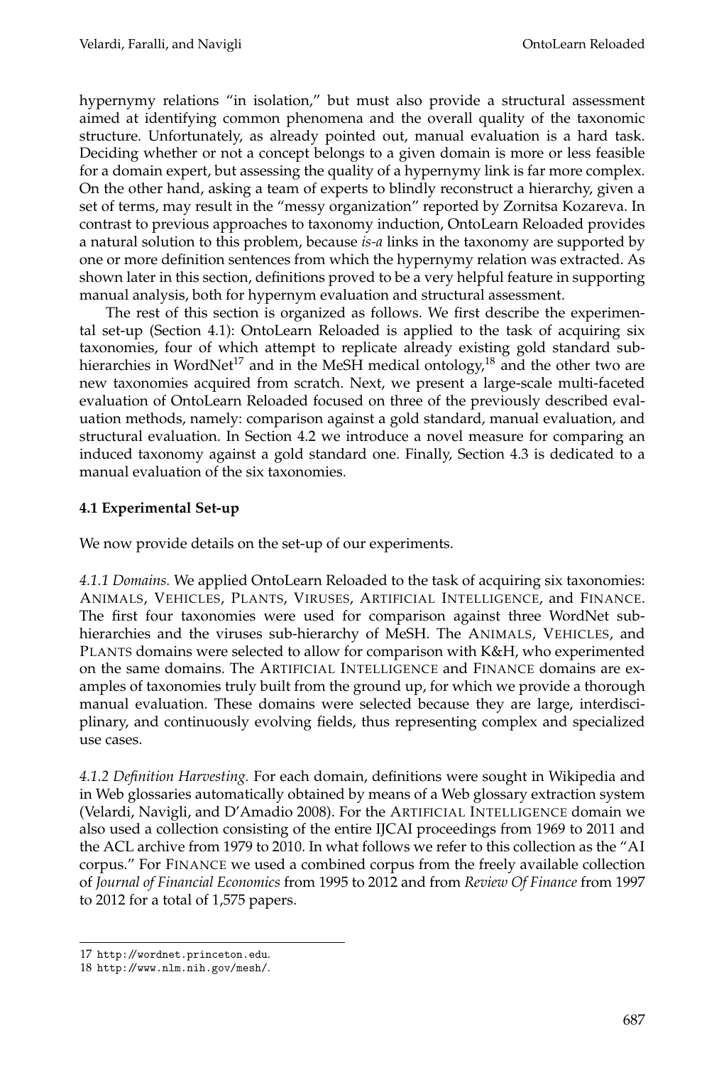hypernymy relations "in isolation," but must also provide a structural assessment aimed at identifying common phenomena and the overall quality of the taxonomic structure. Unfortunately, as already pointed out, manual evaluation is a hard task. Deciding whether or not a concept belongs to a given domain is more or less feasible for a domain expert, but assessing the quality of a hypernymy link is far more complex. On the other hand, asking a team of experts to blindly reconstruct a hierarchy, given a set of terms, may result in the "messy organization" reported by Zornitsa Kozareva. In contrast to previous approaches to taxonomy induction, OntoLearn Reloaded provides a natural solution to this problem, because *is-a* links in the taxonomy are supported by one or more definition sentences from which the hypernymy relation was extracted. As shown later in this section, definitions proved to be a very helpful feature in supporting manual analysis, both for hypernym evaluation and structural assessment.

The rest of this section is organized as follows. We first describe the experimental set-up (Section 4.1): OntoLearn Reloaded is applied to the task of acquiring six taxonomies, four of which attempt to replicate already existing gold standard sub-hierarchies in WordNet[17] and in the MeSH medical ontology,[18] and the other two are new taxonomies acquired from scratch. Next, we present a large-scale multi-faceted evaluation of OntoLearn Reloaded focused on three of the previously described evaluation methods, namely: comparison against a gold standard, manual evaluation, and structural evaluation. In Section 4.2 we introduce a novel measure for comparing an induced taxonomy against a gold standard one. Finally, Section 4.3 is dedicated to a manual evaluation of the six taxonomies.

### 4.1 Experimental Set-up

We now provide details on the set-up of our experiments.

*4.1.1 Domains.* We applied OntoLearn Reloaded to the task of acquiring six taxonomies: ANIMALS, VEHICLES, PLANTS, VIRUSES, ARTIFICIAL INTELLIGENCE, and FINANCE. The first four taxonomies were used for comparison against three WordNet sub-hierarchies and the viruses sub-hierarchy of MeSH. The ANIMALS, VEHICLES, and PLANTS domains were selected to allow for comparison with K&H, who experimented on the same domains. The ARTIFICIAL INTELLIGENCE and FINANCE domains are examples of taxonomies truly built from the ground up, for which we provide a thorough manual evaluation. These domains were selected because they are large, interdisciplinary, and continuously evolving fields, thus representing complex and specialized use cases.

*4.1.2 Definition Harvesting.* For each domain, definitions were sought in Wikipedia and in Web glossaries automatically obtained by means of a Web glossary extraction system (Velardi, Navigli, and D'Amadio 2008). For the ARTIFICIAL INTELLIGENCE domain we also used a collection consisting of the entire IJCAI proceedings from 1969 to 2011 and the ACL archive from 1979 to 2010. In what follows we refer to this collection as the "AI corpus." For FINANCE we used a combined corpus from the freely available collection of *Journal of Financial Economics* from 1995 to 2012 and from *Review Of Finance* from 1997 to 2012 for a total of 1,575 papers.

---

17 http://wordnet.princeton.edu.

18 http://www.nlm.nih.gov/mesh/.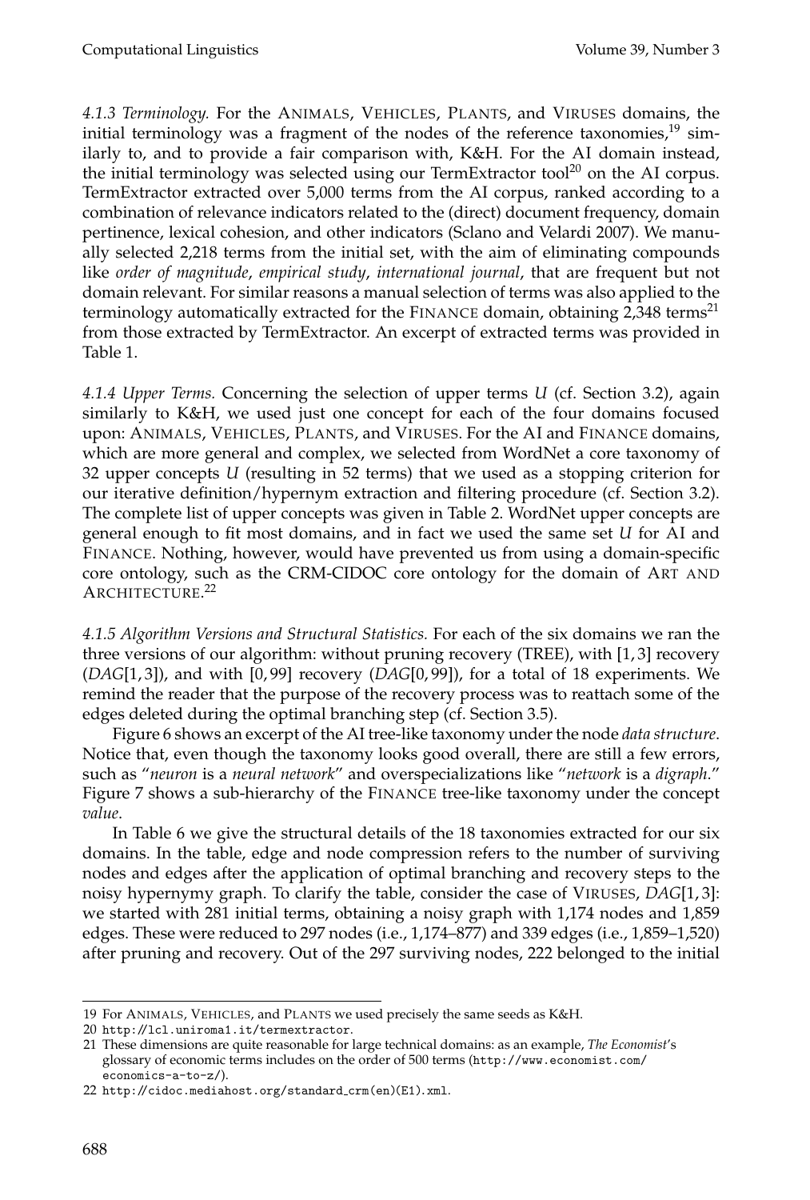*4.1.3 Terminology.* For the ANIMALS, VEHICLES, PLANTS, and VIRUSES domains, the initial terminology was a fragment of the nodes of the reference taxonomies,[19] similarly to, and to provide a fair comparison with, K&H. For the AI domain instead, the initial terminology was selected using our TermExtractor tool[20] on the AI corpus. TermExtractor extracted over 5,000 terms from the AI corpus, ranked according to a combination of relevance indicators related to the (direct) document frequency, domain pertinence, lexical cohesion, and other indicators (Sclano and Velardi 2007). We manually selected 2,218 terms from the initial set, with the aim of eliminating compounds like *order of magnitude*, *empirical study*, *international journal*, that are frequent but not domain relevant. For similar reasons a manual selection of terms was also applied to the terminology automatically extracted for the FINANCE domain, obtaining 2,348 terms[21] from those extracted by TermExtractor. An excerpt of extracted terms was provided in Table 1.

*4.1.4 Upper Terms.* Concerning the selection of upper terms $U$ (cf. Section 3.2), again similarly to K&H, we used just one concept for each of the four domains focused upon: ANIMALS, VEHICLES, PLANTS, and VIRUSES. For the AI and FINANCE domains, which are more general and complex, we selected from WordNet a core taxonomy of 32 upper concepts $U$ (resulting in 52 terms) that we used as a stopping criterion for our iterative definition/hypernym extraction and filtering procedure (cf. Section 3.2). The complete list of upper concepts was given in Table 2. WordNet upper concepts are general enough to fit most domains, and in fact we used the same set $U$ for AI and FINANCE. Nothing, however, would have prevented us from using a domain-specific core ontology, such as the CRM-CIDOC core ontology for the domain of ART AND ARCHITECTURE.[22]

*4.1.5 Algorithm Versions and Structural Statistics.* For each of the six domains we ran the three versions of our algorithm: without pruning recovery (TREE), with $[1,3]$ recovery ($DAG[1,3]$), and with $[0,99]$ recovery ($DAG[0,99]$), for a total of 18 experiments. We remind the reader that the purpose of the recovery process was to reattach some of the edges deleted during the optimal branching step (cf. Section 3.5).

Figure 6 shows an excerpt of the AI tree-like taxonomy under the node *data structure*. Notice that, even though the taxonomy looks good overall, there are still a few errors, such as "*neuron* is a *neural network*" and overspecializations like "*network* is a *digraph*." Figure 7 shows a sub-hierarchy of the FINANCE tree-like taxonomy under the concept *value*.

In Table 6 we give the structural details of the 18 taxonomies extracted for our six domains. In the table, edge and node compression refers to the number of surviving nodes and edges after the application of optimal branching and recovery steps to the noisy hypernymy graph. To clarify the table, consider the case of VIRUSES, $DAG[1,3]$: we started with 281 initial terms, obtaining a noisy graph with 1,174 nodes and 1,859 edges. These were reduced to 297 nodes (i.e., 1,174–877) and 339 edges (i.e., 1,859–1,520) after pruning and recovery. Out of the 297 surviving nodes, 222 belonged to the initial

---

19 For ANIMALS, VEHICLES, and PLANTS we used precisely the same seeds as K&H.

20 http://lcl.uniroma1.it/termextractor.

21 These dimensions are quite reasonable for large technical domains: as an example, *The Economist*'s glossary of economic terms includes on the order of 500 terms (http://www.economist.com/economics-a-to-z/).

22 http://cidoc.mediahost.org/standard_crm(en)(E1).xml.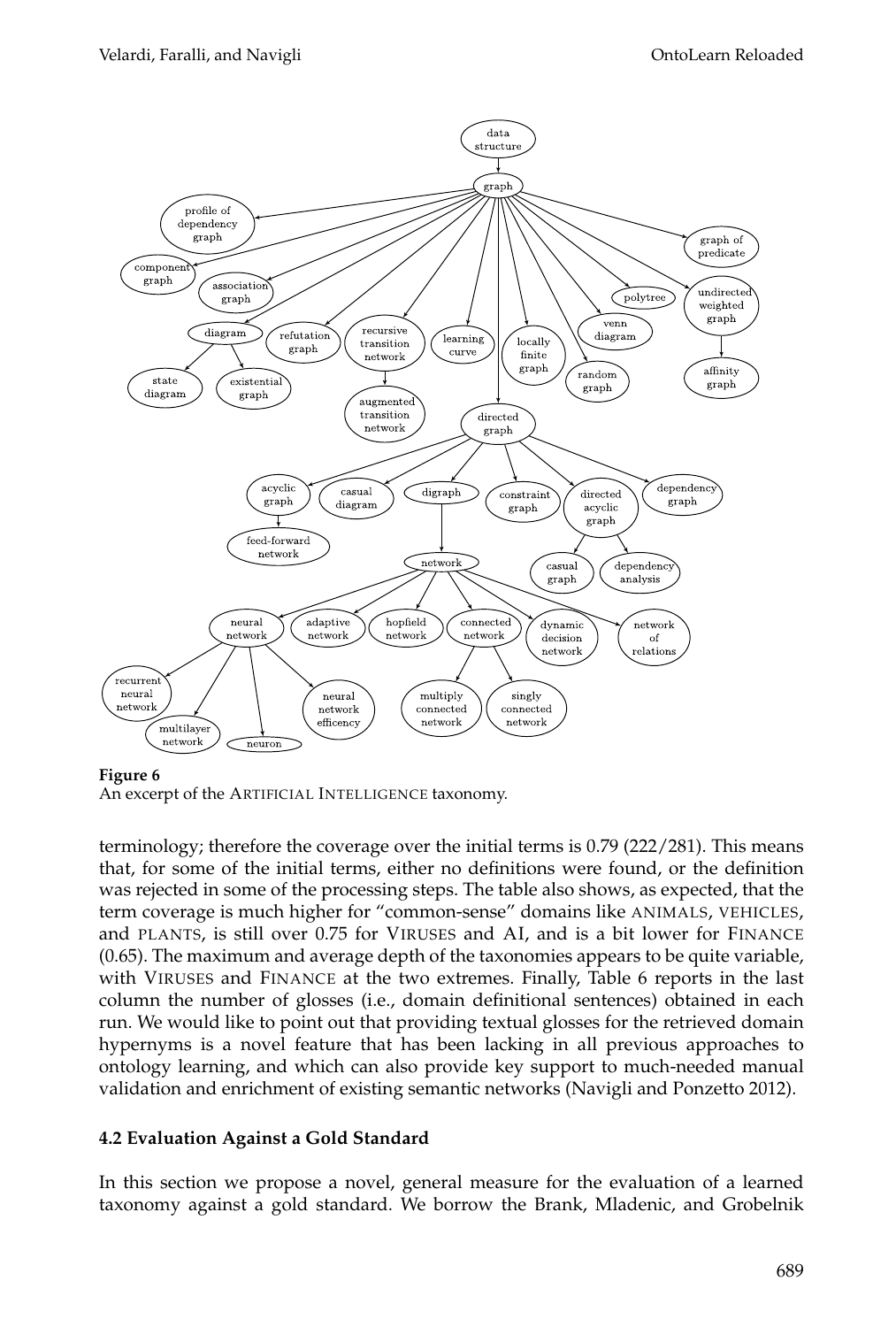**Figure 6**
An excerpt of the ARTIFICIAL INTELLIGENCE taxonomy.

terminology; therefore the coverage over the initial terms is 0.79 (222/281). This means that, for some of the initial terms, either no definitions were found, or the definition was rejected in some of the processing steps. The table also shows, as expected, that the term coverage is much higher for "common-sense" domains like ANIMALS, VEHICLES, and PLANTS, is still over 0.75 for VIRUSES and AI, and is a bit lower for FINANCE (0.65). The maximum and average depth of the taxonomies appears to be quite variable, with VIRUSES and FINANCE at the two extremes. Finally, Table 6 reports in the last column the number of glosses (i.e., domain definitional sentences) obtained in each run. We would like to point out that providing textual glosses for the retrieved domain hypernyms is a novel feature that has been lacking in all previous approaches to ontology learning, and which can also provide key support to much-needed manual validation and enrichment of existing semantic networks (Navigli and Ponzetto 2012).

### 4.2 Evaluation Against a Gold Standard

In this section we propose a novel, general measure for the evaluation of a learned taxonomy against a gold standard. We borrow the Brank, Mladenic, and Grobelnik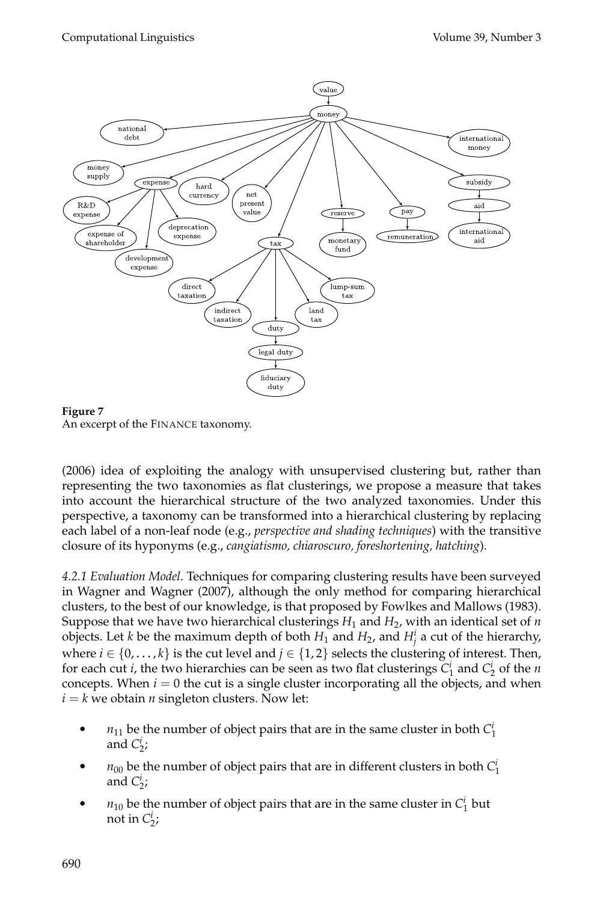**Figure 7**
An excerpt of the FINANCE taxonomy.

(2006) idea of exploiting the analogy with unsupervised clustering but, rather than representing the two taxonomies as flat clusterings, we propose a measure that takes into account the hierarchical structure of the two analyzed taxonomies. Under this perspective, a taxonomy can be transformed into a hierarchical clustering by replacing each label of a non-leaf node (e.g., *perspective and shading techniques*) with the transitive closure of its hyponyms (e.g., *cangiatismo, chiaroscuro, foreshortening, hatching*).

*4.2.1 Evaluation Model.* Techniques for comparing clustering results have been surveyed in Wagner and Wagner (2007), although the only method for comparing hierarchical clusters, to the best of our knowledge, is that proposed by Fowlkes and Mallows (1983). Suppose that we have two hierarchical clusterings $H_1$ and $H_2$, with an identical set of $n$ objects. Let $k$ be the maximum depth of both $H_1$ and $H_2$, and $H_j^i$ a cut of the hierarchy, where $i \in \{0, \ldots, k\}$ is the cut level and $j \in \{1, 2\}$ selects the clustering of interest. Then, for each cut $i$, the two hierarchies can be seen as two flat clusterings $C_1^i$ and $C_2^i$ of the $n$ concepts. When $i = 0$ the cut is a single cluster incorporating all the objects, and when $i = k$ we obtain $n$ singleton clusters. Now let:

- $n_{11}$ be the number of object pairs that are in the same cluster in both $C_1^i$ and $C_2^i$;
- $n_{00}$ be the number of object pairs that are in different clusters in both $C_1^i$ and $C_2^i$;
- $n_{10}$ be the number of object pairs that are in the same cluster in $C_1^i$ but not in $C_2^i$;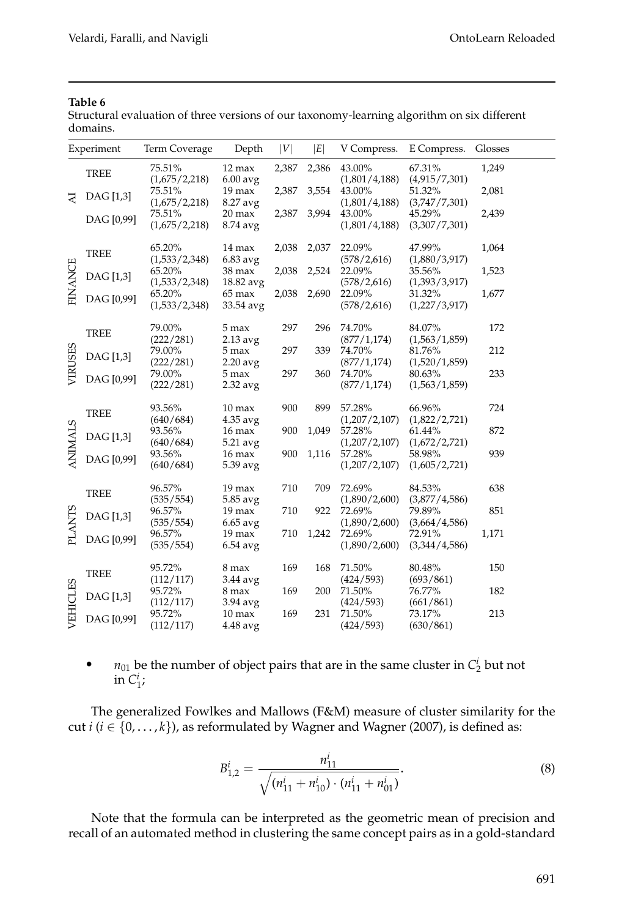**Table 6**
Structural evaluation of three versions of our taxonomy-learning algorithm on six different domains.

| Experiment | | Term Coverage | Depth | $\|V\|$ | $\|E\|$ | V Compress. | E Compress. | Glosses |
|---|---|---|---|---|---|---|---|---|
| AI | TREE | 75.51% (1,675/2,218) | 12 max 6.00 avg | 2,387 | 2,386 | 43.00% (1,801/4,188) | 67.31% (4,915/7,301) | 1,249 |
| | DAG [1,3] | 75.51% (1,675/2,218) | 19 max 8.27 avg | 2,387 | 3,554 | 43.00% (1,801/4,188) | 51.32% (3,747/7,301) | 2,081 |
| | DAG [0,99] | 75.51% (1,675/2,218) | 20 max 8.74 avg | 2,387 | 3,994 | 43.00% (1,801/4,188) | 45.29% (3,307/7,301) | 2,439 |
| FINANCE | TREE | 65.20% (1,533/2,348) | 14 max 6.83 avg | 2,038 | 2,037 | 22.09% (578/2,616) | 47.99% (1,880/3,917) | 1,064 |
| | DAG [1,3] | 65.20% (1,533/2,348) | 38 max 18.82 avg | 2,038 | 2,524 | 22.09% (578/2,616) | 35.56% (1,393/3,917) | 1,523 |
| | DAG [0,99] | 65.20% (1,533/2,348) | 65 max 33.54 avg | 2,038 | 2,690 | 22.09% (578/2,616) | 31.32% (1,227/3,917) | 1,677 |
| VIRUSES | TREE | 79.00% (222/281) | 5 max 2.13 avg | 297 | 296 | 74.70% (877/1,174) | 84.07% (1,563/1,859) | 172 |
| | DAG [1,3] | 79.00% (222/281) | 5 max 2.20 avg | 297 | 339 | 74.70% (877/1,174) | 81.76% (1,520/1,859) | 212 |
| | DAG [0,99] | 79.00% (222/281) | 5 max 2.32 avg | 297 | 360 | 74.70% (877/1,174) | 80.63% (1,563/1,859) | 233 |
| ANIMALS | TREE | 93.56% (640/684) | 10 max 4.35 avg | 900 | 899 | 57.28% (1,207/2,107) | 66.96% (1,822/2,721) | 724 |
| | DAG [1,3] | 93.56% (640/684) | 16 max 5.21 avg | 900 | 1,049 | 57.28% (1,207/2,107) | 61.44% (1,672/2,721) | 872 |
| | DAG [0,99] | 93.56% (640/684) | 16 max 5.39 avg | 900 | 1,116 | 57.28% (1,207/2,107) | 58.98% (1,605/2,721) | 939 |
| PLANTS | TREE | 96.57% (535/554) | 19 max 5.85 avg | 710 | 709 | 72.69% (1,890/2,600) | 84.53% (3,877/4,586) | 638 |
| | DAG [1,3] | 96.57% (535/554) | 19 max 6.65 avg | 710 | 922 | 72.69% (1,890/2,600) | 79.89% (3,664/4,586) | 851 |
| | DAG [0,99] | 96.57% (535/554) | 19 max 6.54 avg | 710 | 1,242 | 72.69% (1,890/2,600) | 72.91% (3,344/4,586) | 1,171 |
| VEHICLES | TREE | 95.72% (112/117) | 8 max 3.44 avg | 169 | 168 | 71.50% (424/593) | 80.48% (693/861) | 150 |
| | DAG [1,3] | 95.72% (112/117) | 8 max 3.94 avg | 169 | 200 | 71.50% (424/593) | 76.77% (661/861) | 182 |
| | DAG [0,99] | 95.72% (112/117) | 10 max 4.48 avg | 169 | 231 | 71.50% (424/593) | 73.17% (630/861) | 213 |

- $n_{01}$ be the number of object pairs that are in the same cluster in $C_2^i$ but not in $C_1^i$;

The generalized Fowlkes and Mallows (F&M) measure of cluster similarity for the cut $i$ ($i \in \{0, \ldots, k\}$), as reformulated by Wagner and Wagner (2007), is defined as:

$$B_{1,2}^i = \frac{n_{11}^i}{\sqrt{(n_{11}^i + n_{10}^i) \cdot (n_{11}^i + n_{01}^i)}}. \tag{8}$$

Note that the formula can be interpreted as the geometric mean of precision and recall of an automated method in clustering the same concept pairs as in a gold-standard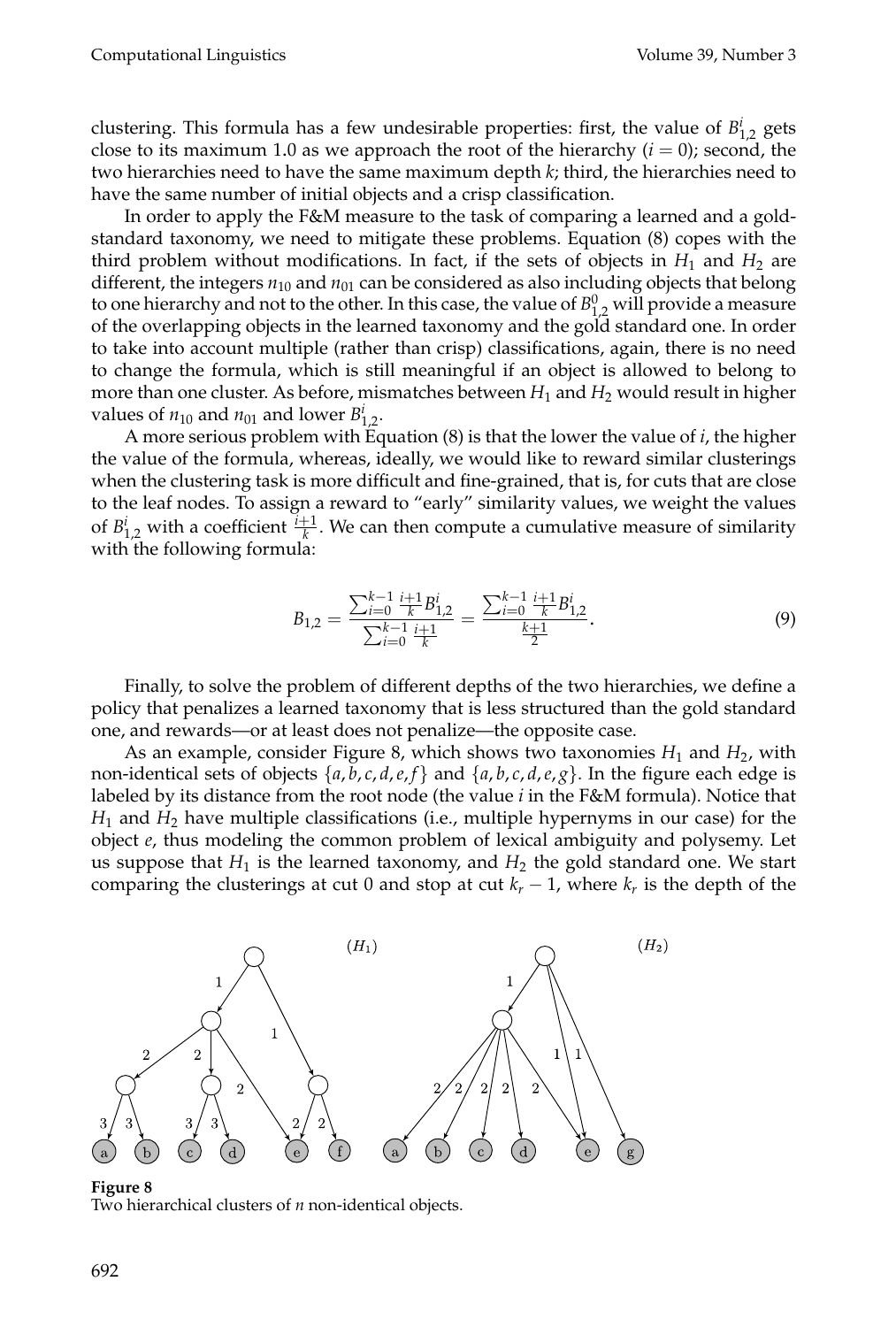clustering. This formula has a few undesirable properties: first, the value of $B^i_{1,2}$ gets close to its maximum 1.0 as we approach the root of the hierarchy ($i = 0$); second, the two hierarchies need to have the same maximum depth $k$; third, the hierarchies need to have the same number of initial objects and a crisp classification.

In order to apply the F&M measure to the task of comparing a learned and a gold-standard taxonomy, we need to mitigate these problems. Equation (8) copes with the third problem without modifications. In fact, if the sets of objects in $H_1$ and $H_2$ are different, the integers $n_{10}$ and $n_{01}$ can be considered as also including objects that belong to one hierarchy and not to the other. In this case, the value of $B^0_{1,2}$ will provide a measure of the overlapping objects in the learned taxonomy and the gold standard one. In order to take into account multiple (rather than crisp) classifications, again, there is no need to change the formula, which is still meaningful if an object is allowed to belong to more than one cluster. As before, mismatches between $H_1$ and $H_2$ would result in higher values of $n_{10}$ and $n_{01}$ and lower $B^i_{1,2}$.

A more serious problem with Equation (8) is that the lower the value of $i$, the higher the value of the formula, whereas, ideally, we would like to reward similar clusterings when the clustering task is more difficult and fine-grained, that is, for cuts that are close to the leaf nodes. To assign a reward to "early" similarity values, we weight the values of $B^i_{1,2}$ with a coefficient $\frac{i+1}{k}$. We can then compute a cumulative measure of similarity with the following formula:

$$B_{1,2} = \frac{\sum_{i=0}^{k-1} \frac{i+1}{k} B^i_{1,2}}{\sum_{i=0}^{k-1} \frac{i+1}{k}} = \frac{\sum_{i=0}^{k-1} \frac{i+1}{k} B^i_{1,2}}{\frac{k+1}{2}}. \tag{9}$$

Finally, to solve the problem of different depths of the two hierarchies, we define a policy that penalizes a learned taxonomy that is less structured than the gold standard one, and rewards—or at least does not penalize—the opposite case.

As an example, consider Figure 8, which shows two taxonomies $H_1$ and $H_2$, with non-identical sets of objects $\{a, b, c, d, e, f\}$ and $\{a, b, c, d, e, g\}$. In the figure each edge is labeled by its distance from the root node (the value $i$ in the F&M formula). Notice that $H_1$ and $H_2$ have multiple classifications (i.e., multiple hypernyms in our case) for the object $e$, thus modeling the common problem of lexical ambiguity and polysemy. Let us suppose that $H_1$ is the learned taxonomy, and $H_2$ the gold standard one. We start comparing the clusterings at cut 0 and stop at cut $k_r - 1$, where $k_r$ is the depth of the

**Figure 8**
Two hierarchical clusters of $n$ non-identical objects.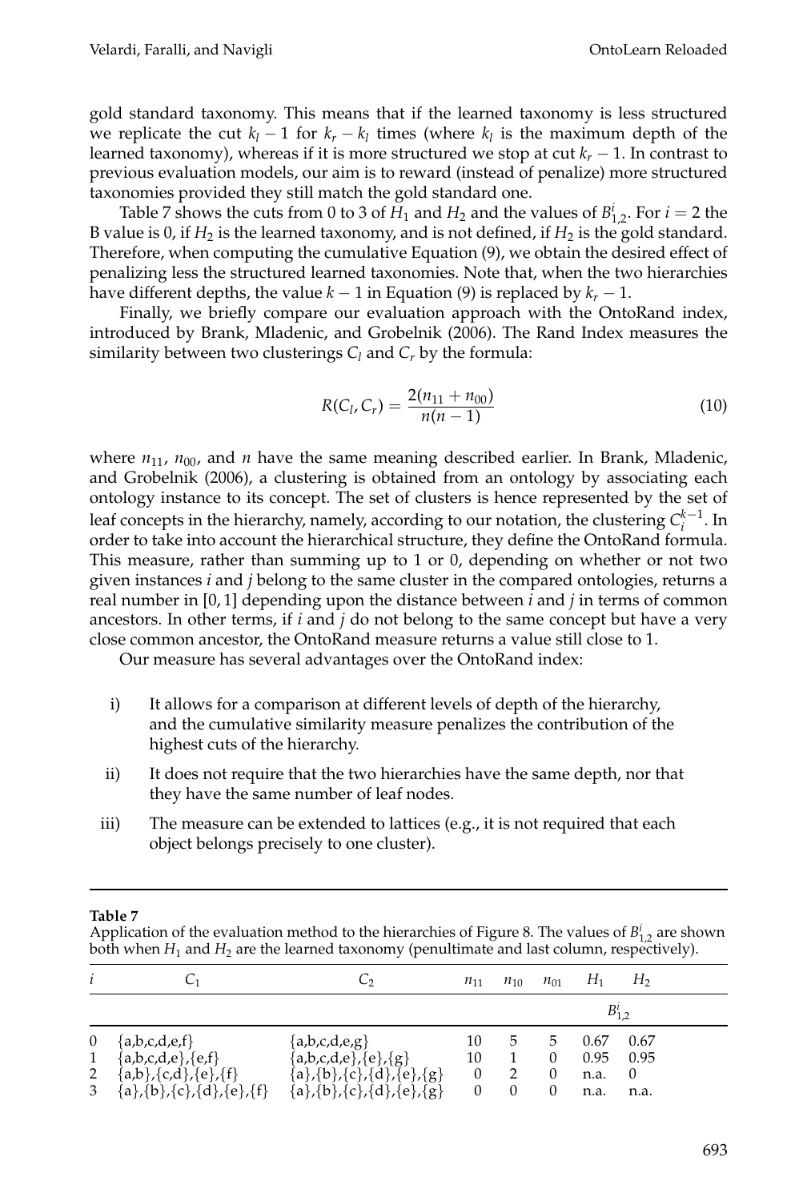gold standard taxonomy. This means that if the learned taxonomy is less structured we replicate the cut $k_l - 1$ for $k_r - k_l$ times (where $k_l$ is the maximum depth of the learned taxonomy), whereas if it is more structured we stop at cut $k_r - 1$. In contrast to previous evaluation models, our aim is to reward (instead of penalize) more structured taxonomies provided they still match the gold standard one.

Table 7 shows the cuts from 0 to 3 of $H_1$ and $H_2$ and the values of $B^i_{1,2}$. For $i = 2$ the B value is 0, if $H_2$ is the learned taxonomy, and is not defined, if $H_2$ is the gold standard. Therefore, when computing the cumulative Equation (9), we obtain the desired effect of penalizing less the structured learned taxonomies. Note that, when the two hierarchies have different depths, the value $k - 1$ in Equation (9) is replaced by $k_r - 1$.

Finally, we briefly compare our evaluation approach with the OntoRand index, introduced by Brank, Mladenic, and Grobelnik (2006). The Rand Index measures the similarity between two clusterings $C_l$ and $C_r$ by the formula:

$$R(C_l, C_r) = \frac{2(n_{11} + n_{00})}{n(n-1)} \tag{10}$$

where $n_{11}$, $n_{00}$, and $n$ have the same meaning described earlier. In Brank, Mladenic, and Grobelnik (2006), a clustering is obtained from an ontology by associating each ontology instance to its concept. The set of clusters is hence represented by the set of leaf concepts in the hierarchy, namely, according to our notation, the clustering $C_i^{k-1}$. In order to take into account the hierarchical structure, they define the OntoRand formula. This measure, rather than summing up to 1 or 0, depending on whether or not two given instances $i$ and $j$ belong to the same cluster in the compared ontologies, returns a real number in $[0, 1]$ depending upon the distance between $i$ and $j$ in terms of common ancestors. In other terms, if $i$ and $j$ do not belong to the same concept but have a very close common ancestor, the OntoRand measure returns a value still close to 1.

Our measure has several advantages over the OntoRand index:

i) It allows for a comparison at different levels of depth of the hierarchy, and the cumulative similarity measure penalizes the contribution of the highest cuts of the hierarchy.

ii) It does not require that the two hierarchies have the same depth, nor that they have the same number of leaf nodes.

iii) The measure can be extended to lattices (e.g., it is not required that each object belongs precisely to one cluster).

**Table 7**
Application of the evaluation method to the hierarchies of Figure 8. The values of $B^i_{1,2}$ are shown both when $H_1$ and $H_2$ are the learned taxonomy (penultimate and last column, respectively).

| $i$ | $C_1$ | $C_2$ | $n_{11}$ | $n_{10}$ | $n_{01}$ | $H_1$ | $H_2$ |
|---|---|---|---|---|---|---|---|
| | | | | | | $B^i_{1,2}$ | |
| 0 | {a,b,c,d,e,f} | {a,b,c,d,e,g} | 10 | 5 | 5 | 0.67 | 0.67 |
| 1 | {a,b,c,d,e},{e,f} | {a,b,c,d,e},{e},{g} | 10 | 1 | 0 | 0.95 | 0.95 |
| 2 | {a,b},{c,d},{e},{f} | {a},{b},{c},{d},{e},{g} | 0 | 2 | 0 | n.a. | 0 |
| 3 | {a},{b},{c},{d},{e},{f} | {a},{b},{c},{d},{e},{g} | 0 | 0 | 0 | n.a. | n.a. |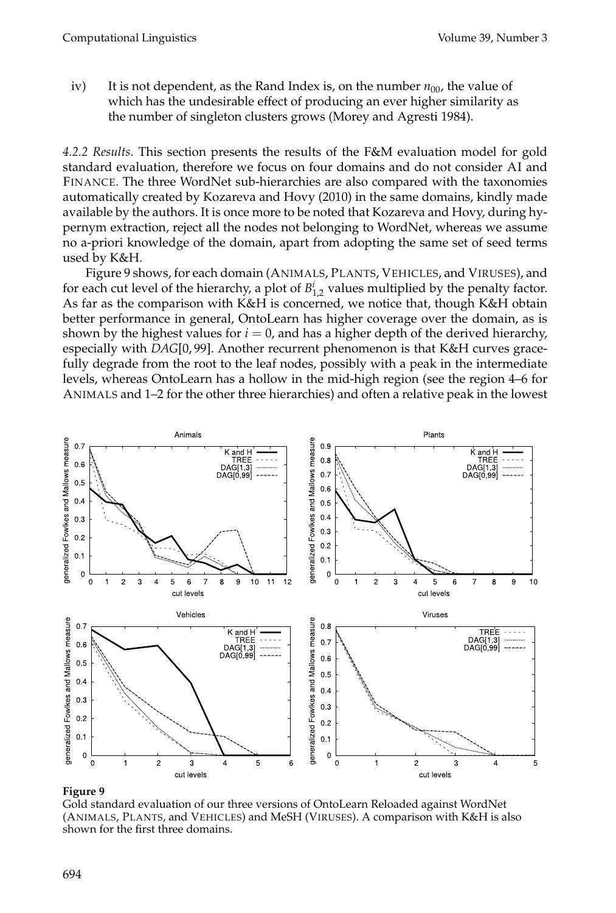iv) It is not dependent, as the Rand Index is, on the number $n_{00}$, the value of which has the undesirable effect of producing an ever higher similarity as the number of singleton clusters grows (Morey and Agresti 1984).

*4.2.2 Results.* This section presents the results of the F&M evaluation model for gold standard evaluation, therefore we focus on four domains and do not consider AI and FINANCE. The three WordNet sub-hierarchies are also compared with the taxonomies automatically created by Kozareva and Hovy (2010) in the same domains, kindly made available by the authors. It is once more to be noted that Kozareva and Hovy, during hypernym extraction, reject all the nodes not belonging to WordNet, whereas we assume no a-priori knowledge of the domain, apart from adopting the same set of seed terms used by K&H.

Figure 9 shows, for each domain (ANIMALS, PLANTS, VEHICLES, and VIRUSES), and for each cut level of the hierarchy, a plot of $B^i_{1,2}$ values multiplied by the penalty factor. As far as the comparison with K&H is concerned, we notice that, though K&H obtain better performance in general, OntoLearn has higher coverage over the domain, as is shown by the highest values for $i = 0$, and has a higher depth of the derived hierarchy, especially with $DAG[0, 99]$. Another recurrent phenomenon is that K&H curves gracefully degrade from the root to the leaf nodes, possibly with a peak in the intermediate levels, whereas OntoLearn has a hollow in the mid-high region (see the region 4–6 for ANIMALS and 1–2 for the other three hierarchies) and often a relative peak in the lowest

**Figure 9**
Gold standard evaluation of our three versions of OntoLearn Reloaded against WordNet (ANIMALS, PLANTS, and VEHICLES) and MeSH (VIRUSES). A comparison with K&H is also shown for the first three domains.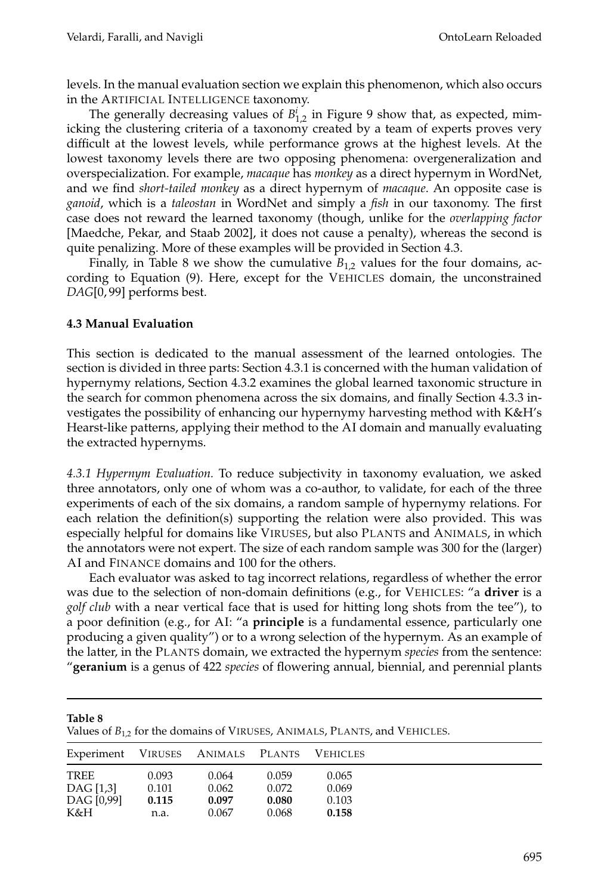levels. In the manual evaluation section we explain this phenomenon, which also occurs in the ARTIFICIAL INTELLIGENCE taxonomy.

The generally decreasing values of $B^i_{1,2}$ in Figure 9 show that, as expected, mimicking the clustering criteria of a taxonomy created by a team of experts proves very difficult at the lowest levels, while performance grows at the highest levels. At the lowest taxonomy levels there are two opposing phenomena: overgeneralization and overspecialization. For example, *macaque* has *monkey* as a direct hypernym in WordNet, and we find *short-tailed monkey* as a direct hypernym of *macaque*. An opposite case is *ganoid*, which is a *taleostan* in WordNet and simply a *fish* in our taxonomy. The first case does not reward the learned taxonomy (though, unlike for the *overlapping factor* [Maedche, Pekar, and Staab 2002], it does not cause a penalty), whereas the second is quite penalizing. More of these examples will be provided in Section 4.3.

Finally, in Table 8 we show the cumulative $B_{1,2}$ values for the four domains, according to Equation (9). Here, except for the VEHICLES domain, the unconstrained *DAG*[0, 99] performs best.

### 4.3 Manual Evaluation

This section is dedicated to the manual assessment of the learned ontologies. The section is divided in three parts: Section 4.3.1 is concerned with the human validation of hypernymy relations, Section 4.3.2 examines the global learned taxonomic structure in the search for common phenomena across the six domains, and finally Section 4.3.3 investigates the possibility of enhancing our hypernymy harvesting method with K&H's Hearst-like patterns, applying their method to the AI domain and manually evaluating the extracted hypernyms.

*4.3.1 Hypernym Evaluation.* To reduce subjectivity in taxonomy evaluation, we asked three annotators, only one of whom was a co-author, to validate, for each of the three experiments of each of the six domains, a random sample of hypernymy relations. For each relation the definition(s) supporting the relation were also provided. This was especially helpful for domains like VIRUSES, but also PLANTS and ANIMALS, in which the annotators were not expert. The size of each random sample was 300 for the (larger) AI and FINANCE domains and 100 for the others.

Each evaluator was asked to tag incorrect relations, regardless of whether the error was due to the selection of non-domain definitions (e.g., for VEHICLES: "a **driver** is a *golf club* with a near vertical face that is used for hitting long shots from the tee"), to a poor definition (e.g., for AI: "a **principle** is a fundamental essence, particularly one producing a given quality") or to a wrong selection of the hypernym. As an example of the latter, in the PLANTS domain, we extracted the hypernym *species* from the sentence: "**geranium** is a genus of 422 *species* of flowering annual, biennial, and perennial plants

**Table 8**
Values of $B_{1,2}$ for the domains of VIRUSES, ANIMALS, PLANTS, and VEHICLES.

| Experiment | VIRUSES | ANIMALS | PLANTS | VEHICLES |
|---|---|---|---|---|
| TREE | 0.093 | 0.064 | 0.059 | 0.065 |
| DAG [1,3] | 0.101 | 0.062 | 0.072 | 0.069 |
| DAG [0,99] | **0.115** | **0.097** | **0.080** | 0.103 |
| K&H | n.a. | 0.067 | 0.068 | **0.158** |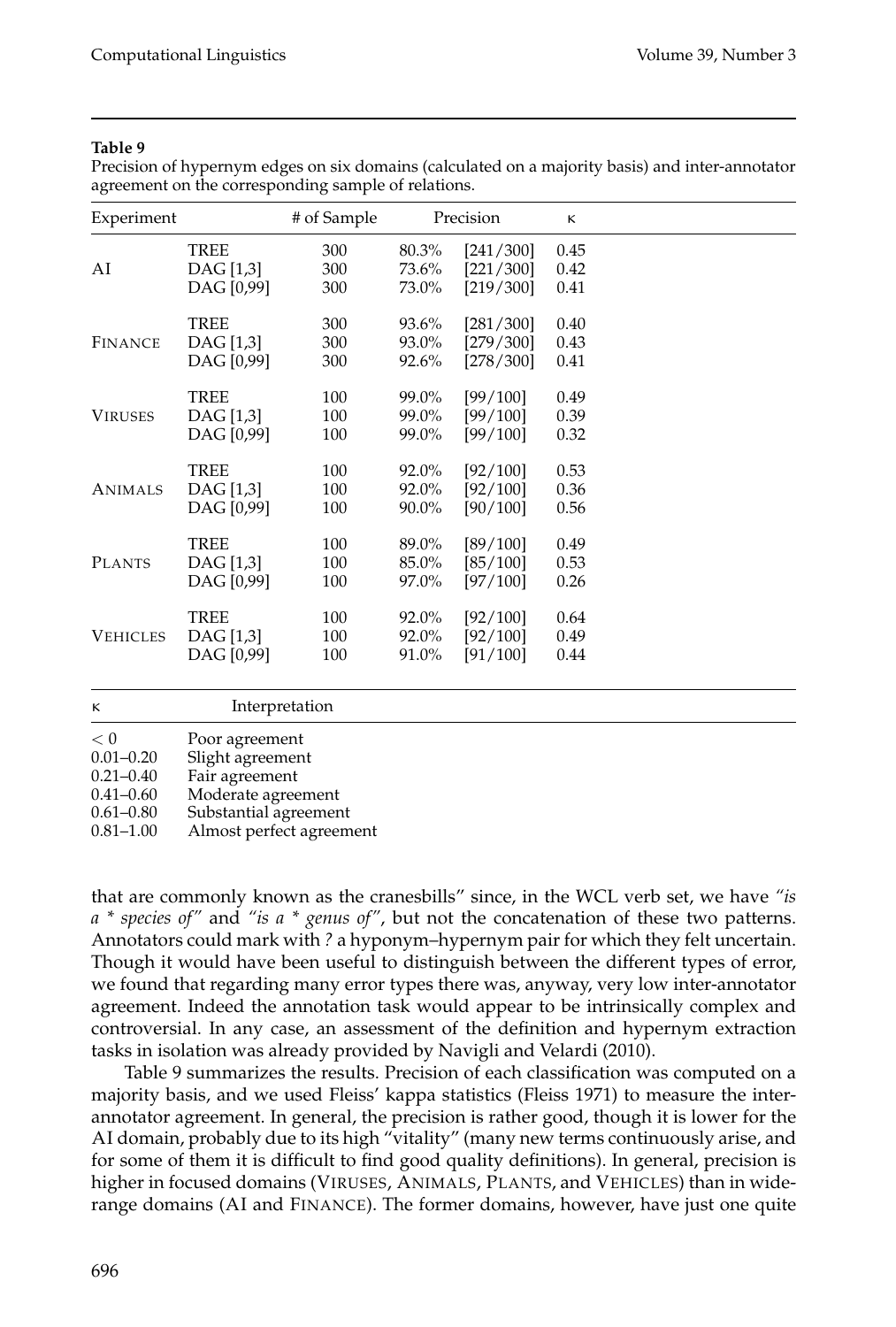**Table 9**

Precision of hypernym edges on six domains (calculated on a majority basis) and inter-annotator agreement on the corresponding sample of relations.

| Experiment | | # of Sample | Precision | | κ |
|---|---|---|---|---|---|
| AI | TREE | 300 | 80.3% | [241/300] | 0.45 |
| | DAG [1,3] | 300 | 73.6% | [221/300] | 0.42 |
| | DAG [0,99] | 300 | 73.0% | [219/300] | 0.41 |
| FINANCE | TREE | 300 | 93.6% | [281/300] | 0.40 |
| | DAG [1,3] | 300 | 93.0% | [279/300] | 0.43 |
| | DAG [0,99] | 300 | 92.6% | [278/300] | 0.41 |
| VIRUSES | TREE | 100 | 99.0% | [99/100] | 0.49 |
| | DAG [1,3] | 100 | 99.0% | [99/100] | 0.39 |
| | DAG [0,99] | 100 | 99.0% | [99/100] | 0.32 |
| ANIMALS | TREE | 100 | 92.0% | [92/100] | 0.53 |
| | DAG [1,3] | 100 | 92.0% | [92/100] | 0.36 |
| | DAG [0,99] | 100 | 90.0% | [90/100] | 0.56 |
| PLANTS | TREE | 100 | 89.0% | [89/100] | 0.49 |
| | DAG [1,3] | 100 | 85.0% | [85/100] | 0.53 |
| | DAG [0,99] | 100 | 97.0% | [97/100] | 0.26 |
| VEHICLES | TREE | 100 | 92.0% | [92/100] | 0.64 |
| | DAG [1,3] | 100 | 92.0% | [92/100] | 0.49 |
| | DAG [0,99] | 100 | 91.0% | [91/100] | 0.44 |

| κ | Interpretation |
|---|---|
| $< 0$ | Poor agreement |
| 0.01–0.20 | Slight agreement |
| 0.21–0.40 | Fair agreement |
| 0.41–0.60 | Moderate agreement |
| 0.61–0.80 | Substantial agreement |
| 0.81–1.00 | Almost perfect agreement |

that are commonly known as the cranesbills" since, in the WCL verb set, we have *"is a * species of"* and *"is a * genus of"*, but not the concatenation of these two patterns. Annotators could mark with *?* a hyponym–hypernym pair for which they felt uncertain. Though it would have been useful to distinguish between the different types of error, we found that regarding many error types there was, anyway, very low inter-annotator agreement. Indeed the annotation task would appear to be intrinsically complex and controversial. In any case, an assessment of the definition and hypernym extraction tasks in isolation was already provided by Navigli and Velardi (2010).

Table 9 summarizes the results. Precision of each classification was computed on a majority basis, and we used Fleiss' kappa statistics (Fleiss 1971) to measure the inter-annotator agreement. In general, the precision is rather good, though it is lower for the AI domain, probably due to its high "vitality" (many new terms continuously arise, and for some of them it is difficult to find good quality definitions). In general, precision is higher in focused domains (VIRUSES, ANIMALS, PLANTS, and VEHICLES) than in wide-range domains (AI and FINANCE). The former domains, however, have just one quite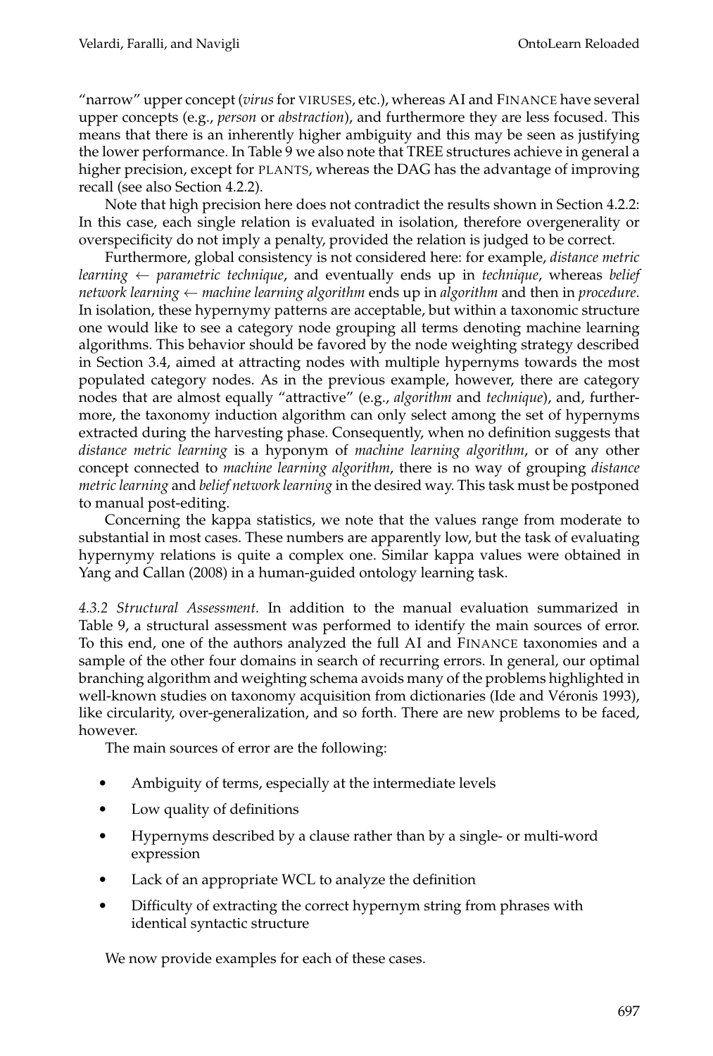"narrow" upper concept (*virus* for VIRUSES, etc.), whereas AI and FINANCE have several upper concepts (e.g., *person* or *abstraction*), and furthermore they are less focused. This means that there is an inherently higher ambiguity and this may be seen as justifying the lower performance. In Table 9 we also note that TREE structures achieve in general a higher precision, except for PLANTS, whereas the DAG has the advantage of improving recall (see also Section 4.2.2).

Note that high precision here does not contradict the results shown in Section 4.2.2: In this case, each single relation is evaluated in isolation, therefore overgenerality or overspecificity do not imply a penalty, provided the relation is judged to be correct.

Furthermore, global consistency is not considered here: for example, *distance metric learning* ← *parametric technique*, and eventually ends up in *technique*, whereas *belief network learning* ← *machine learning algorithm* ends up in *algorithm* and then in *procedure*. In isolation, these hypernymy patterns are acceptable, but within a taxonomic structure one would like to see a category node grouping all terms denoting machine learning algorithms. This behavior should be favored by the node weighting strategy described in Section 3.4, aimed at attracting nodes with multiple hypernyms towards the most populated category nodes. As in the previous example, however, there are category nodes that are almost equally "attractive" (e.g., *algorithm* and *technique*), and, furthermore, the taxonomy induction algorithm can only select among the set of hypernyms extracted during the harvesting phase. Consequently, when no definition suggests that *distance metric learning* is a hyponym of *machine learning algorithm*, or of any other concept connected to *machine learning algorithm*, there is no way of grouping *distance metric learning* and *belief network learning* in the desired way. This task must be postponed to manual post-editing.

Concerning the kappa statistics, we note that the values range from moderate to substantial in most cases. These numbers are apparently low, but the task of evaluating hypernymy relations is quite a complex one. Similar kappa values were obtained in Yang and Callan (2008) in a human-guided ontology learning task.

*4.3.2 Structural Assessment.* In addition to the manual evaluation summarized in Table 9, a structural assessment was performed to identify the main sources of error. To this end, one of the authors analyzed the full AI and FINANCE taxonomies and a sample of the other four domains in search of recurring errors. In general, our optimal branching algorithm and weighting schema avoids many of the problems highlighted in well-known studies on taxonomy acquisition from dictionaries (Ide and Véronis 1993), like circularity, over-generalization, and so forth. There are new problems to be faced, however.

The main sources of error are the following:

- Ambiguity of terms, especially at the intermediate levels
- Low quality of definitions
- Hypernyms described by a clause rather than by a single- or multi-word expression
- Lack of an appropriate WCL to analyze the definition
- Difficulty of extracting the correct hypernym string from phrases with identical syntactic structure

We now provide examples for each of these cases.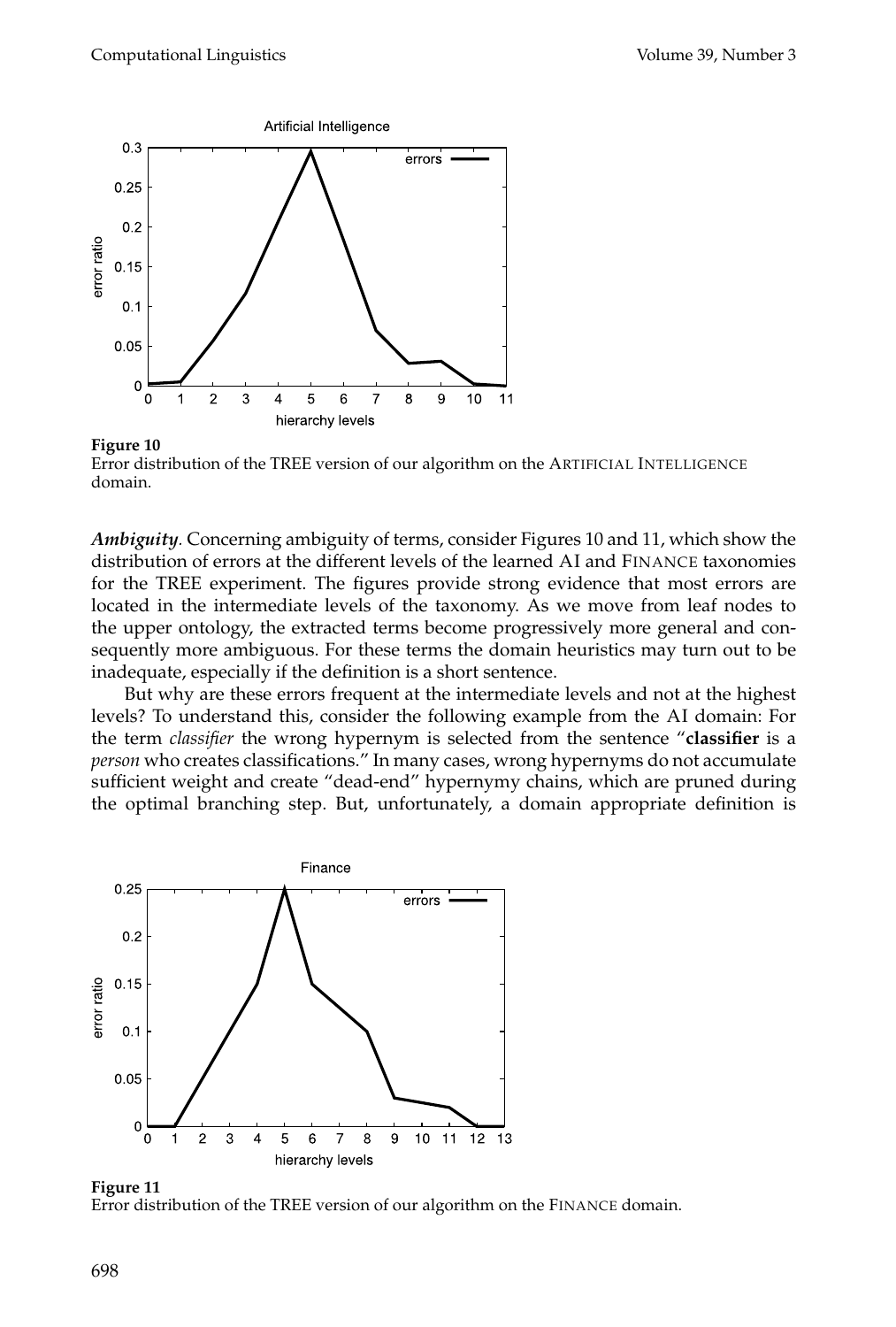**Figure 10**
Error distribution of the TREE version of our algorithm on the ARTIFICIAL INTELLIGENCE domain.

***Ambiguity***. Concerning ambiguity of terms, consider Figures 10 and 11, which show the distribution of errors at the different levels of the learned AI and FINANCE taxonomies for the TREE experiment. The figures provide strong evidence that most errors are located in the intermediate levels of the taxonomy. As we move from leaf nodes to the upper ontology, the extracted terms become progressively more general and consequently more ambiguous. For these terms the domain heuristics may turn out to be inadequate, especially if the definition is a short sentence.

But why are these errors frequent at the intermediate levels and not at the highest levels? To understand this, consider the following example from the AI domain: For the term *classifier* the wrong hypernym is selected from the sentence "**classifier** is a *person* who creates classifications." In many cases, wrong hypernyms do not accumulate sufficient weight and create "dead-end" hypernymy chains, which are pruned during the optimal branching step. But, unfortunately, a domain appropriate definition is

**Figure 11**
Error distribution of the TREE version of our algorithm on the FINANCE domain.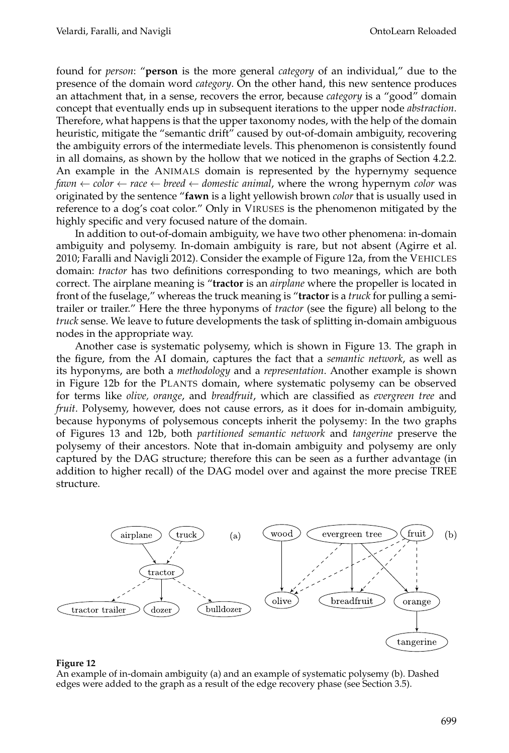found for *person*: "**person** is the more general *category* of an individual," due to the presence of the domain word *category*. On the other hand, this new sentence produces an attachment that, in a sense, recovers the error, because *category* is a "good" domain concept that eventually ends up in subsequent iterations to the upper node *abstraction*. Therefore, what happens is that the upper taxonomy nodes, with the help of the domain heuristic, mitigate the "semantic drift" caused by out-of-domain ambiguity, recovering the ambiguity errors of the intermediate levels. This phenomenon is consistently found in all domains, as shown by the hollow that we noticed in the graphs of Section 4.2.2. An example in the ANIMALS domain is represented by the hypernymy sequence *fawn* ← *color* ← *race* ← *breed* ← *domestic animal*, where the wrong hypernym *color* was originated by the sentence "**fawn** is a light yellowish brown *color* that is usually used in reference to a dog's coat color." Only in VIRUSES is the phenomenon mitigated by the highly specific and very focused nature of the domain.

In addition to out-of-domain ambiguity, we have two other phenomena: in-domain ambiguity and polysemy. In-domain ambiguity is rare, but not absent (Agirre et al. 2010; Faralli and Navigli 2012). Consider the example of Figure 12a, from the VEHICLES domain: *tractor* has two definitions corresponding to two meanings, which are both correct. The airplane meaning is "**tractor** is an *airplane* where the propeller is located in front of the fuselage," whereas the truck meaning is "**tractor** is a *truck* for pulling a semi-trailer or trailer." Here the three hyponyms of *tractor* (see the figure) all belong to the *truck* sense. We leave to future developments the task of splitting in-domain ambiguous nodes in the appropriate way.

Another case is systematic polysemy, which is shown in Figure 13. The graph in the figure, from the AI domain, captures the fact that a *semantic network*, as well as its hyponyms, are both a *methodology* and a *representation*. Another example is shown in Figure 12b for the PLANTS domain, where systematic polysemy can be observed for terms like *olive, orange*, and *breadfruit*, which are classified as *evergreen tree* and *fruit*. Polysemy, however, does not cause errors, as it does for in-domain ambiguity, because hyponyms of polysemous concepts inherit the polysemy: In the two graphs of Figures 13 and 12b, both *partitioned semantic network* and *tangerine* preserve the polysemy of their ancestors. Note that in-domain ambiguity and polysemy are only captured by the DAG structure; therefore this can be seen as a further advantage (in addition to higher recall) of the DAG model over and against the more precise TREE structure.

**Figure 12**
An example of in-domain ambiguity (a) and an example of systematic polysemy (b). Dashed edges were added to the graph as a result of the edge recovery phase (see Section 3.5).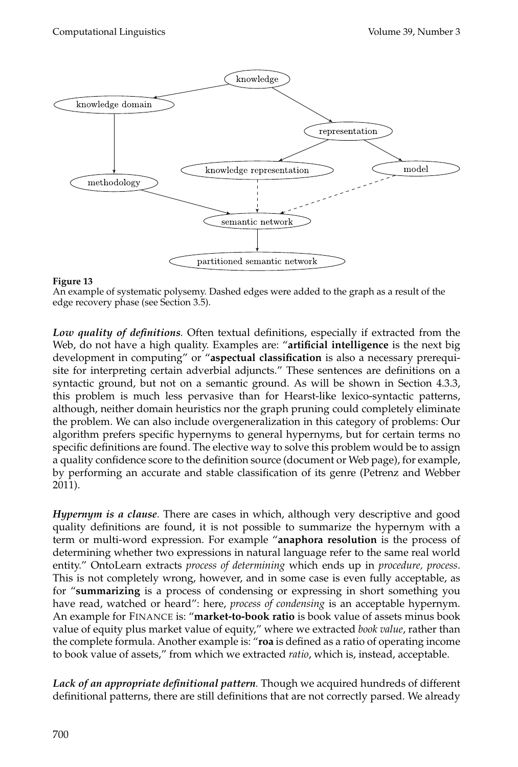**Figure 13**
An example of systematic polysemy. Dashed edges were added to the graph as a result of the edge recovery phase (see Section 3.5).

***Low quality of definitions.*** Often textual definitions, especially if extracted from the Web, do not have a high quality. Examples are: "**artificial intelligence** is the next big development in computing" or "**aspectual classification** is also a necessary prerequisite for interpreting certain adverbial adjuncts." These sentences are definitions on a syntactic ground, but not on a semantic ground. As will be shown in Section 4.3.3, this problem is much less pervasive than for Hearst-like lexico-syntactic patterns, although, neither domain heuristics nor the graph pruning could completely eliminate the problem. We can also include overgeneralization in this category of problems: Our algorithm prefers specific hypernyms to general hypernyms, but for certain terms no specific definitions are found. The elective way to solve this problem would be to assign a quality confidence score to the definition source (document or Web page), for example, by performing an accurate and stable classification of its genre (Petrenz and Webber 2011).

***Hypernym is a clause.*** There are cases in which, although very descriptive and good quality definitions are found, it is not possible to summarize the hypernym with a term or multi-word expression. For example "**anaphora resolution** is the process of determining whether two expressions in natural language refer to the same real world entity." OntoLearn extracts *process of determining* which ends up in *procedure, process*. This is not completely wrong, however, and in some case is even fully acceptable, as for "**summarizing** is a process of condensing or expressing in short something you have read, watched or heard": here, *process of condensing* is an acceptable hypernym. An example for FINANCE is: "**market-to-book ratio** is book value of assets minus book value of equity plus market value of equity," where we extracted *book value*, rather than the complete formula. Another example is: "**roa** is defined as a ratio of operating income to book value of assets," from which we extracted *ratio*, which is, instead, acceptable.

***Lack of an appropriate definitional pattern.*** Though we acquired hundreds of different definitional patterns, there are still definitions that are not correctly parsed. We already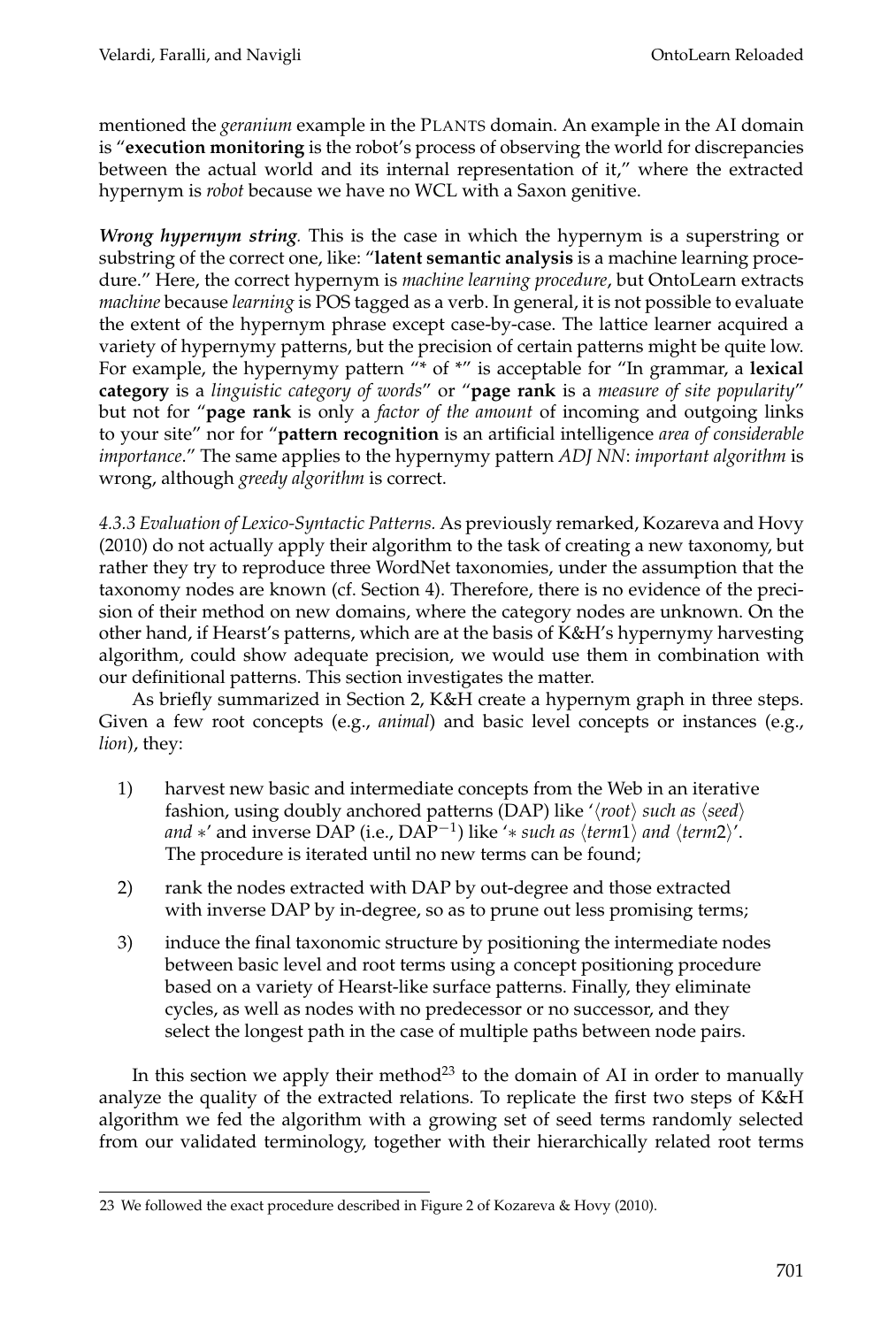mentioned the *geranium* example in the PLANTS domain. An example in the AI domain is "**execution monitoring** is the robot's process of observing the world for discrepancies between the actual world and its internal representation of it," where the extracted hypernym is *robot* because we have no WCL with a Saxon genitive.

***Wrong hypernym string.*** This is the case in which the hypernym is a superstring or substring of the correct one, like: "**latent semantic analysis** is a machine learning procedure." Here, the correct hypernym is *machine learning procedure*, but OntoLearn extracts *machine* because *learning* is POS tagged as a verb. In general, it is not possible to evaluate the extent of the hypernym phrase except case-by-case. The lattice learner acquired a variety of hypernymy patterns, but the precision of certain patterns might be quite low. For example, the hypernymy pattern "* of *" is acceptable for "In grammar, a **lexical category** is a *linguistic category of words*" or "**page rank** is a *measure of site popularity*" but not for "**page rank** is only a *factor of the amount* of incoming and outgoing links to your site" nor for "**pattern recognition** is an artificial intelligence *area of considerable importance*." The same applies to the hypernymy pattern *ADJ NN*: *important algorithm* is wrong, although *greedy algorithm* is correct.

*4.3.3 Evaluation of Lexico-Syntactic Patterns.* As previously remarked, Kozareva and Hovy (2010) do not actually apply their algorithm to the task of creating a new taxonomy, but rather they try to reproduce three WordNet taxonomies, under the assumption that the taxonomy nodes are known (cf. Section 4). Therefore, there is no evidence of the precision of their method on new domains, where the category nodes are unknown. On the other hand, if Hearst's patterns, which are at the basis of K&H's hypernymy harvesting algorithm, could show adequate precision, we would use them in combination with our definitional patterns. This section investigates the matter.

As briefly summarized in Section 2, K&H create a hypernym graph in three steps. Given a few root concepts (e.g., *animal*) and basic level concepts or instances (e.g., *lion*), they:

1) harvest new basic and intermediate concepts from the Web in an iterative fashion, using doubly anchored patterns (DAP) like '⟨*root*⟩ *such as* ⟨*seed*⟩ *and* ∗' and inverse DAP (i.e., $\text{DAP}^{-1}$) like '∗ *such as* ⟨*term*1⟩ *and* ⟨*term*2⟩'. The procedure is iterated until no new terms can be found;

2) rank the nodes extracted with DAP by out-degree and those extracted with inverse DAP by in-degree, so as to prune out less promising terms;

3) induce the final taxonomic structure by positioning the intermediate nodes between basic level and root terms using a concept positioning procedure based on a variety of Hearst-like surface patterns. Finally, they eliminate cycles, as well as nodes with no predecessor or no successor, and they select the longest path in the case of multiple paths between node pairs.

In this section we apply their method[23] to the domain of AI in order to manually analyze the quality of the extracted relations. To replicate the first two steps of K&H algorithm we fed the algorithm with a growing set of seed terms randomly selected from our validated terminology, together with their hierarchically related root terms

23 We followed the exact procedure described in Figure 2 of Kozareva & Hovy (2010).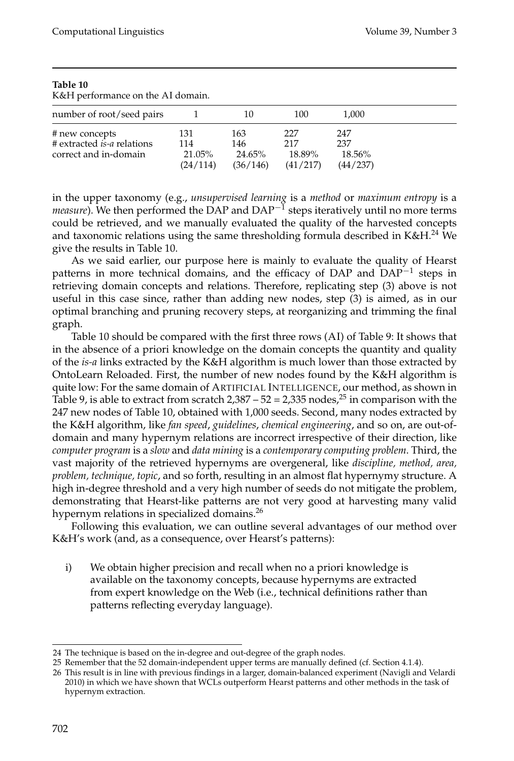**Table 10**
K&H performance on the AI domain.

| number of root/seed pairs | 1 | 10 | 100 | 1,000 |
|---|---|---|---|---|
| # new concepts | 131 | 163 | 227 | 247 |
| # extracted *is-a* relations | 114 | 146 | 217 | 237 |
| correct and in-domain | 21.05% (24/114) | 24.65% (36/146) | 18.89% (41/217) | 18.56% (44/237) |

in the upper taxonomy (e.g., *unsupervised learning* is a *method* or *maximum entropy* is a *measure*). We then performed the DAP and $DAP^{-1}$ steps iteratively until no more terms could be retrieved, and we manually evaluated the quality of the harvested concepts and taxonomic relations using the same thresholding formula described in K&H.[24] We give the results in Table 10.

As we said earlier, our purpose here is mainly to evaluate the quality of Hearst patterns in more technical domains, and the efficacy of DAP and $DAP^{-1}$ steps in retrieving domain concepts and relations. Therefore, replicating step (3) above is not useful in this case since, rather than adding new nodes, step (3) is aimed, as in our optimal branching and pruning recovery steps, at reorganizing and trimming the final graph.

Table 10 should be compared with the first three rows (AI) of Table 9: It shows that in the absence of a priori knowledge on the domain concepts the quantity and quality of the *is-a* links extracted by the K&H algorithm is much lower than those extracted by OntoLearn Reloaded. First, the number of new nodes found by the K&H algorithm is quite low: For the same domain of ARTIFICIAL INTELLIGENCE, our method, as shown in Table 9, is able to extract from scratch 2,387 – 52 = 2,335 nodes,[25] in comparison with the 247 new nodes of Table 10, obtained with 1,000 seeds. Second, many nodes extracted by the K&H algorithm, like *fan speed*, *guidelines*, *chemical engineering*, and so on, are out-of-domain and many hypernym relations are incorrect irrespective of their direction, like *computer program* is a *slow* and *data mining* is a *contemporary computing problem*. Third, the vast majority of the retrieved hypernyms are overgeneral, like *discipline, method, area, problem, technique, topic*, and so forth, resulting in an almost flat hypernymy structure. A high in-degree threshold and a very high number of seeds do not mitigate the problem, demonstrating that Hearst-like patterns are not very good at harvesting many valid hypernym relations in specialized domains.[26]

Following this evaluation, we can outline several advantages of our method over K&H's work (and, as a consequence, over Hearst's patterns):

i) We obtain higher precision and recall when no a priori knowledge is available on the taxonomy concepts, because hypernyms are extracted from expert knowledge on the Web (i.e., technical definitions rather than patterns reflecting everyday language).

---

24 The technique is based on the in-degree and out-degree of the graph nodes.

25 Remember that the 52 domain-independent upper terms are manually defined (cf. Section 4.1.4).

26 This result is in line with previous findings in a larger, domain-balanced experiment (Navigli and Velardi 2010) in which we have shown that WCLs outperform Hearst patterns and other methods in the task of hypernym extraction.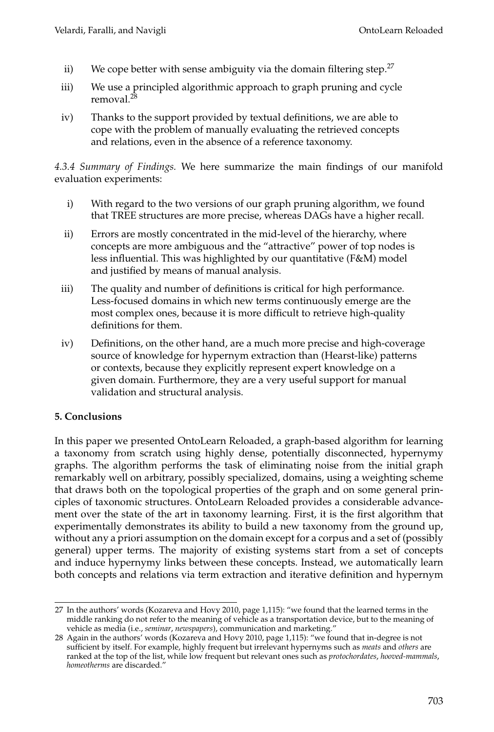ii) We cope better with sense ambiguity via the domain filtering step.[27]

iii) We use a principled algorithmic approach to graph pruning and cycle removal.[28]

iv) Thanks to the support provided by textual definitions, we are able to cope with the problem of manually evaluating the retrieved concepts and relations, even in the absence of a reference taxonomy.

*4.3.4 Summary of Findings.* We here summarize the main findings of our manifold evaluation experiments:

i) With regard to the two versions of our graph pruning algorithm, we found that TREE structures are more precise, whereas DAGs have a higher recall.

ii) Errors are mostly concentrated in the mid-level of the hierarchy, where concepts are more ambiguous and the "attractive" power of top nodes is less influential. This was highlighted by our quantitative (F&M) model and justified by means of manual analysis.

iii) The quality and number of definitions is critical for high performance. Less-focused domains in which new terms continuously emerge are the most complex ones, because it is more difficult to retrieve high-quality definitions for them.

iv) Definitions, on the other hand, are a much more precise and high-coverage source of knowledge for hypernym extraction than (Hearst-like) patterns or contexts, because they explicitly represent expert knowledge on a given domain. Furthermore, they are a very useful support for manual validation and structural analysis.

## 5. Conclusions

In this paper we presented OntoLearn Reloaded, a graph-based algorithm for learning a taxonomy from scratch using highly dense, potentially disconnected, hypernymy graphs. The algorithm performs the task of eliminating noise from the initial graph remarkably well on arbitrary, possibly specialized, domains, using a weighting scheme that draws both on the topological properties of the graph and on some general principles of taxonomic structures. OntoLearn Reloaded provides a considerable advancement over the state of the art in taxonomy learning. First, it is the first algorithm that experimentally demonstrates its ability to build a new taxonomy from the ground up, without any a priori assumption on the domain except for a corpus and a set of (possibly general) upper terms. The majority of existing systems start from a set of concepts and induce hypernymy links between these concepts. Instead, we automatically learn both concepts and relations via term extraction and iterative definition and hypernym

---

27 In the authors' words (Kozareva and Hovy 2010, page 1,115): "we found that the learned terms in the middle ranking do not refer to the meaning of vehicle as a transportation device, but to the meaning of vehicle as media (i.e., *seminar*, *newspapers*), communication and marketing."

28 Again in the authors' words (Kozareva and Hovy 2010, page 1,115): "we found that in-degree is not sufficient by itself. For example, highly frequent but irrelevant hypernyms such as *meats* and *others* are ranked at the top of the list, while low frequent but relevant ones such as *protochordates*, *hooved-mammals*, *homeotherms* are discarded."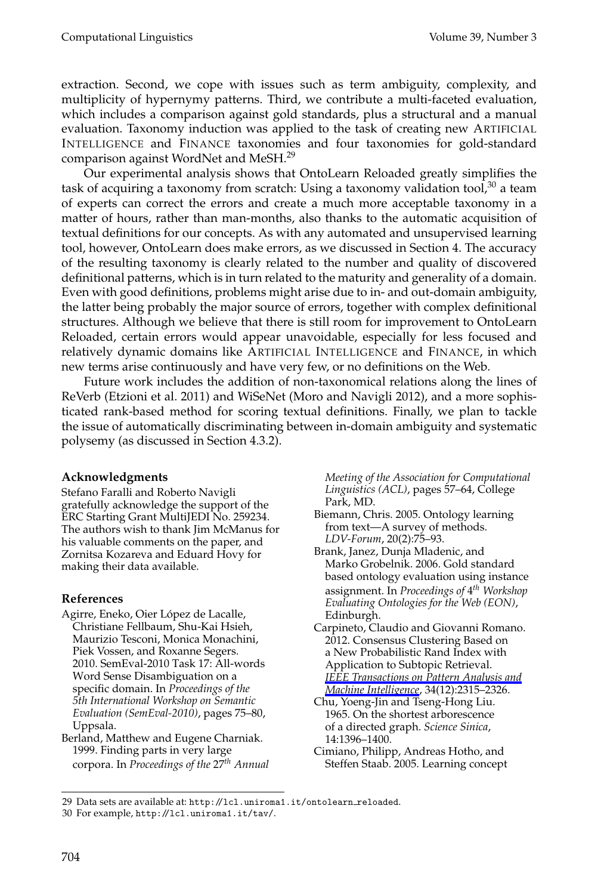extraction. Second, we cope with issues such as term ambiguity, complexity, and multiplicity of hypernymy patterns. Third, we contribute a multi-faceted evaluation, which includes a comparison against gold standards, plus a structural and a manual evaluation. Taxonomy induction was applied to the task of creating new ARTIFICIAL INTELLIGENCE and FINANCE taxonomies and four taxonomies for gold-standard comparison against WordNet and MeSH.[29]

Our experimental analysis shows that OntoLearn Reloaded greatly simplifies the task of acquiring a taxonomy from scratch: Using a taxonomy validation tool,[30] a team of experts can correct the errors and create a much more acceptable taxonomy in a matter of hours, rather than man-months, also thanks to the automatic acquisition of textual definitions for our concepts. As with any automated and unsupervised learning tool, however, OntoLearn does make errors, as we discussed in Section 4. The accuracy of the resulting taxonomy is clearly related to the number and quality of discovered definitional patterns, which is in turn related to the maturity and generality of a domain. Even with good definitions, problems might arise due to in- and out-domain ambiguity, the latter being probably the major source of errors, together with complex definitional structures. Although we believe that there is still room for improvement to OntoLearn Reloaded, certain errors would appear unavoidable, especially for less focused and relatively dynamic domains like ARTIFICIAL INTELLIGENCE and FINANCE, in which new terms arise continuously and have very few, or no definitions on the Web.

Future work includes the addition of non-taxonomical relations along the lines of ReVerb (Etzioni et al. 2011) and WiSeNet (Moro and Navigli 2012), and a more sophisticated rank-based method for scoring textual definitions. Finally, we plan to tackle the issue of automatically discriminating between in-domain ambiguity and systematic polysemy (as discussed in Section 4.3.2).

## Acknowledgments

Stefano Faralli and Roberto Navigli gratefully acknowledge the support of the ERC Starting Grant MultiJEDI No. 259234. The authors wish to thank Jim McManus for his valuable comments on the paper, and Zornitsa Kozareva and Eduard Hovy for making their data available.

## References

Agirre, Eneko, Oier López de Lacalle, Christiane Fellbaum, Shu-Kai Hsieh, Maurizio Tesconi, Monica Monachini, Piek Vossen, and Roxanne Segers. 2010. SemEval-2010 Task 17: All-words Word Sense Disambiguation on a specific domain. In *Proceedings of the 5th International Workshop on Semantic Evaluation (SemEval-2010)*, pages 75–80, Uppsala.

Berland, Matthew and Eugene Charniak. 1999. Finding parts in very large corpora. In *Proceedings of the 27th Annual Meeting of the Association for Computational Linguistics (ACL)*, pages 57–64, College Park, MD.

Biemann, Chris. 2005. Ontology learning from text—A survey of methods. *LDV-Forum*, 20(2):75–93.

Brank, Janez, Dunja Mladenic, and Marko Grobelnik. 2006. Gold standard based ontology evaluation using instance assignment. In *Proceedings of 4th Workshop Evaluating Ontologies for the Web (EON)*, Edinburgh.

Carpineto, Claudio and Giovanni Romano. 2012. Consensus Clustering Based on a New Probabilistic Rand Index with Application to Subtopic Retrieval. *IEEE Transactions on Pattern Analysis and Machine Intelligence*, 34(12):2315–2326.

Chu, Yoeng-Jin and Tseng-Hong Liu. 1965. On the shortest arborescence of a directed graph. *Science Sinica*, 14:1396–1400.

Cimiano, Philipp, Andreas Hotho, and Steffen Staab. 2005. Learning concept

29 Data sets are available at: http://lcl.uniroma1.it/ontolearn_reloaded.

30 For example, http://lcl.uniroma1.it/tav/.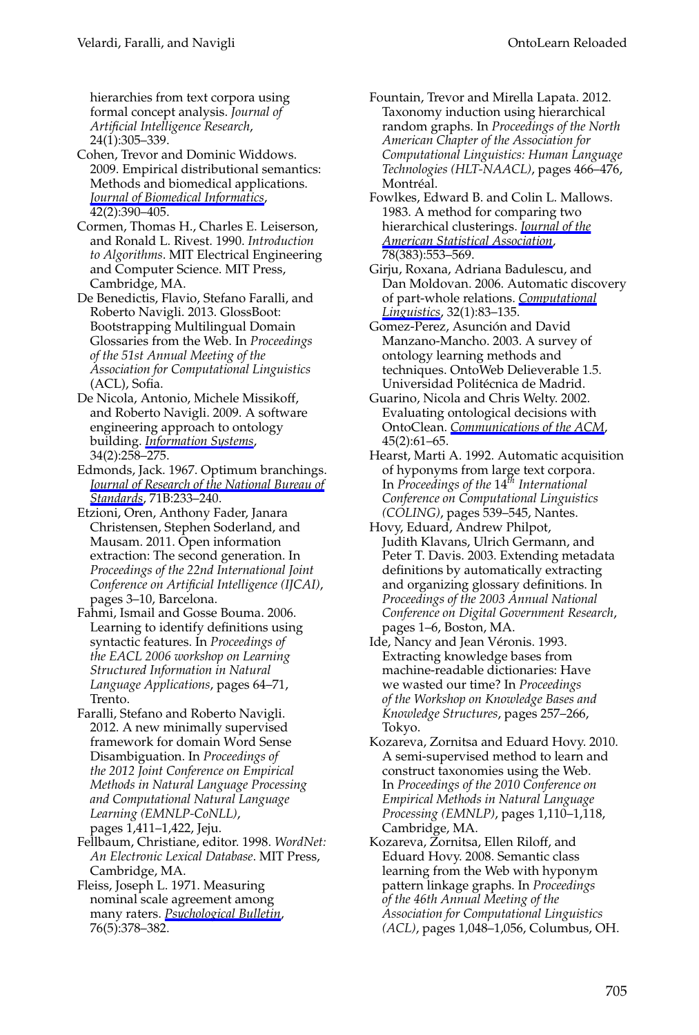hierarchies from text corpora using formal concept analysis. *Journal of Artificial Intelligence Research*, 24(1):305–339.

Cohen, Trevor and Dominic Widdows. 2009. Empirical distributional semantics: Methods and biomedical applications. *Journal of Biomedical Informatics*, 42(2):390–405.

Cormen, Thomas H., Charles E. Leiserson, and Ronald L. Rivest. 1990. *Introduction to Algorithms*. MIT Electrical Engineering and Computer Science. MIT Press, Cambridge, MA.

De Benedictis, Flavio, Stefano Faralli, and Roberto Navigli. 2013. GlossBoot: Bootstrapping Multilingual Domain Glossaries from the Web. In *Proceedings of the 51st Annual Meeting of the Association for Computational Linguistics* (ACL), Sofia.

De Nicola, Antonio, Michele Missikoff, and Roberto Navigli. 2009. A software engineering approach to ontology building. *Information Systems*, 34(2):258–275.

Edmonds, Jack. 1967. Optimum branchings. *Journal of Research of the National Bureau of Standards*, 71B:233–240.

Etzioni, Oren, Anthony Fader, Janara Christensen, Stephen Soderland, and Mausam. 2011. Open information extraction: The second generation. In *Proceedings of the 22nd International Joint Conference on Artificial Intelligence (IJCAI)*, pages 3–10, Barcelona.

Fahmi, Ismail and Gosse Bouma. 2006. Learning to identify definitions using syntactic features. In *Proceedings of the EACL 2006 workshop on Learning Structured Information in Natural Language Applications*, pages 64–71, Trento.

Faralli, Stefano and Roberto Navigli. 2012. A new minimally supervised framework for domain Word Sense Disambiguation. In *Proceedings of the 2012 Joint Conference on Empirical Methods in Natural Language Processing and Computational Natural Language Learning (EMNLP-CoNLL)*, pages 1,411–1,422, Jeju.

Fellbaum, Christiane, editor. 1998. *WordNet: An Electronic Lexical Database*. MIT Press, Cambridge, MA.

Fleiss, Joseph L. 1971. Measuring nominal scale agreement among many raters. *Psychological Bulletin*, 76(5):378–382.

Fountain, Trevor and Mirella Lapata. 2012. Taxonomy induction using hierarchical random graphs. In *Proceedings of the North American Chapter of the Association for Computational Linguistics: Human Language Technologies (HLT-NAACL)*, pages 466–476, Montréal.

Fowlkes, Edward B. and Colin L. Mallows. 1983. A method for comparing two hierarchical clusterings. *Journal of the American Statistical Association*, 78(383):553–569.

Girju, Roxana, Adriana Badulescu, and Dan Moldovan. 2006. Automatic discovery of part-whole relations. *Computational Linguistics*, 32(1):83–135.

Gomez-Perez, Asunción and David Manzano-Mancho. 2003. A survey of ontology learning methods and techniques. OntoWeb Delieverable 1.5. Universidad Politécnica de Madrid.

Guarino, Nicola and Chris Welty. 2002. Evaluating ontological decisions with OntoClean. *Communications of the ACM*, 45(2):61–65.

Hearst, Marti A. 1992. Automatic acquisition of hyponyms from large text corpora. In *Proceedings of the 14th International Conference on Computational Linguistics (COLING)*, pages 539–545, Nantes.

Hovy, Eduard, Andrew Philpot, Judith Klavans, Ulrich Germann, and Peter T. Davis. 2003. Extending metadata definitions by automatically extracting and organizing glossary definitions. In *Proceedings of the 2003 Annual National Conference on Digital Government Research*, pages 1–6, Boston, MA.

Ide, Nancy and Jean Véronis. 1993. Extracting knowledge bases from machine-readable dictionaries: Have we wasted our time? In *Proceedings of the Workshop on Knowledge Bases and Knowledge Structures*, pages 257–266, Tokyo.

Kozareva, Zornitsa and Eduard Hovy. 2010. A semi-supervised method to learn and construct taxonomies using the Web. In *Proceedings of the 2010 Conference on Empirical Methods in Natural Language Processing (EMNLP)*, pages 1,110–1,118, Cambridge, MA.

Kozareva, Zornitsa, Ellen Riloff, and Eduard Hovy. 2008. Semantic class learning from the Web with hyponym pattern linkage graphs. In *Proceedings of the 46th Annual Meeting of the Association for Computational Linguistics (ACL)*, pages 1,048–1,056, Columbus, OH.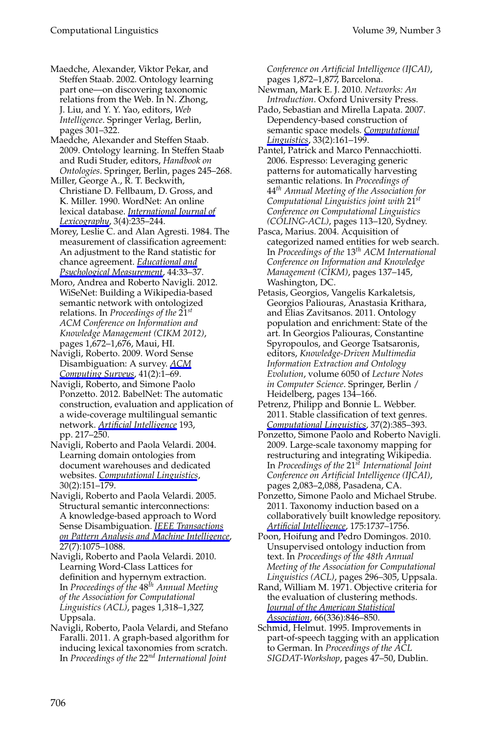Maedche, Alexander, Viktor Pekar, and Steffen Staab. 2002. Ontology learning part one—on discovering taxonomic relations from the Web. In N. Zhong, J. Liu, and Y. Y. Yao, editors, *Web Intelligence*. Springer Verlag, Berlin, pages 301–322.

Maedche, Alexander and Steffen Staab. 2009. Ontology learning. In Steffen Staab and Rudi Studer, editors, *Handbook on Ontologies*. Springer, Berlin, pages 245–268.

Miller, George A., R. T. Beckwith, Christiane D. Fellbaum, D. Gross, and K. Miller. 1990. WordNet: An online lexical database. *International Journal of Lexicography*, 3(4):235–244.

Morey, Leslie C. and Alan Agresti. 1984. The measurement of classification agreement: An adjustment to the Rand statistic for chance agreement. *Educational and Psychological Measurement*, 44:33–37.

Moro, Andrea and Roberto Navigli. 2012. WiSeNet: Building a Wikipedia-based semantic network with ontologized relations. In *Proceedings of the 21st ACM Conference on Information and Knowledge Management (CIKM 2012)*, pages 1,672–1,676, Maui, HI.

Navigli, Roberto. 2009. Word Sense Disambiguation: A survey. *ACM Computing Surveys*, 41(2):1–69.

Navigli, Roberto, and Simone Paolo Ponzetto. 2012. BabelNet: The automatic construction, evaluation and application of a wide-coverage multilingual semantic network. *Artificial Intelligence* 193, pp. 217–250.

Navigli, Roberto and Paola Velardi. 2004. Learning domain ontologies from document warehouses and dedicated websites. *Computational Linguistics*, 30(2):151–179.

Navigli, Roberto and Paola Velardi. 2005. Structural semantic interconnections: A knowledge-based approach to Word Sense Disambiguation. *IEEE Transactions on Pattern Analysis and Machine Intelligence*, 27(7):1075–1088.

Navigli, Roberto and Paola Velardi. 2010. Learning Word-Class Lattices for definition and hypernym extraction. In *Proceedings of the 48th Annual Meeting of the Association for Computational Linguistics (ACL)*, pages 1,318–1,327, Uppsala.

Navigli, Roberto, Paola Velardi, and Stefano Faralli. 2011. A graph-based algorithm for inducing lexical taxonomies from scratch. In *Proceedings of the 22nd International Joint Conference on Artificial Intelligence (IJCAI)*, pages 1,872–1,877, Barcelona.

Newman, Mark E. J. 2010. *Networks: An Introduction*. Oxford University Press.

Pado, Sebastian and Mirella Lapata. 2007. Dependency-based construction of semantic space models. *Computational Linguistics*, 33(2):161–199.

Pantel, Patrick and Marco Pennacchiotti. 2006. Espresso: Leveraging generic patterns for automatically harvesting semantic relations. In *Proceedings of 44th Annual Meeting of the Association for Computational Linguistics joint with 21st Conference on Computational Linguistics (COLING-ACL)*, pages 113–120, Sydney.

Pasca, Marius. 2004. Acquisition of categorized named entities for web search. In *Proceedings of the 13th ACM International Conference on Information and Knowledge Management (CIKM)*, pages 137–145, Washington, DC.

Petasis, Georgios, Vangelis Karkaletsis, Georgios Paliouras, Anastasia Krithara, and Elias Zavitsanos. 2011. Ontology population and enrichment: State of the art. In Georgios Paliouras, Constantine Spyropoulos, and George Tsatsaronis, editors, *Knowledge-Driven Multimedia Information Extraction and Ontology Evolution*, volume 6050 of *Lecture Notes in Computer Science*. Springer, Berlin / Heidelberg, pages 134–166.

Petrenz, Philipp and Bonnie L. Webber. 2011. Stable classification of text genres. *Computational Linguistics*, 37(2):385–393.

Ponzetto, Simone Paolo and Roberto Navigli. 2009. Large-scale taxonomy mapping for restructuring and integrating Wikipedia. In *Proceedings of the 21st International Joint Conference on Artificial Intelligence (IJCAI)*, pages 2,083–2,088, Pasadena, CA.

Ponzetto, Simone Paolo and Michael Strube. 2011. Taxonomy induction based on a collaboratively built knowledge repository. *Artificial Intelligence*, 175:1737–1756.

Poon, Hoifung and Pedro Domingos. 2010. Unsupervised ontology induction from text. In *Proceedings of the 48th Annual Meeting of the Association for Computational Linguistics (ACL)*, pages 296–305, Uppsala.

Rand, William M. 1971. Objective criteria for the evaluation of clustering methods. *Journal of the American Statistical Association*, 66(336):846–850.

Schmid, Helmut. 1995. Improvements in part-of-speech tagging with an application to German. In *Proceedings of the ACL SIGDAT-Workshop*, pages 47–50, Dublin.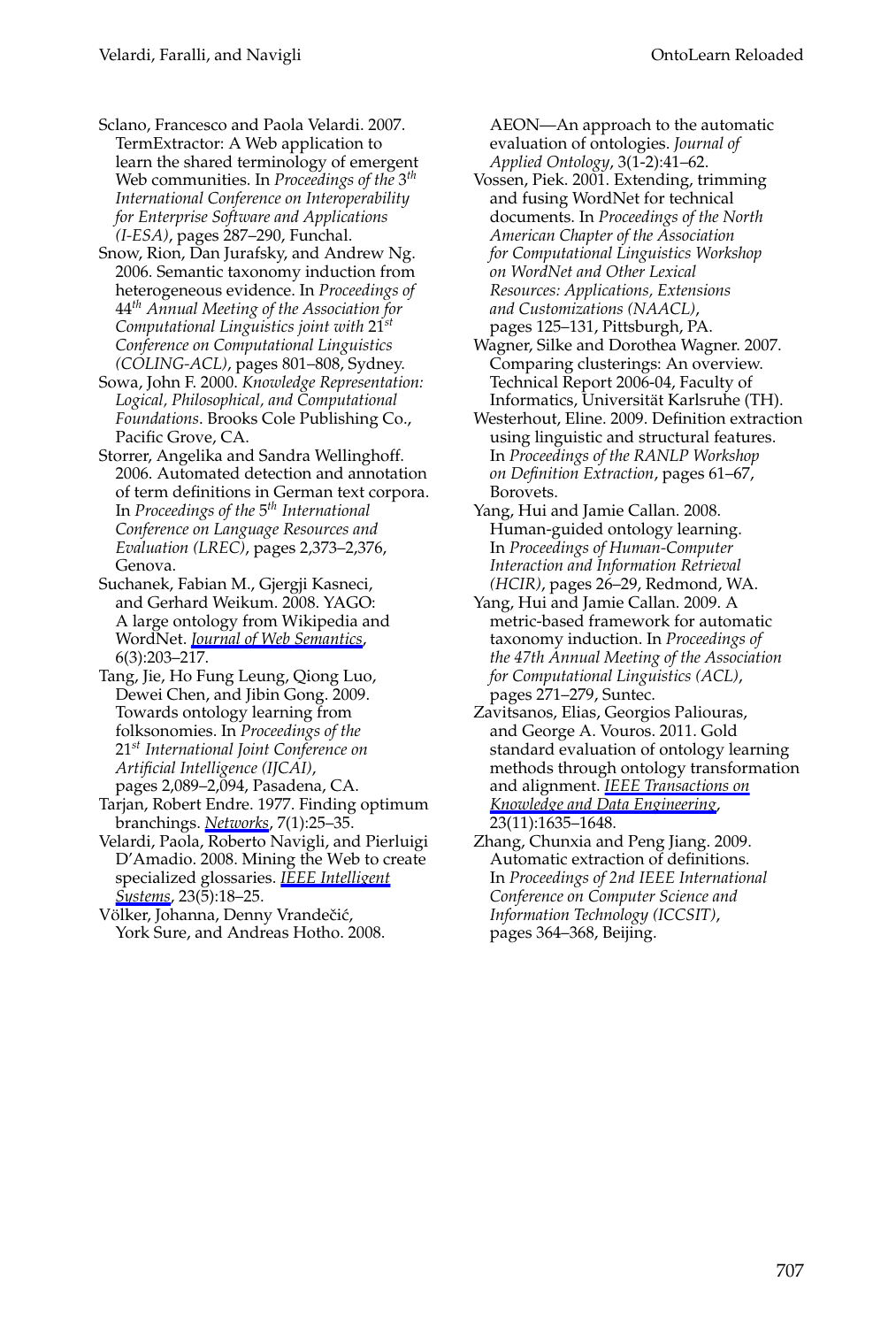Sclano, Francesco and Paola Velardi. 2007. TermExtractor: A Web application to learn the shared terminology of emergent Web communities. In *Proceedings of the 3[th] International Conference on Interoperability for Enterprise Software and Applications (I-ESA)*, pages 287–290, Funchal.

Snow, Rion, Dan Jurafsky, and Andrew Ng. 2006. Semantic taxonomy induction from heterogeneous evidence. In *Proceedings of 44[th] Annual Meeting of the Association for Computational Linguistics joint with 21[st] Conference on Computational Linguistics (COLING-ACL)*, pages 801–808, Sydney.

Sowa, John F. 2000. *Knowledge Representation: Logical, Philosophical, and Computational Foundations*. Brooks Cole Publishing Co., Pacific Grove, CA.

Storrer, Angelika and Sandra Wellinghoff. 2006. Automated detection and annotation of term definitions in German text corpora. In *Proceedings of the 5[th] International Conference on Language Resources and Evaluation (LREC)*, pages 2,373–2,376, Genova.

Suchanek, Fabian M., Gjergji Kasneci, and Gerhard Weikum. 2008. YAGO: A large ontology from Wikipedia and WordNet. *Journal of Web Semantics*, 6(3):203–217.

Tang, Jie, Ho Fung Leung, Qiong Luo, Dewei Chen, and Jibin Gong. 2009. Towards ontology learning from folksonomies. In *Proceedings of the 21[st] International Joint Conference on Artificial Intelligence (IJCAI)*, pages 2,089–2,094, Pasadena, CA.

Tarjan, Robert Endre. 1977. Finding optimum branchings. *Networks*, 7(1):25–35.

Velardi, Paola, Roberto Navigli, and Pierluigi D'Amadio. 2008. Mining the Web to create specialized glossaries. *IEEE Intelligent Systems*, 23(5):18–25.

Völker, Johanna, Denny Vrandečić, York Sure, and Andreas Hotho. 2008. AEON—An approach to the automatic evaluation of ontologies. *Journal of Applied Ontology*, 3(1-2):41–62.

Vossen, Piek. 2001. Extending, trimming and fusing WordNet for technical documents. In *Proceedings of the North American Chapter of the Association for Computational Linguistics Workshop on WordNet and Other Lexical Resources: Applications, Extensions and Customizations (NAACL)*, pages 125–131, Pittsburgh, PA.

Wagner, Silke and Dorothea Wagner. 2007. Comparing clusterings: An overview. Technical Report 2006-04, Faculty of Informatics, Universität Karlsruhe (TH).

Westerhout, Eline. 2009. Definition extraction using linguistic and structural features. In *Proceedings of the RANLP Workshop on Definition Extraction*, pages 61–67, Borovets.

Yang, Hui and Jamie Callan. 2008. Human-guided ontology learning. In *Proceedings of Human-Computer Interaction and Information Retrieval (HCIR)*, pages 26–29, Redmond, WA.

Yang, Hui and Jamie Callan. 2009. A metric-based framework for automatic taxonomy induction. In *Proceedings of the 47th Annual Meeting of the Association for Computational Linguistics (ACL)*, pages 271–279, Suntec.

Zavitsanos, Elias, Georgios Paliouras, and George A. Vouros. 2011. Gold standard evaluation of ontology learning methods through ontology transformation and alignment. *IEEE Transactions on Knowledge and Data Engineering*, 23(11):1635–1648.

Zhang, Chunxia and Peng Jiang. 2009. Automatic extraction of definitions. In *Proceedings of 2nd IEEE International Conference on Computer Science and Information Technology (ICCSIT)*, pages 364–368, Beijing.